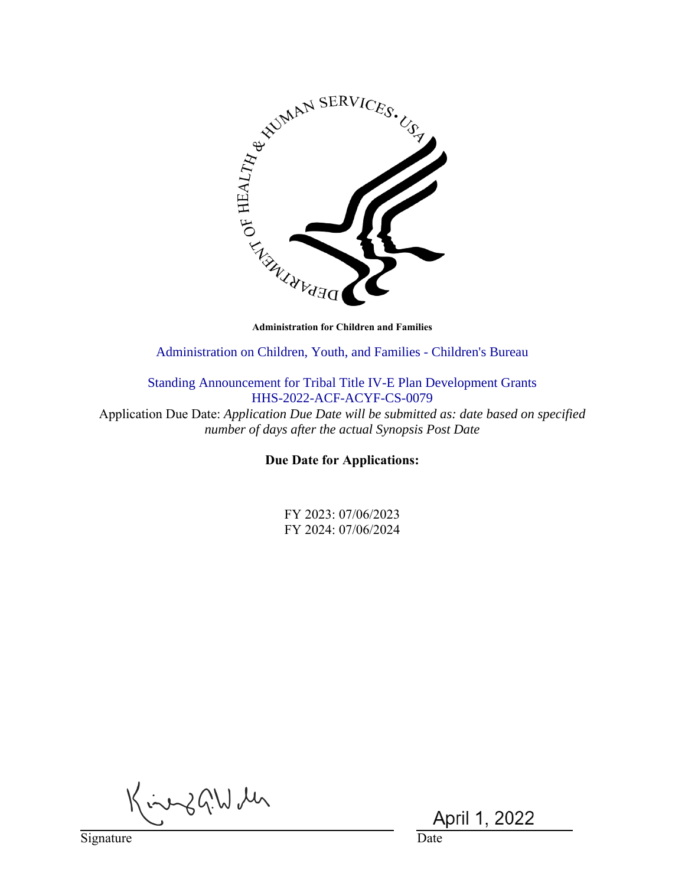**Administration for Children and Families**

Administration on Children, Youth, and Families - Children's Bureau

Standing Announcement for Tribal Title IV-E Plan Development Grants
HHS-2022-ACF-ACYF-CS-0079

Application Due Date: *Application Due Date will be submitted as: date based on specified number of days after the actual Synopsis Post Date*

**Due Date for Applications:**

FY 2023: 07/06/2023
FY 2024: 07/06/2024

Signature

April 1, 2022
Date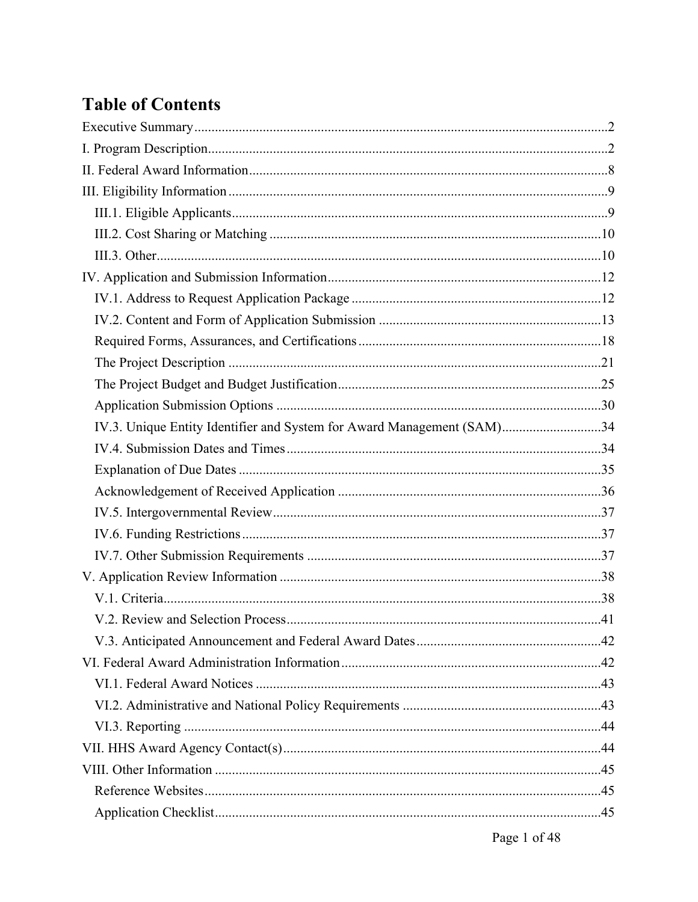# Table of Contents

Executive Summary ....................................................................................................................2

I. Program Description..................................................................................................................2

II. Federal Award Information......................................................................................................8

III. Eligibility Information ............................................................................................................9

- III.1. Eligible Applicants..........................................................................................................9
- III.2. Cost Sharing or Matching ..............................................................................................10
- III.3. Other...............................................................................................................................10

IV. Application and Submission Information..............................................................................12

- IV.1. Address to Request Application Package ......................................................................12
- IV.2. Content and Form of Application Submission ..............................................................13
- Required Forms, Assurances, and Certifications ....................................................................18
- The Project Description ..........................................................................................................21
- The Project Budget and Budget Justification..........................................................................25
- Application Submission Options ............................................................................................30
- IV.3. Unique Entity Identifier and System for Award Management (SAM)............................34
- IV.4. Submission Dates and Times .........................................................................................34
- Explanation of Due Dates .......................................................................................................35
- Acknowledgement of Received Application ..........................................................................36
- IV.5. Intergovernmental Review..............................................................................................37
- IV.6. Funding Restrictions .......................................................................................................37
- IV.7. Other Submission Requirements ....................................................................................37

V. Application Review Information ............................................................................................38

- V.1. Criteria.............................................................................................................................38
- V.2. Review and Selection Process..........................................................................................41
- V.3. Anticipated Announcement and Federal Award Dates....................................................42

VI. Federal Award Administration Information..........................................................................42

- VI.1. Federal Award Notices ...................................................................................................43
- VI.2. Administrative and National Policy Requirements ........................................................43
- VI.3. Reporting ........................................................................................................................44

VII. HHS Award Agency Contact(s)...........................................................................................44

VIII. Other Information ...............................................................................................................45

- Reference Websites..................................................................................................................45
- Application Checklist..............................................................................................................45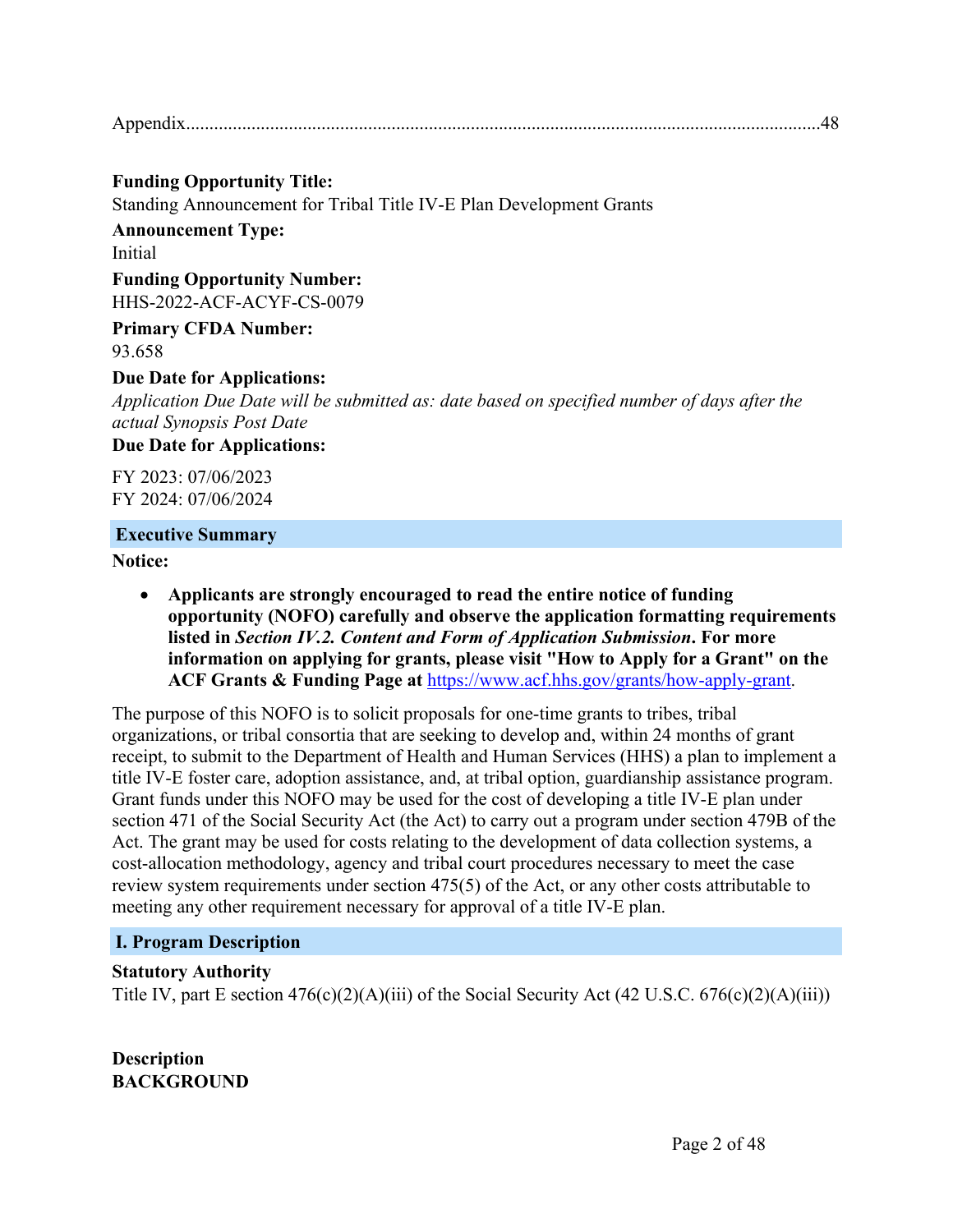Appendix........................................................................................................................................48

**Funding Opportunity Title:**
Standing Announcement for Tribal Title IV-E Plan Development Grants

**Announcement Type:**
Initial

**Funding Opportunity Number:**
HHS-2022-ACF-ACYF-CS-0079

**Primary CFDA Number:**
93.658

**Due Date for Applications:**
*Application Due Date will be submitted as: date based on specified number of days after the actual Synopsis Post Date*

**Due Date for Applications:**

FY 2023: 07/06/2023
FY 2024: 07/06/2024

## Executive Summary

**Notice:**

- **Applicants are strongly encouraged to read the entire notice of funding opportunity (NOFO) carefully and observe the application formatting requirements listed in *Section IV.2. Content and Form of Application Submission*. For more information on applying for grants, please visit "How to Apply for a Grant" on the ACF Grants & Funding Page at** https://www.acf.hhs.gov/grants/how-apply-grant.

The purpose of this NOFO is to solicit proposals for one-time grants to tribes, tribal organizations, or tribal consortia that are seeking to develop and, within 24 months of grant receipt, to submit to the Department of Health and Human Services (HHS) a plan to implement a title IV-E foster care, adoption assistance, and, at tribal option, guardianship assistance program. Grant funds under this NOFO may be used for the cost of developing a title IV-E plan under section 471 of the Social Security Act (the Act) to carry out a program under section 479B of the Act. The grant may be used for costs relating to the development of data collection systems, a cost-allocation methodology, agency and tribal court procedures necessary to meet the case review system requirements under section 475(5) of the Act, or any other costs attributable to meeting any other requirement necessary for approval of a title IV-E plan.

## I. Program Description

**Statutory Authority**
Title IV, part E section 476(c)(2)(A)(iii) of the Social Security Act (42 U.S.C. 676(c)(2)(A)(iii))

**Description**
**BACKGROUND**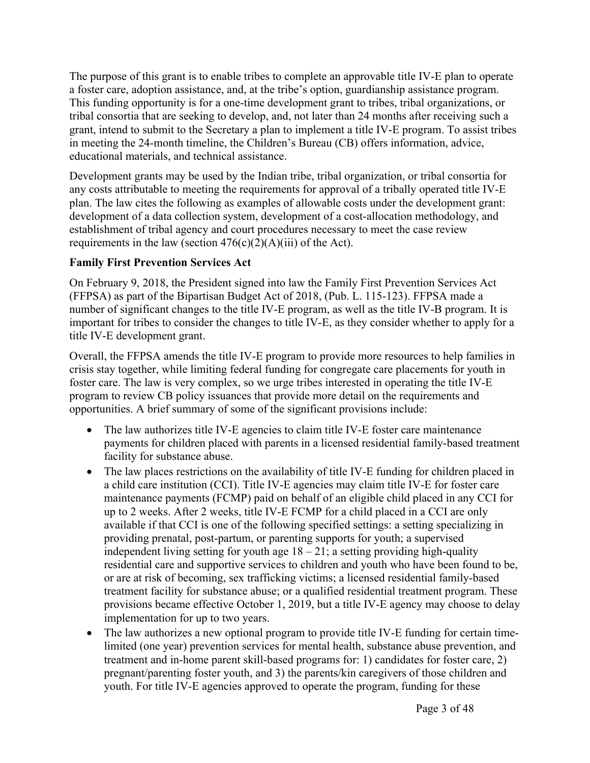The purpose of this grant is to enable tribes to complete an approvable title IV-E plan to operate a foster care, adoption assistance, and, at the tribe's option, guardianship assistance program. This funding opportunity is for a one-time development grant to tribes, tribal organizations, or tribal consortia that are seeking to develop, and, not later than 24 months after receiving such a grant, intend to submit to the Secretary a plan to implement a title IV-E program. To assist tribes in meeting the 24-month timeline, the Children's Bureau (CB) offers information, advice, educational materials, and technical assistance.

Development grants may be used by the Indian tribe, tribal organization, or tribal consortia for any costs attributable to meeting the requirements for approval of a tribally operated title IV-E plan. The law cites the following as examples of allowable costs under the development grant: development of a data collection system, development of a cost-allocation methodology, and establishment of tribal agency and court procedures necessary to meet the case review requirements in the law (section 476(c)(2)(A)(iii) of the Act).

**Family First Prevention Services Act**

On February 9, 2018, the President signed into law the Family First Prevention Services Act (FFPSA) as part of the Bipartisan Budget Act of 2018, (Pub. L. 115-123). FFPSA made a number of significant changes to the title IV-E program, as well as the title IV-B program. It is important for tribes to consider the changes to title IV-E, as they consider whether to apply for a title IV-E development grant.

Overall, the FFPSA amends the title IV-E program to provide more resources to help families in crisis stay together, while limiting federal funding for congregate care placements for youth in foster care. The law is very complex, so we urge tribes interested in operating the title IV-E program to review CB policy issuances that provide more detail on the requirements and opportunities. A brief summary of some of the significant provisions include:

- The law authorizes title IV-E agencies to claim title IV-E foster care maintenance payments for children placed with parents in a licensed residential family-based treatment facility for substance abuse.
- The law places restrictions on the availability of title IV-E funding for children placed in a child care institution (CCI). Title IV-E agencies may claim title IV-E for foster care maintenance payments (FCMP) paid on behalf of an eligible child placed in any CCI for up to 2 weeks. After 2 weeks, title IV-E FCMP for a child placed in a CCI are only available if that CCI is one of the following specified settings: a setting specializing in providing prenatal, post-partum, or parenting supports for youth; a supervised independent living setting for youth age 18 – 21; a setting providing high-quality residential care and supportive services to children and youth who have been found to be, or are at risk of becoming, sex trafficking victims; a licensed residential family-based treatment facility for substance abuse; or a qualified residential treatment program. These provisions became effective October 1, 2019, but a title IV-E agency may choose to delay implementation for up to two years.
- The law authorizes a new optional program to provide title IV-E funding for certain time-limited (one year) prevention services for mental health, substance abuse prevention, and treatment and in-home parent skill-based programs for: 1) candidates for foster care, 2) pregnant/parenting foster youth, and 3) the parents/kin caregivers of those children and youth. For title IV-E agencies approved to operate the program, funding for these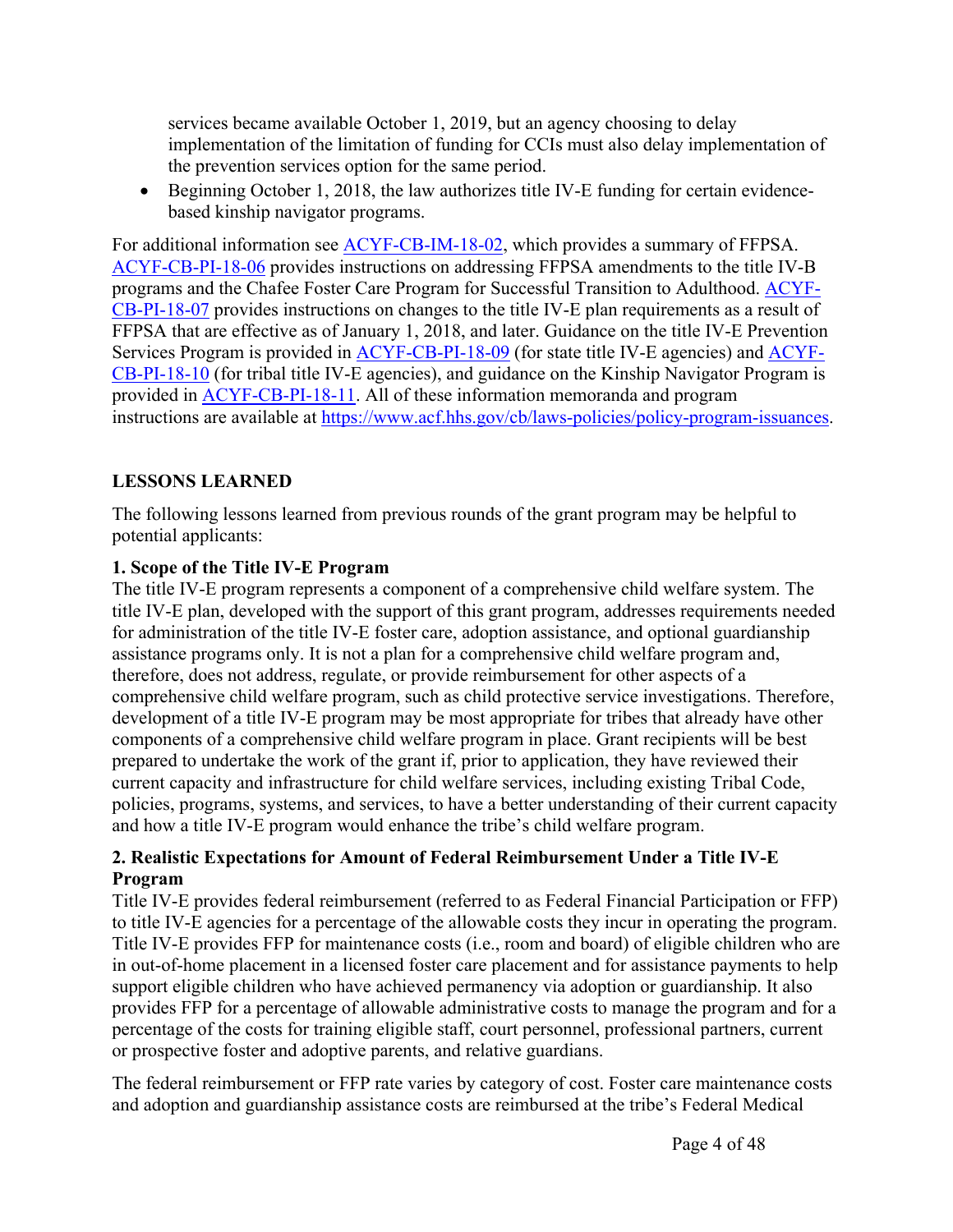services became available October 1, 2019, but an agency choosing to delay implementation of the limitation of funding for CCIs must also delay implementation of the prevention services option for the same period.

- Beginning October 1, 2018, the law authorizes title IV-E funding for certain evidence-based kinship navigator programs.

For additional information see [ACYF-CB-IM-18-02](https://www.acf.hhs.gov/cb/laws-policies/policy-program-issuances), which provides a summary of FFPSA. [ACYF-CB-PI-18-06](https://www.acf.hhs.gov/cb/laws-policies/policy-program-issuances) provides instructions on addressing FFPSA amendments to the title IV-B programs and the Chafee Foster Care Program for Successful Transition to Adulthood. [ACYF-CB-PI-18-07](https://www.acf.hhs.gov/cb/laws-policies/policy-program-issuances) provides instructions on changes to the title IV-E plan requirements as a result of FFPSA that are effective as of January 1, 2018, and later. Guidance on the title IV-E Prevention Services Program is provided in [ACYF-CB-PI-18-09](https://www.acf.hhs.gov/cb/laws-policies/policy-program-issuances) (for state title IV-E agencies) and [ACYF-CB-PI-18-10](https://www.acf.hhs.gov/cb/laws-policies/policy-program-issuances) (for tribal title IV-E agencies), and guidance on the Kinship Navigator Program is provided in [ACYF-CB-PI-18-11](https://www.acf.hhs.gov/cb/laws-policies/policy-program-issuances). All of these information memoranda and program instructions are available at https://www.acf.hhs.gov/cb/laws-policies/policy-program-issuances.

## LESSONS LEARNED

The following lessons learned from previous rounds of the grant program may be helpful to potential applicants:

### 1. Scope of the Title IV-E Program

The title IV-E program represents a component of a comprehensive child welfare system. The title IV-E plan, developed with the support of this grant program, addresses requirements needed for administration of the title IV-E foster care, adoption assistance, and optional guardianship assistance programs only. It is not a plan for a comprehensive child welfare program and, therefore, does not address, regulate, or provide reimbursement for other aspects of a comprehensive child welfare program, such as child protective service investigations. Therefore, development of a title IV-E program may be most appropriate for tribes that already have other components of a comprehensive child welfare program in place. Grant recipients will be best prepared to undertake the work of the grant if, prior to application, they have reviewed their current capacity and infrastructure for child welfare services, including existing Tribal Code, policies, programs, systems, and services, to have a better understanding of their current capacity and how a title IV-E program would enhance the tribe's child welfare program.

### 2. Realistic Expectations for Amount of Federal Reimbursement Under a Title IV-E Program

Title IV-E provides federal reimbursement (referred to as Federal Financial Participation or FFP) to title IV-E agencies for a percentage of the allowable costs they incur in operating the program. Title IV-E provides FFP for maintenance costs (i.e., room and board) of eligible children who are in out-of-home placement in a licensed foster care placement and for assistance payments to help support eligible children who have achieved permanency via adoption or guardianship. It also provides FFP for a percentage of allowable administrative costs to manage the program and for a percentage of the costs for training eligible staff, court personnel, professional partners, current or prospective foster and adoptive parents, and relative guardians.

The federal reimbursement or FFP rate varies by category of cost. Foster care maintenance costs and adoption and guardianship assistance costs are reimbursed at the tribe's Federal Medical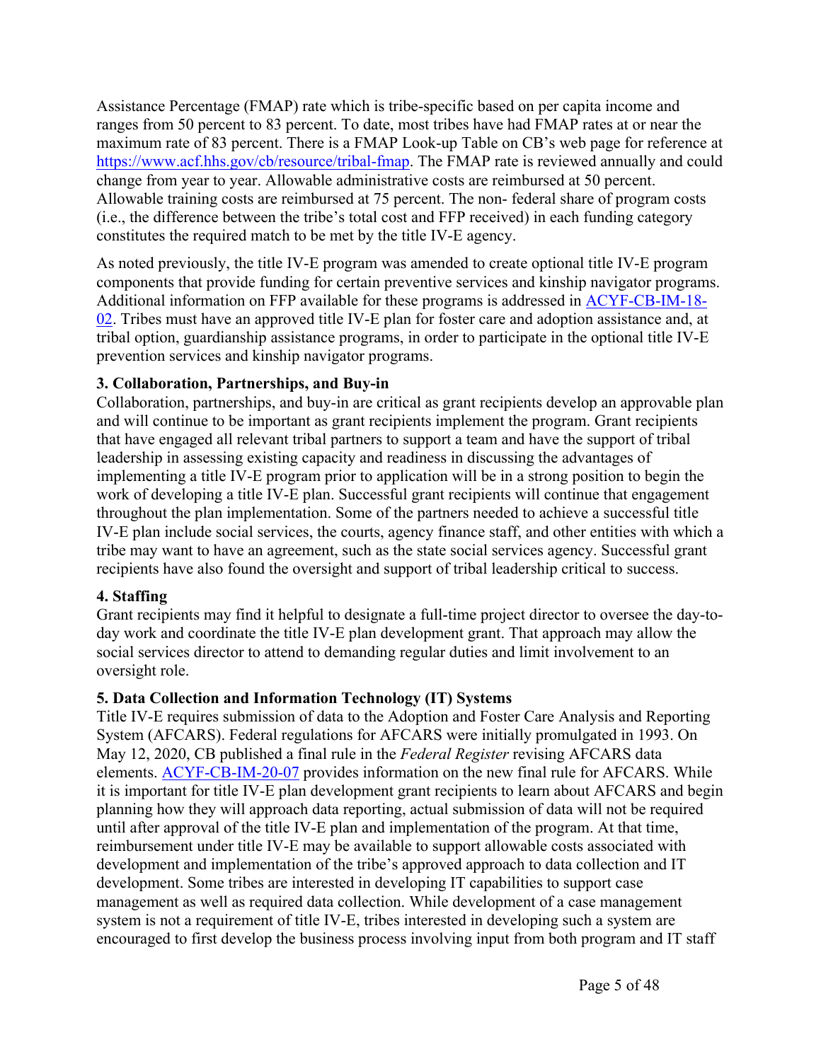Assistance Percentage (FMAP) rate which is tribe-specific based on per capita income and ranges from 50 percent to 83 percent. To date, most tribes have had FMAP rates at or near the maximum rate of 83 percent. There is a FMAP Look-up Table on CB's web page for reference at [https://www.acf.hhs.gov/cb/resource/tribal-fmap](https://www.acf.hhs.gov/cb/resource/tribal-fmap). The FMAP rate is reviewed annually and could change from year to year. Allowable administrative costs are reimbursed at 50 percent. Allowable training costs are reimbursed at 75 percent. The non- federal share of program costs (i.e., the difference between the tribe's total cost and FFP received) in each funding category constitutes the required match to be met by the title IV-E agency.

As noted previously, the title IV-E program was amended to create optional title IV-E program components that provide funding for certain preventive services and kinship navigator programs. Additional information on FFP available for these programs is addressed in ACYF-CB-IM-18-02. Tribes must have an approved title IV-E plan for foster care and adoption assistance and, at tribal option, guardianship assistance programs, in order to participate in the optional title IV-E prevention services and kinship navigator programs.

**3. Collaboration, Partnerships, and Buy-in**

Collaboration, partnerships, and buy-in are critical as grant recipients develop an approvable plan and will continue to be important as grant recipients implement the program. Grant recipients that have engaged all relevant tribal partners to support a team and have the support of tribal leadership in assessing existing capacity and readiness in discussing the advantages of implementing a title IV-E program prior to application will be in a strong position to begin the work of developing a title IV-E plan. Successful grant recipients will continue that engagement throughout the plan implementation. Some of the partners needed to achieve a successful title IV-E plan include social services, the courts, agency finance staff, and other entities with which a tribe may want to have an agreement, such as the state social services agency. Successful grant recipients have also found the oversight and support of tribal leadership critical to success.

**4. Staffing**

Grant recipients may find it helpful to designate a full-time project director to oversee the day-to-day work and coordinate the title IV-E plan development grant. That approach may allow the social services director to attend to demanding regular duties and limit involvement to an oversight role.

**5. Data Collection and Information Technology (IT) Systems**

Title IV-E requires submission of data to the Adoption and Foster Care Analysis and Reporting System (AFCARS). Federal regulations for AFCARS were initially promulgated in 1993. On May 12, 2020, CB published a final rule in the *Federal Register* revising AFCARS data elements. ACYF-CB-IM-20-07 provides information on the new final rule for AFCARS. While it is important for title IV-E plan development grant recipients to learn about AFCARS and begin planning how they will approach data reporting, actual submission of data will not be required until after approval of the title IV-E plan and implementation of the program. At that time, reimbursement under title IV-E may be available to support allowable costs associated with development and implementation of the tribe's approved approach to data collection and IT development. Some tribes are interested in developing IT capabilities to support case management as well as required data collection. While development of a case management system is not a requirement of title IV-E, tribes interested in developing such a system are encouraged to first develop the business process involving input from both program and IT staff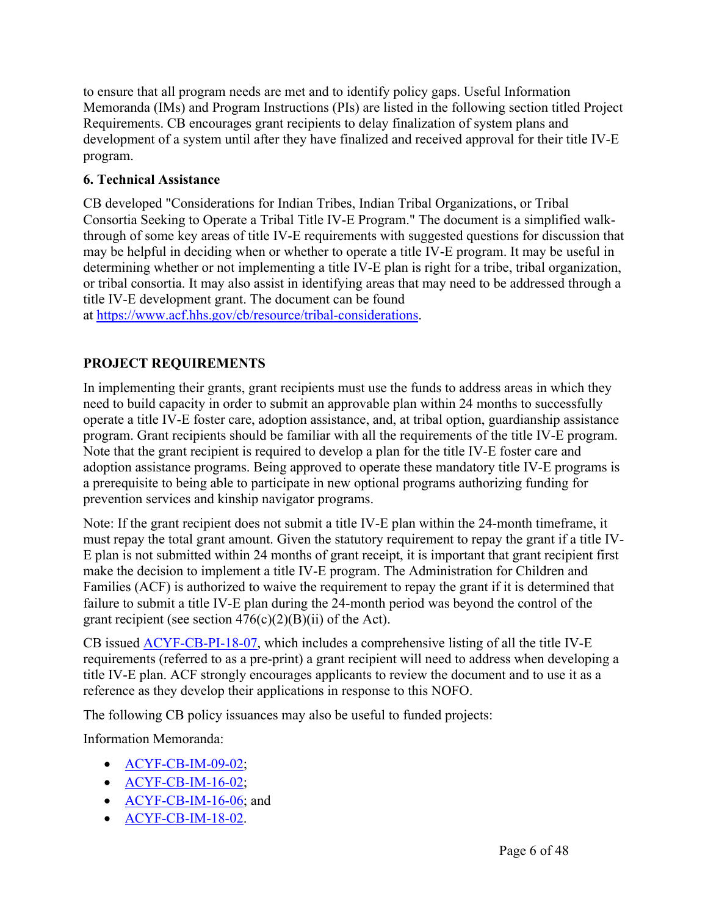to ensure that all program needs are met and to identify policy gaps. Useful Information Memoranda (IMs) and Program Instructions (PIs) are listed in the following section titled Project Requirements. CB encourages grant recipients to delay finalization of system plans and development of a system until after they have finalized and received approval for their title IV-E program.

### 6. Technical Assistance

CB developed "Considerations for Indian Tribes, Indian Tribal Organizations, or Tribal Consortia Seeking to Operate a Tribal Title IV-E Program." The document is a simplified walk-through of some key areas of title IV-E requirements with suggested questions for discussion that may be helpful in deciding when or whether to operate a title IV-E program. It may be useful in determining whether or not implementing a title IV-E plan is right for a tribe, tribal organization, or tribal consortia. It may also assist in identifying areas that may need to be addressed through a title IV-E development grant. The document can be found at [https://www.acf.hhs.gov/cb/resource/tribal-considerations](https://www.acf.hhs.gov/cb/resource/tribal-considerations).

## PROJECT REQUIREMENTS

In implementing their grants, grant recipients must use the funds to address areas in which they need to build capacity in order to submit an approvable plan within 24 months to successfully operate a title IV-E foster care, adoption assistance, and, at tribal option, guardianship assistance program. Grant recipients should be familiar with all the requirements of the title IV-E program. Note that the grant recipient is required to develop a plan for the title IV-E foster care and adoption assistance programs. Being approved to operate these mandatory title IV-E programs is a prerequisite to being able to participate in new optional programs authorizing funding for prevention services and kinship navigator programs.

Note: If the grant recipient does not submit a title IV-E plan within the 24-month timeframe, it must repay the total grant amount. Given the statutory requirement to repay the grant if a title IV-E plan is not submitted within 24 months of grant receipt, it is important that grant recipient first make the decision to implement a title IV-E program. The Administration for Children and Families (ACF) is authorized to waive the requirement to repay the grant if it is determined that failure to submit a title IV-E plan during the 24-month period was beyond the control of the grant recipient (see section 476(c)(2)(B)(ii) of the Act).

CB issued ACYF-CB-PI-18-07, which includes a comprehensive listing of all the title IV-E requirements (referred to as a pre-print) a grant recipient will need to address when developing a title IV-E plan. ACF strongly encourages applicants to review the document and to use it as a reference as they develop their applications in response to this NOFO.

The following CB policy issuances may also be useful to funded projects:

Information Memoranda:

- ACYF-CB-IM-09-02;
- ACYF-CB-IM-16-02;
- ACYF-CB-IM-16-06; and
- ACYF-CB-IM-18-02.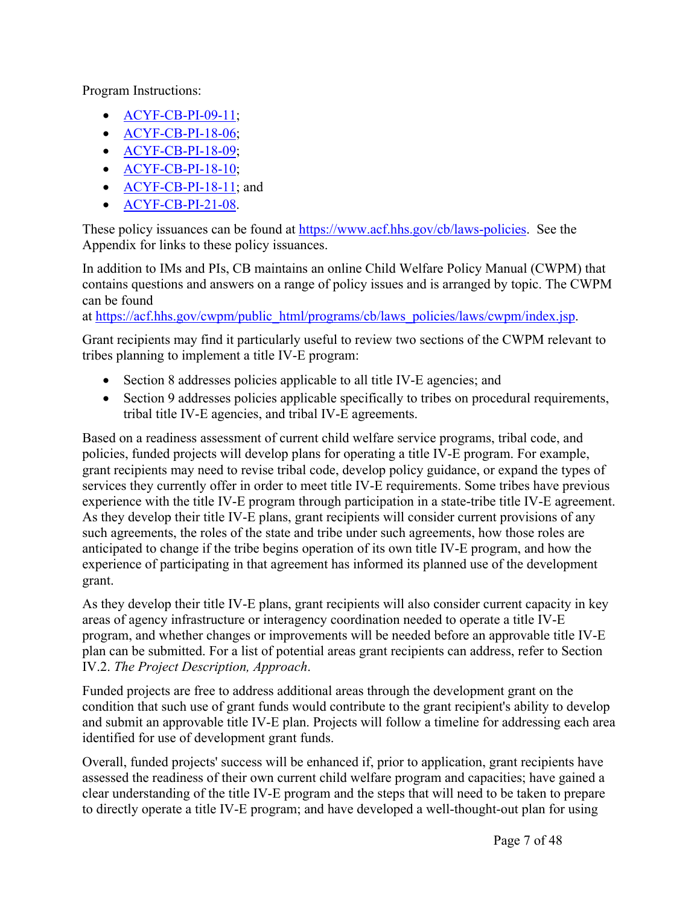Program Instructions:

- [ACYF-CB-PI-09-11](#);
- [ACYF-CB-PI-18-06](#);
- [ACYF-CB-PI-18-09](#);
- [ACYF-CB-PI-18-10](#);
- [ACYF-CB-PI-18-11](#); and
- [ACYF-CB-PI-21-08](#).

These policy issuances can be found at https://www.acf.hhs.gov/cb/laws-policies. See the Appendix for links to these policy issuances.

In addition to IMs and PIs, CB maintains an online Child Welfare Policy Manual (CWPM) that contains questions and answers on a range of policy issues and is arranged by topic. The CWPM can be found at https://acf.hhs.gov/cwpm/public_html/programs/cb/laws_policies/laws/cwpm/index.jsp.

Grant recipients may find it particularly useful to review two sections of the CWPM relevant to tribes planning to implement a title IV-E program:

- Section 8 addresses policies applicable to all title IV-E agencies; and
- Section 9 addresses policies applicable specifically to tribes on procedural requirements, tribal title IV-E agencies, and tribal IV-E agreements.

Based on a readiness assessment of current child welfare service programs, tribal code, and policies, funded projects will develop plans for operating a title IV-E program. For example, grant recipients may need to revise tribal code, develop policy guidance, or expand the types of services they currently offer in order to meet title IV-E requirements. Some tribes have previous experience with the title IV-E program through participation in a state-tribe title IV-E agreement. As they develop their title IV-E plans, grant recipients will consider current provisions of any such agreements, the roles of the state and tribe under such agreements, how those roles are anticipated to change if the tribe begins operation of its own title IV-E program, and how the experience of participating in that agreement has informed its planned use of the development grant.

As they develop their title IV-E plans, grant recipients will also consider current capacity in key areas of agency infrastructure or interagency coordination needed to operate a title IV-E program, and whether changes or improvements will be needed before an approvable title IV-E plan can be submitted. For a list of potential areas grant recipients can address, refer to Section IV.2. *The Project Description, Approach*.

Funded projects are free to address additional areas through the development grant on the condition that such use of grant funds would contribute to the grant recipient's ability to develop and submit an approvable title IV-E plan. Projects will follow a timeline for addressing each area identified for use of development grant funds.

Overall, funded projects' success will be enhanced if, prior to application, grant recipients have assessed the readiness of their own current child welfare program and capacities; have gained a clear understanding of the title IV-E program and the steps that will need to be taken to prepare to directly operate a title IV-E program; and have developed a well-thought-out plan for using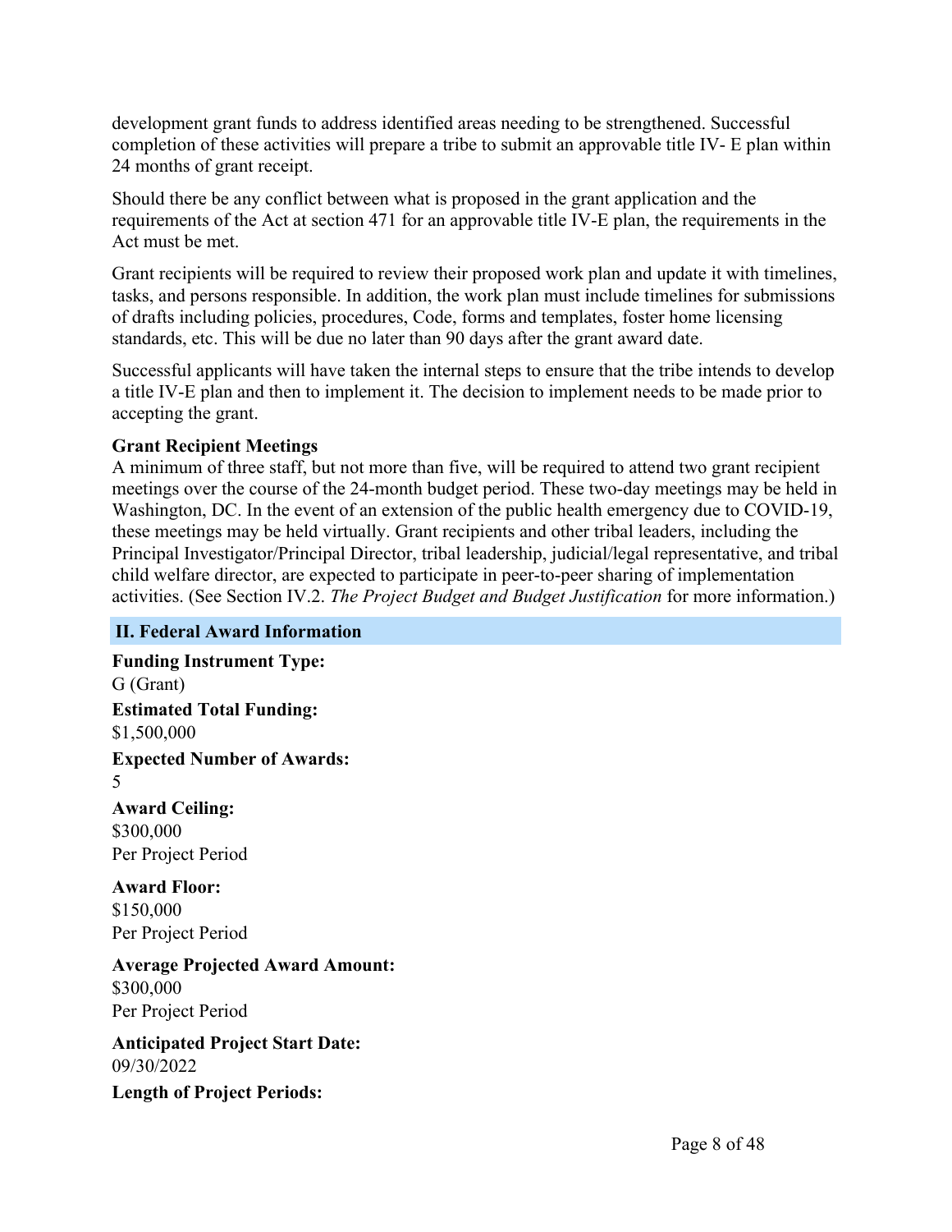development grant funds to address identified areas needing to be strengthened. Successful completion of these activities will prepare a tribe to submit an approvable title IV- E plan within 24 months of grant receipt.

Should there be any conflict between what is proposed in the grant application and the requirements of the Act at section 471 for an approvable title IV-E plan, the requirements in the Act must be met.

Grant recipients will be required to review their proposed work plan and update it with timelines, tasks, and persons responsible. In addition, the work plan must include timelines for submissions of drafts including policies, procedures, Code, forms and templates, foster home licensing standards, etc. This will be due no later than 90 days after the grant award date.

Successful applicants will have taken the internal steps to ensure that the tribe intends to develop a title IV-E plan and then to implement it. The decision to implement needs to be made prior to accepting the grant.

**Grant Recipient Meetings**

A minimum of three staff, but not more than five, will be required to attend two grant recipient meetings over the course of the 24-month budget period. These two-day meetings may be held in Washington, DC. In the event of an extension of the public health emergency due to COVID-19, these meetings may be held virtually. Grant recipients and other tribal leaders, including the Principal Investigator/Principal Director, tribal leadership, judicial/legal representative, and tribal child welfare director, are expected to participate in peer-to-peer sharing of implementation activities. (See Section IV.2. *The Project Budget and Budget Justification* for more information.)

## II. Federal Award Information

**Funding Instrument Type:**
G (Grant)

**Estimated Total Funding:**
$1,500,000

**Expected Number of Awards:**
5

**Award Ceiling:**
$300,000
Per Project Period

**Award Floor:**
$150,000
Per Project Period

**Average Projected Award Amount:**
$300,000
Per Project Period

**Anticipated Project Start Date:**
09/30/2022

**Length of Project Periods:**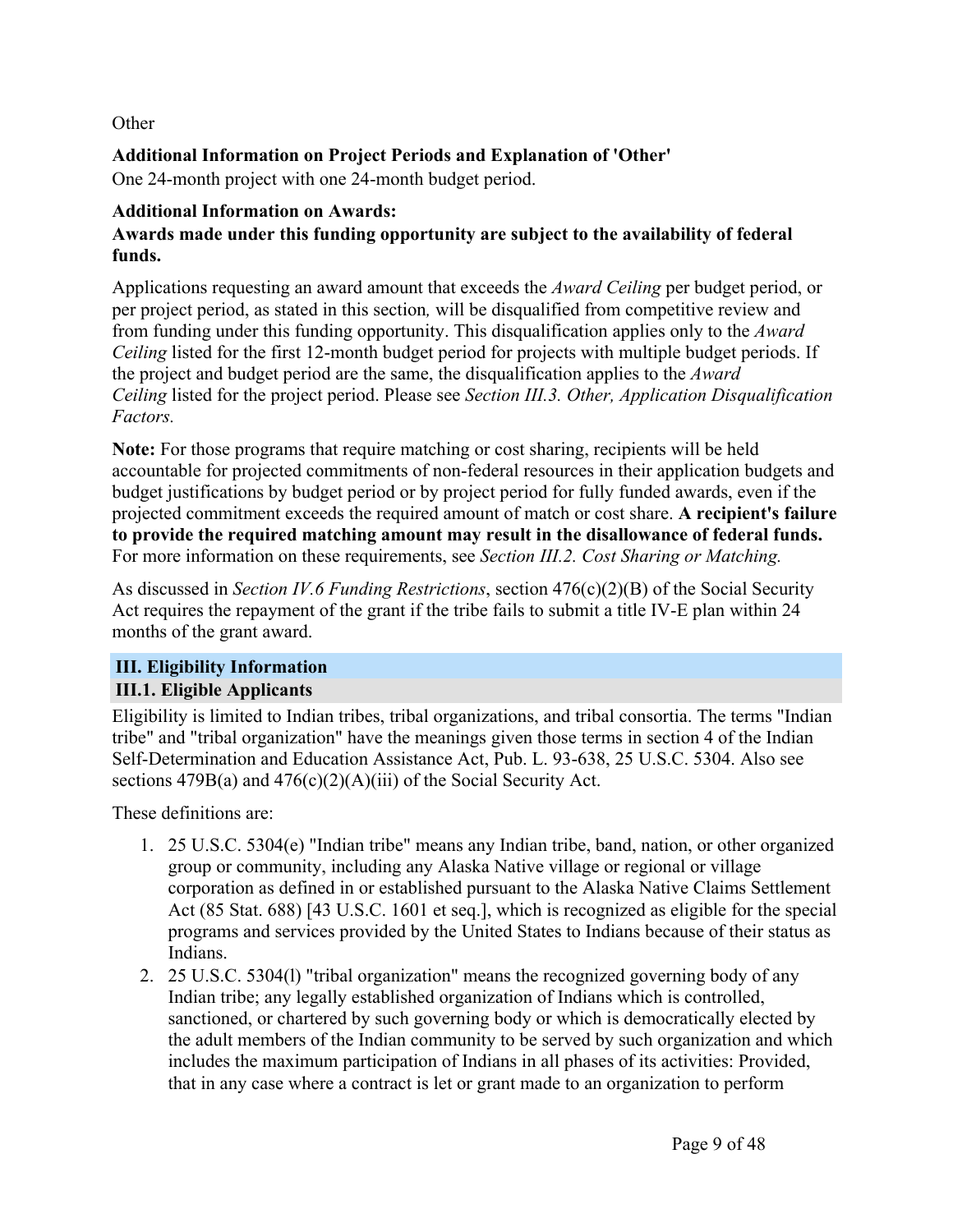Other

**Additional Information on Project Periods and Explanation of 'Other'**

One 24-month project with one 24-month budget period.

**Additional Information on Awards:**

**Awards made under this funding opportunity are subject to the availability of federal funds.**

Applications requesting an award amount that exceeds the *Award Ceiling* per budget period, or per project period, as stated in this section*,* will be disqualified from competitive review and from funding under this funding opportunity. This disqualification applies only to the *Award Ceiling* listed for the first 12-month budget period for projects with multiple budget periods. If the project and budget period are the same, the disqualification applies to the *Award Ceiling* listed for the project period. Please see *Section III.3. Other, Application Disqualification Factors.*

**Note:** For those programs that require matching or cost sharing, recipients will be held accountable for projected commitments of non-federal resources in their application budgets and budget justifications by budget period or by project period for fully funded awards, even if the projected commitment exceeds the required amount of match or cost share. **A recipient's failure to provide the required matching amount may result in the disallowance of federal funds.** For more information on these requirements, see *Section III.2. Cost Sharing or Matching.*

As discussed in *Section IV.6 Funding Restrictions*, section 476(c)(2)(B) of the Social Security Act requires the repayment of the grant if the tribe fails to submit a title IV-E plan within 24 months of the grant award.

## III. Eligibility Information

### III.1. Eligible Applicants

Eligibility is limited to Indian tribes, tribal organizations, and tribal consortia. The terms "Indian tribe" and "tribal organization" have the meanings given those terms in section 4 of the Indian Self-Determination and Education Assistance Act, Pub. L. 93-638, 25 U.S.C. 5304. Also see sections 479B(a) and 476(c)(2)(A)(iii) of the Social Security Act.

These definitions are:

1. 25 U.S.C. 5304(e) "Indian tribe" means any Indian tribe, band, nation, or other organized group or community, including any Alaska Native village or regional or village corporation as defined in or established pursuant to the Alaska Native Claims Settlement Act (85 Stat. 688) [43 U.S.C. 1601 et seq.], which is recognized as eligible for the special programs and services provided by the United States to Indians because of their status as Indians.
2. 25 U.S.C. 5304(l) "tribal organization" means the recognized governing body of any Indian tribe; any legally established organization of Indians which is controlled, sanctioned, or chartered by such governing body or which is democratically elected by the adult members of the Indian community to be served by such organization and which includes the maximum participation of Indians in all phases of its activities: Provided, that in any case where a contract is let or grant made to an organization to perform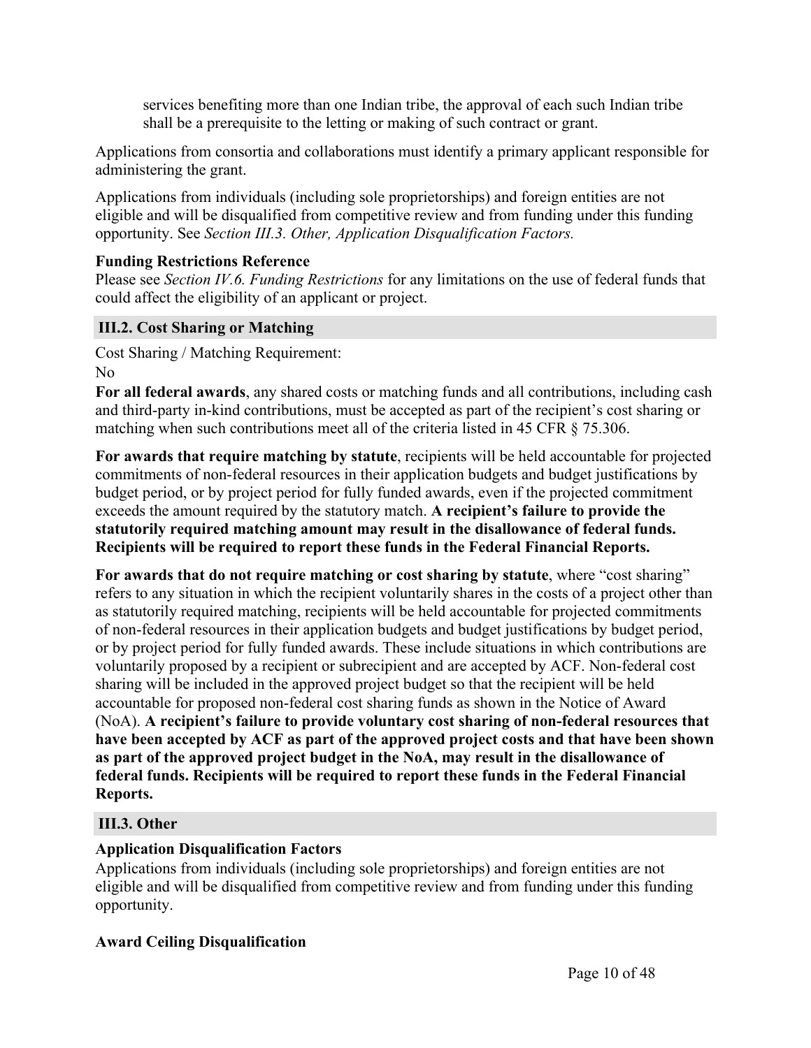services benefiting more than one Indian tribe, the approval of each such Indian tribe shall be a prerequisite to the letting or making of such contract or grant.

Applications from consortia and collaborations must identify a primary applicant responsible for administering the grant.

Applications from individuals (including sole proprietorships) and foreign entities are not eligible and will be disqualified from competitive review and from funding under this funding opportunity. See *Section III.3. Other, Application Disqualification Factors.*

**Funding Restrictions Reference**
Please see *Section IV.6. Funding Restrictions* for any limitations on the use of federal funds that could affect the eligibility of an applicant or project.

## III.2. Cost Sharing or Matching

Cost Sharing / Matching Requirement:
No

**For all federal awards**, any shared costs or matching funds and all contributions, including cash and third-party in-kind contributions, must be accepted as part of the recipient's cost sharing or matching when such contributions meet all of the criteria listed in 45 CFR § 75.306.

**For awards that require matching by statute**, recipients will be held accountable for projected commitments of non-federal resources in their application budgets and budget justifications by budget period, or by project period for fully funded awards, even if the projected commitment exceeds the amount required by the statutory match. **A recipient's failure to provide the statutorily required matching amount may result in the disallowance of federal funds. Recipients will be required to report these funds in the Federal Financial Reports.**

**For awards that do not require matching or cost sharing by statute**, where "cost sharing" refers to any situation in which the recipient voluntarily shares in the costs of a project other than as statutorily required matching, recipients will be held accountable for projected commitments of non-federal resources in their application budgets and budget justifications by budget period, or by project period for fully funded awards. These include situations in which contributions are voluntarily proposed by a recipient or subrecipient and are accepted by ACF. Non-federal cost sharing will be included in the approved project budget so that the recipient will be held accountable for proposed non-federal cost sharing funds as shown in the Notice of Award (NoA). **A recipient's failure to provide voluntary cost sharing of non-federal resources that have been accepted by ACF as part of the approved project costs and that have been shown as part of the approved project budget in the NoA, may result in the disallowance of federal funds. Recipients will be required to report these funds in the Federal Financial Reports.**

## III.3. Other

**Application Disqualification Factors**
Applications from individuals (including sole proprietorships) and foreign entities are not eligible and will be disqualified from competitive review and from funding under this funding opportunity.

**Award Ceiling Disqualification**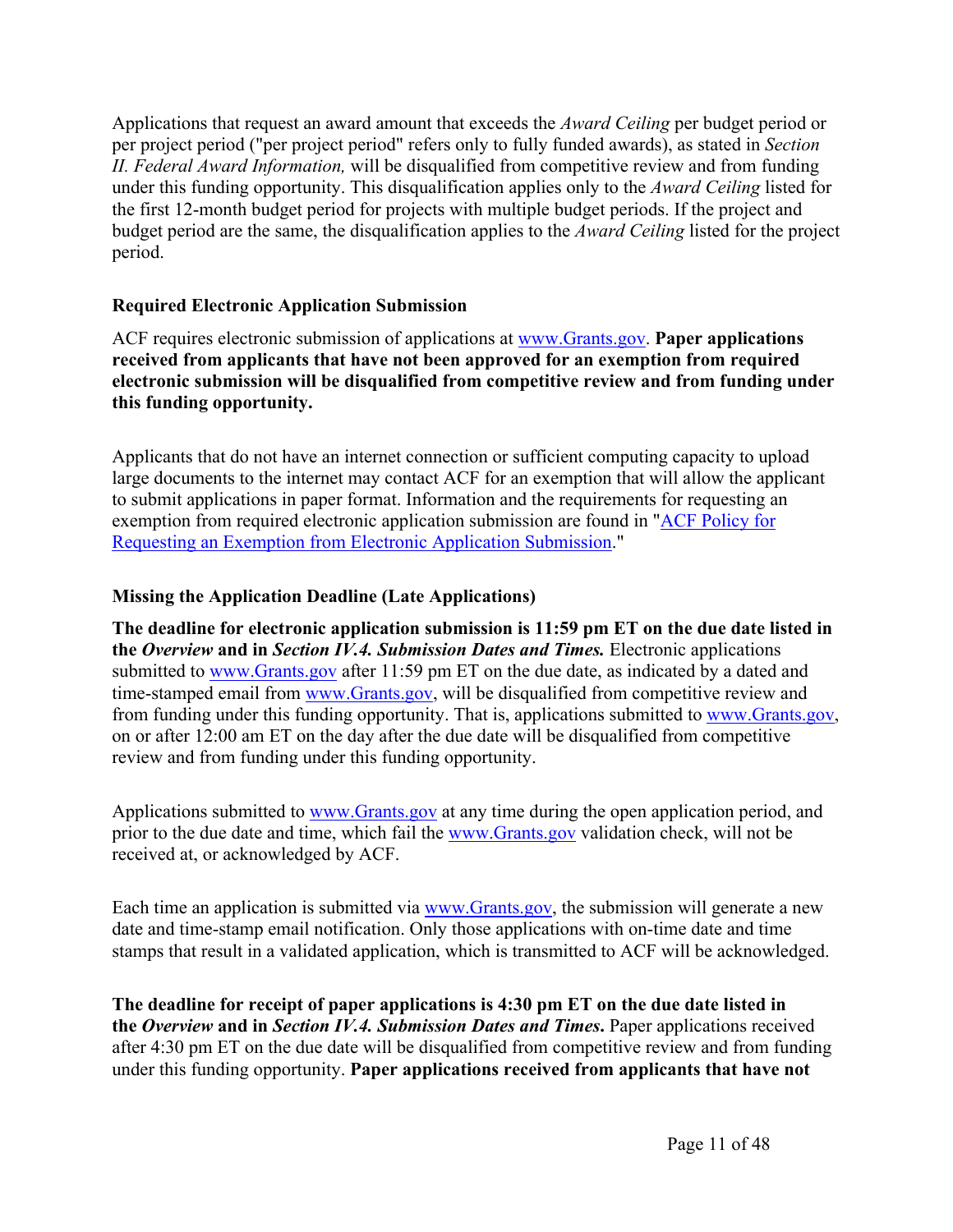Applications that request an award amount that exceeds the *Award Ceiling* per budget period or per project period ("per project period" refers only to fully funded awards), as stated in *Section II. Federal Award Information,* will be disqualified from competitive review and from funding under this funding opportunity. This disqualification applies only to the *Award Ceiling* listed for the first 12-month budget period for projects with multiple budget periods. If the project and budget period are the same, the disqualification applies to the *Award Ceiling* listed for the project period.

### Required Electronic Application Submission

ACF requires electronic submission of applications at [www.Grants.gov](www.Grants.gov). **Paper applications received from applicants that have not been approved for an exemption from required electronic submission will be disqualified from competitive review and from funding under this funding opportunity.**

Applicants that do not have an internet connection or sufficient computing capacity to upload large documents to the internet may contact ACF for an exemption that will allow the applicant to submit applications in paper format. Information and the requirements for requesting an exemption from required electronic application submission are found in "ACF Policy for Requesting an Exemption from Electronic Application Submission."

### Missing the Application Deadline (Late Applications)

**The deadline for electronic application submission is 11:59 pm ET on the due date listed in the *Overview* and in *Section IV.4. Submission Dates and Times.*** Electronic applications submitted to www.Grants.gov after 11:59 pm ET on the due date, as indicated by a dated and time-stamped email from www.Grants.gov, will be disqualified from competitive review and from funding under this funding opportunity. That is, applications submitted to www.Grants.gov, on or after 12:00 am ET on the day after the due date will be disqualified from competitive review and from funding under this funding opportunity.

Applications submitted to www.Grants.gov at any time during the open application period, and prior to the due date and time, which fail the www.Grants.gov validation check, will not be received at, or acknowledged by ACF.

Each time an application is submitted via www.Grants.gov, the submission will generate a new date and time-stamp email notification. Only those applications with on-time date and time stamps that result in a validated application, which is transmitted to ACF will be acknowledged.

**The deadline for receipt of paper applications is 4:30 pm ET on the due date listed in the *Overview* and in *Section IV.4. Submission Dates and Times.*** Paper applications received after 4:30 pm ET on the due date will be disqualified from competitive review and from funding under this funding opportunity. **Paper applications received from applicants that have not**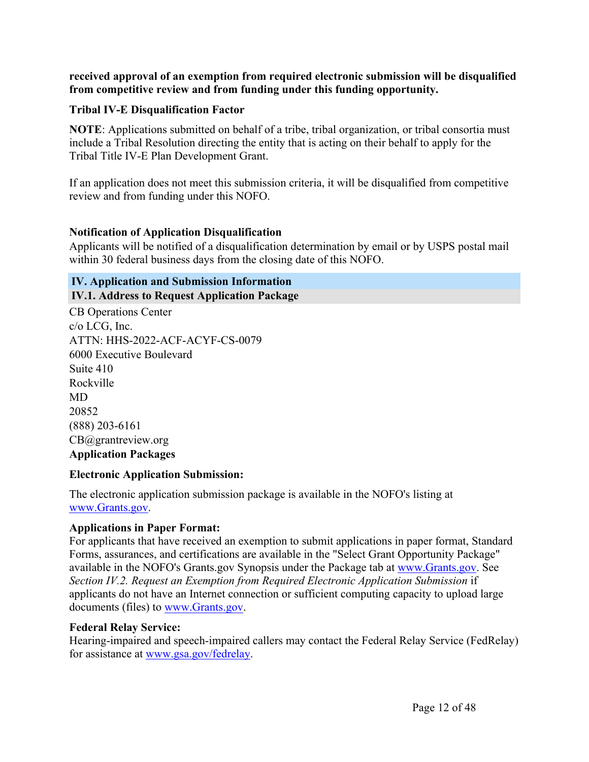**received approval of an exemption from required electronic submission will be disqualified from competitive review and from funding under this funding opportunity.**

**Tribal IV-E Disqualification Factor**

**NOTE**: Applications submitted on behalf of a tribe, tribal organization, or tribal consortia must include a Tribal Resolution directing the entity that is acting on their behalf to apply for the Tribal Title IV-E Plan Development Grant.

If an application does not meet this submission criteria, it will be disqualified from competitive review and from funding under this NOFO.

**Notification of Application Disqualification**

Applicants will be notified of a disqualification determination by email or by USPS postal mail within 30 federal business days from the closing date of this NOFO.

## IV. Application and Submission Information

### IV.1. Address to Request Application Package

CB Operations Center
c/o LCG, Inc.
ATTN: HHS-2022-ACF-ACYF-CS-0079
6000 Executive Boulevard
Suite 410
Rockville
MD
20852
(888) 203-6161
CB@grantreview.org

**Application Packages**

**Electronic Application Submission:**

The electronic application submission package is available in the NOFO's listing at www.Grants.gov.

**Applications in Paper Format:**

For applicants that have received an exemption to submit applications in paper format, Standard Forms, assurances, and certifications are available in the "Select Grant Opportunity Package" available in the NOFO's Grants.gov Synopsis under the Package tab at www.Grants.gov. See *Section IV.2. Request an Exemption from Required Electronic Application Submission* if applicants do not have an Internet connection or sufficient computing capacity to upload large documents (files) to www.Grants.gov.

**Federal Relay Service:**

Hearing-impaired and speech-impaired callers may contact the Federal Relay Service (FedRelay) for assistance at www.gsa.gov/fedrelay.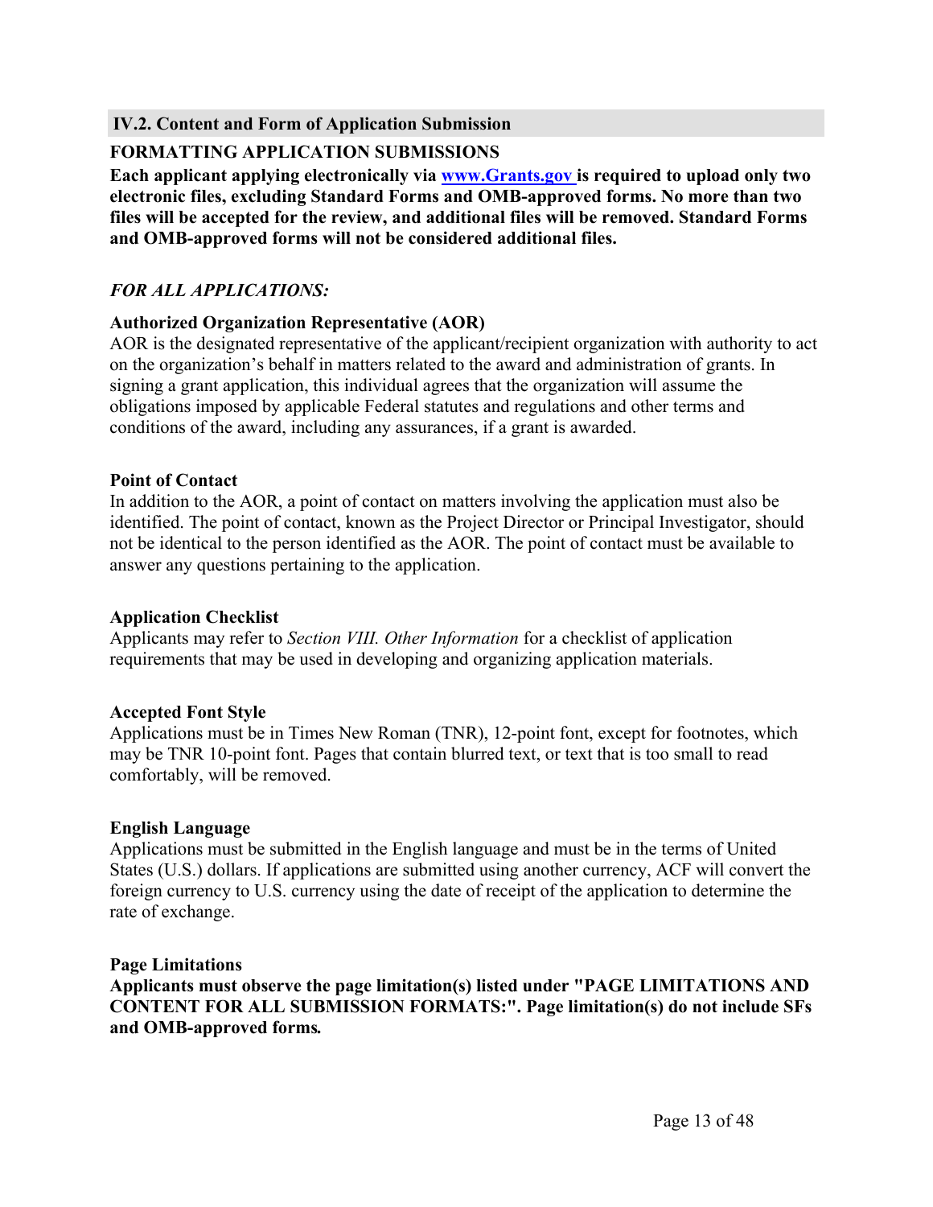## IV.2. Content and Form of Application Submission

### FORMATTING APPLICATION SUBMISSIONS

**Each applicant applying electronically via [www.Grants.gov](http://www.Grants.gov) is required to upload only two electronic files, excluding Standard Forms and OMB-approved forms. No more than two files will be accepted for the review, and additional files will be removed. Standard Forms and OMB-approved forms will not be considered additional files.**

***FOR ALL APPLICATIONS:***

**Authorized Organization Representative (AOR)**

AOR is the designated representative of the applicant/recipient organization with authority to act on the organization's behalf in matters related to the award and administration of grants. In signing a grant application, this individual agrees that the organization will assume the obligations imposed by applicable Federal statutes and regulations and other terms and conditions of the award, including any assurances, if a grant is awarded.

**Point of Contact**

In addition to the AOR, a point of contact on matters involving the application must also be identified. The point of contact, known as the Project Director or Principal Investigator, should not be identical to the person identified as the AOR. The point of contact must be available to answer any questions pertaining to the application.

**Application Checklist**

Applicants may refer to *Section VIII. Other Information* for a checklist of application requirements that may be used in developing and organizing application materials.

**Accepted Font Style**

Applications must be in Times New Roman (TNR), 12-point font, except for footnotes, which may be TNR 10-point font. Pages that contain blurred text, or text that is too small to read comfortably, will be removed.

**English Language**

Applications must be submitted in the English language and must be in the terms of United States (U.S.) dollars. If applications are submitted using another currency, ACF will convert the foreign currency to U.S. currency using the date of receipt of the application to determine the rate of exchange.

**Page Limitations**

**Applicants must observe the page limitation(s) listed under "PAGE LIMITATIONS AND CONTENT FOR ALL SUBMISSION FORMATS:". Page limitation(s) do not include SFs and OMB-approved forms.**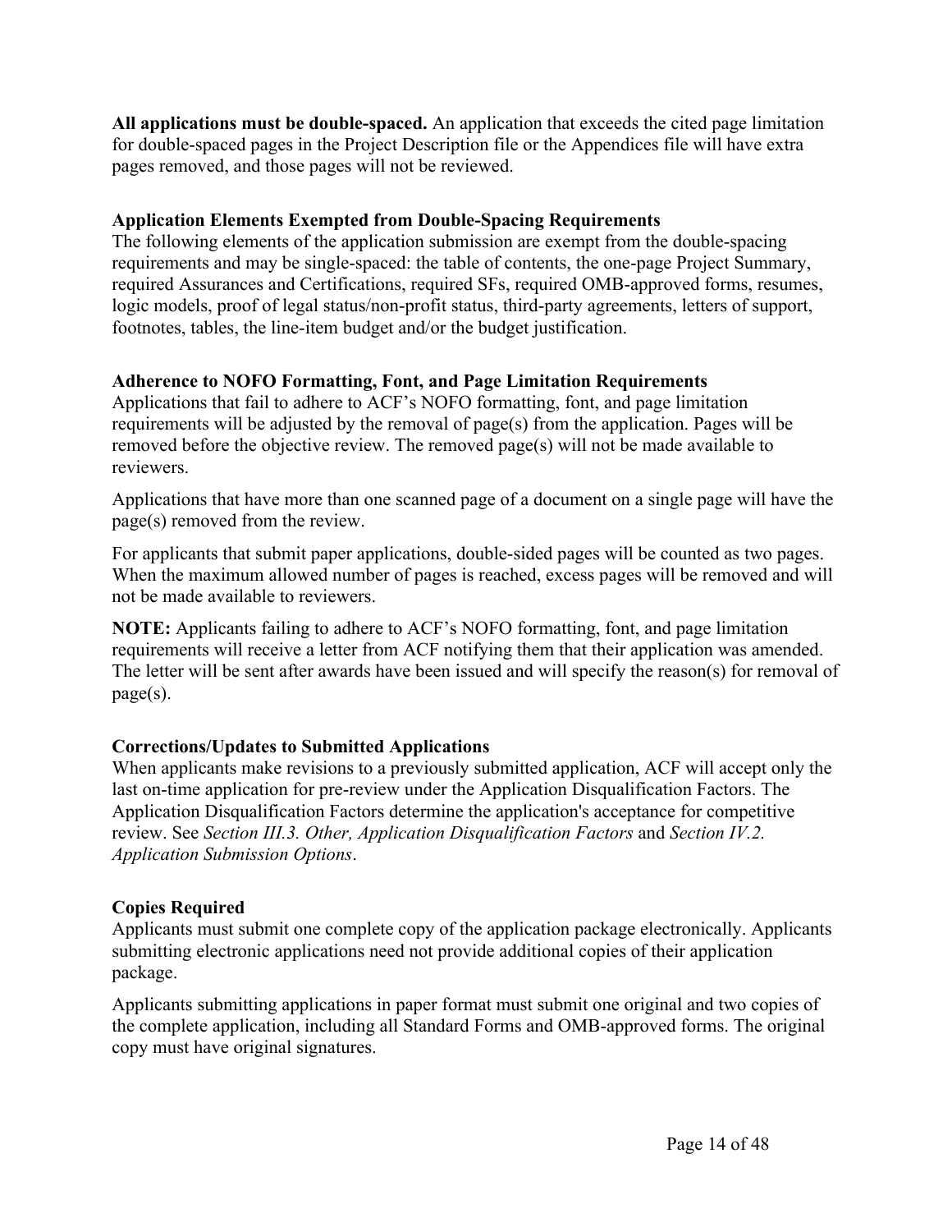**All applications must be double-spaced.** An application that exceeds the cited page limitation for double-spaced pages in the Project Description file or the Appendices file will have extra pages removed, and those pages will not be reviewed.

### Application Elements Exempted from Double-Spacing Requirements

The following elements of the application submission are exempt from the double-spacing requirements and may be single-spaced: the table of contents, the one-page Project Summary, required Assurances and Certifications, required SFs, required OMB-approved forms, resumes, logic models, proof of legal status/non-profit status, third-party agreements, letters of support, footnotes, tables, the line-item budget and/or the budget justification.

### Adherence to NOFO Formatting, Font, and Page Limitation Requirements

Applications that fail to adhere to ACF's NOFO formatting, font, and page limitation requirements will be adjusted by the removal of page(s) from the application. Pages will be removed before the objective review. The removed page(s) will not be made available to reviewers.

Applications that have more than one scanned page of a document on a single page will have the page(s) removed from the review.

For applicants that submit paper applications, double-sided pages will be counted as two pages. When the maximum allowed number of pages is reached, excess pages will be removed and will not be made available to reviewers.

**NOTE:** Applicants failing to adhere to ACF's NOFO formatting, font, and page limitation requirements will receive a letter from ACF notifying them that their application was amended. The letter will be sent after awards have been issued and will specify the reason(s) for removal of page(s).

### Corrections/Updates to Submitted Applications

When applicants make revisions to a previously submitted application, ACF will accept only the last on-time application for pre-review under the Application Disqualification Factors. The Application Disqualification Factors determine the application's acceptance for competitive review. See *Section III.3. Other, Application Disqualification Factors* and *Section IV.2. Application Submission Options*.

### Copies Required

Applicants must submit one complete copy of the application package electronically. Applicants submitting electronic applications need not provide additional copies of their application package.

Applicants submitting applications in paper format must submit one original and two copies of the complete application, including all Standard Forms and OMB-approved forms. The original copy must have original signatures.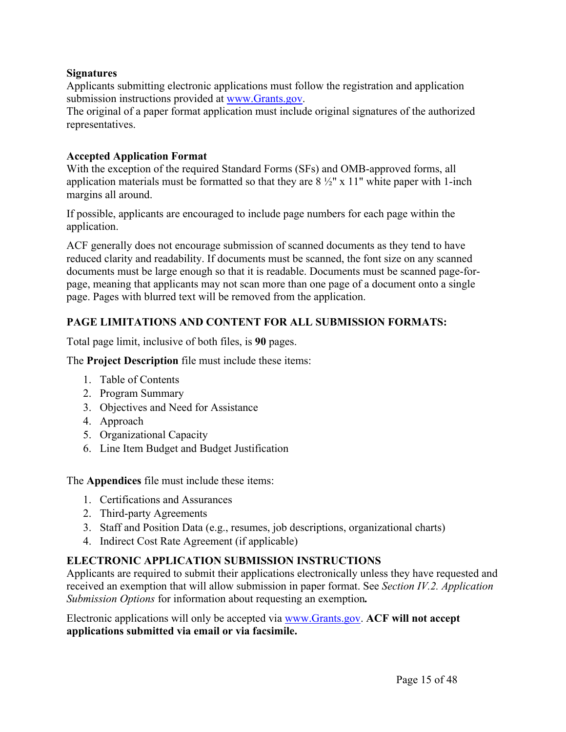### Signatures

Applicants submitting electronic applications must follow the registration and application submission instructions provided at [www.Grants.gov](http://www.Grants.gov).

The original of a paper format application must include original signatures of the authorized representatives.

### Accepted Application Format

With the exception of the required Standard Forms (SFs) and OMB-approved forms, all application materials must be formatted so that they are 8 ½" x 11" white paper with 1-inch margins all around.

If possible, applicants are encouraged to include page numbers for each page within the application.

ACF generally does not encourage submission of scanned documents as they tend to have reduced clarity and readability. If documents must be scanned, the font size on any scanned documents must be large enough so that it is readable. Documents must be scanned page-for-page, meaning that applicants may not scan more than one page of a document onto a single page. Pages with blurred text will be removed from the application.

### PAGE LIMITATIONS AND CONTENT FOR ALL SUBMISSION FORMATS:

Total page limit, inclusive of both files, is **90** pages.

The **Project Description** file must include these items:

1. Table of Contents
2. Program Summary
3. Objectives and Need for Assistance
4. Approach
5. Organizational Capacity
6. Line Item Budget and Budget Justification

The **Appendices** file must include these items:

1. Certifications and Assurances
2. Third-party Agreements
3. Staff and Position Data (e.g., resumes, job descriptions, organizational charts)
4. Indirect Cost Rate Agreement (if applicable)

### ELECTRONIC APPLICATION SUBMISSION INSTRUCTIONS

Applicants are required to submit their applications electronically unless they have requested and received an exemption that will allow submission in paper format. See *Section IV.2. Application Submission Options* for information about requesting an exemption***.***

Electronic applications will only be accepted via [www.Grants.gov](http://www.Grants.gov). **ACF will not accept applications submitted via email or via facsimile.**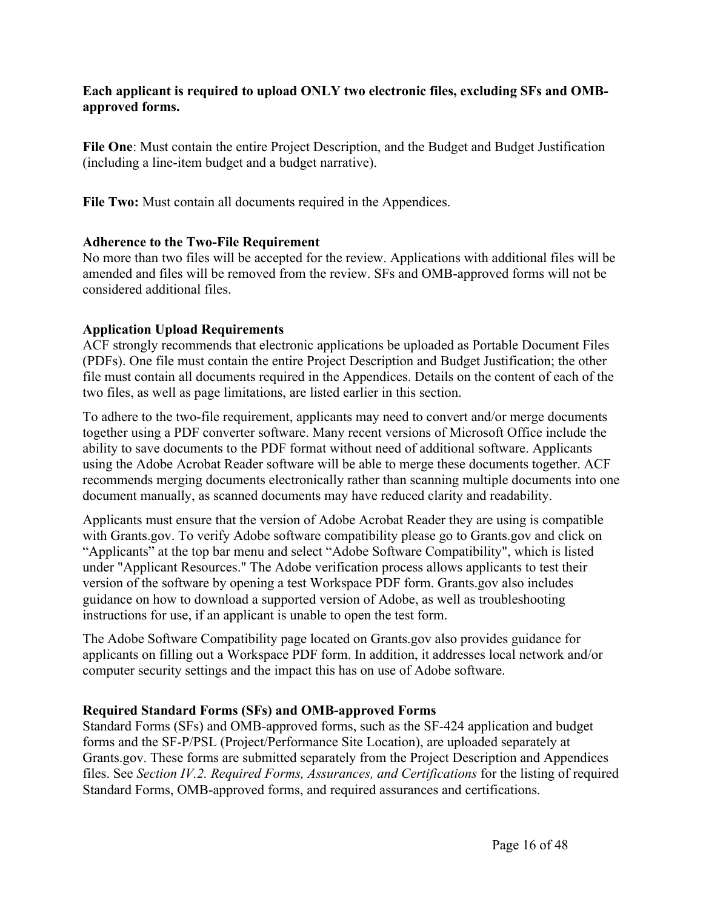**Each applicant is required to upload ONLY two electronic files, excluding SFs and OMB-approved forms.**

**File One**: Must contain the entire Project Description, and the Budget and Budget Justification (including a line-item budget and a budget narrative).

**File Two:** Must contain all documents required in the Appendices.

**Adherence to the Two-File Requirement**

No more than two files will be accepted for the review. Applications with additional files will be amended and files will be removed from the review. SFs and OMB-approved forms will not be considered additional files.

**Application Upload Requirements**

ACF strongly recommends that electronic applications be uploaded as Portable Document Files (PDFs). One file must contain the entire Project Description and Budget Justification; the other file must contain all documents required in the Appendices. Details on the content of each of the two files, as well as page limitations, are listed earlier in this section.

To adhere to the two-file requirement, applicants may need to convert and/or merge documents together using a PDF converter software. Many recent versions of Microsoft Office include the ability to save documents to the PDF format without need of additional software. Applicants using the Adobe Acrobat Reader software will be able to merge these documents together. ACF recommends merging documents electronically rather than scanning multiple documents into one document manually, as scanned documents may have reduced clarity and readability.

Applicants must ensure that the version of Adobe Acrobat Reader they are using is compatible with Grants.gov. To verify Adobe software compatibility please go to Grants.gov and click on "Applicants" at the top bar menu and select "Adobe Software Compatibility", which is listed under "Applicant Resources." The Adobe verification process allows applicants to test their version of the software by opening a test Workspace PDF form. Grants.gov also includes guidance on how to download a supported version of Adobe, as well as troubleshooting instructions for use, if an applicant is unable to open the test form.

The Adobe Software Compatibility page located on Grants.gov also provides guidance for applicants on filling out a Workspace PDF form. In addition, it addresses local network and/or computer security settings and the impact this has on use of Adobe software.

**Required Standard Forms (SFs) and OMB-approved Forms**

Standard Forms (SFs) and OMB-approved forms, such as the SF-424 application and budget forms and the SF-P/PSL (Project/Performance Site Location), are uploaded separately at Grants.gov. These forms are submitted separately from the Project Description and Appendices files. See *Section IV.2. Required Forms, Assurances, and Certifications* for the listing of required Standard Forms, OMB-approved forms, and required assurances and certifications.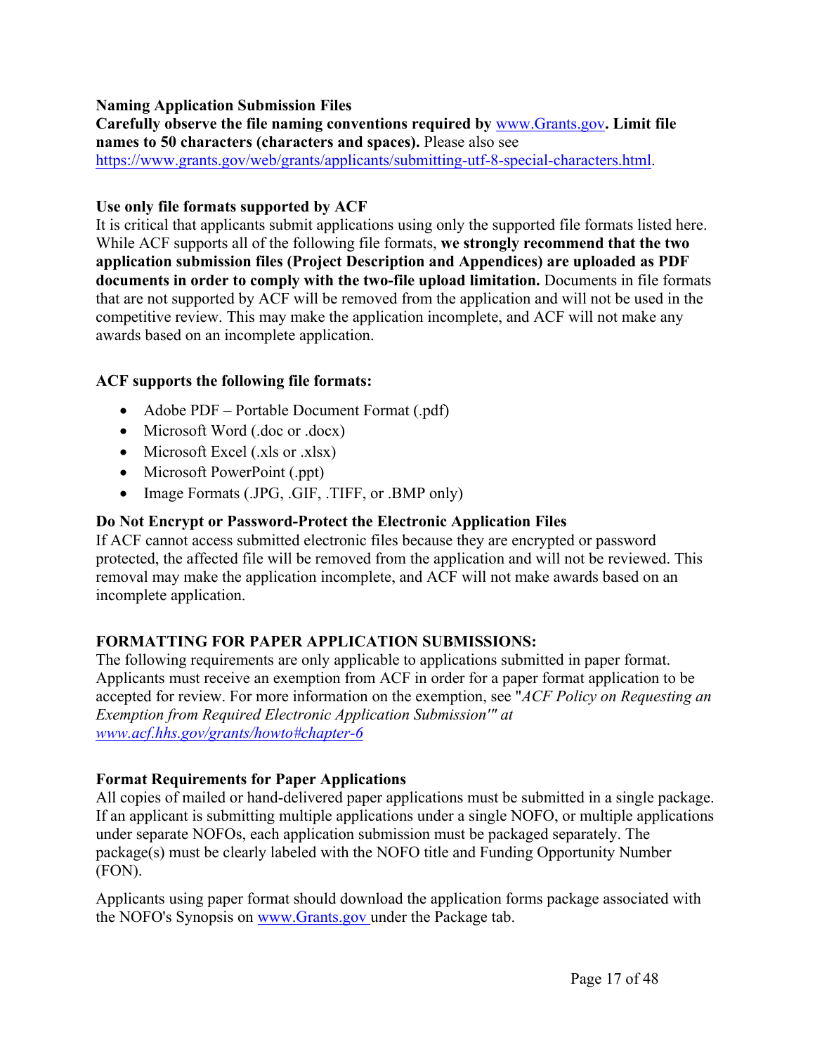**Naming Application Submission Files**

**Carefully observe the file naming conventions required by** [www.Grants.gov](www.Grants.gov)**. Limit file names to 50 characters (characters and spaces).** Please also see [https://www.grants.gov/web/grants/applicants/submitting-utf-8-special-characters.html](https://www.grants.gov/web/grants/applicants/submitting-utf-8-special-characters.html).

**Use only file formats supported by ACF**

It is critical that applicants submit applications using only the supported file formats listed here. While ACF supports all of the following file formats, **we strongly recommend that the two application submission files (Project Description and Appendices) are uploaded as PDF documents in order to comply with the two-file upload limitation.** Documents in file formats that are not supported by ACF will be removed from the application and will not be used in the competitive review. This may make the application incomplete, and ACF will not make any awards based on an incomplete application.

**ACF supports the following file formats:**

- Adobe PDF – Portable Document Format (.pdf)
- Microsoft Word (.doc or .docx)
- Microsoft Excel (.xls or .xlsx)
- Microsoft PowerPoint (.ppt)
- Image Formats (.JPG, .GIF, .TIFF, or .BMP only)

**Do Not Encrypt or Password-Protect the Electronic Application Files**

If ACF cannot access submitted electronic files because they are encrypted or password protected, the affected file will be removed from the application and will not be reviewed. This removal may make the application incomplete, and ACF will not make awards based on an incomplete application.

**FORMATTING FOR PAPER APPLICATION SUBMISSIONS:**

The following requirements are only applicable to applications submitted in paper format. Applicants must receive an exemption from ACF in order for a paper format application to be accepted for review. For more information on the exemption, see "*ACF Policy on Requesting an Exemption from Required Electronic Application Submission'" at [www.acf.hhs.gov/grants/howto#chapter-6](www.acf.hhs.gov/grants/howto#chapter-6)*

**Format Requirements for Paper Applications**

All copies of mailed or hand-delivered paper applications must be submitted in a single package. If an applicant is submitting multiple applications under a single NOFO, or multiple applications under separate NOFOs, each application submission must be packaged separately. The package(s) must be clearly labeled with the NOFO title and Funding Opportunity Number (FON).

Applicants using paper format should download the application forms package associated with the NOFO's Synopsis on [www.Grants.gov](www.Grants.gov) under the Package tab.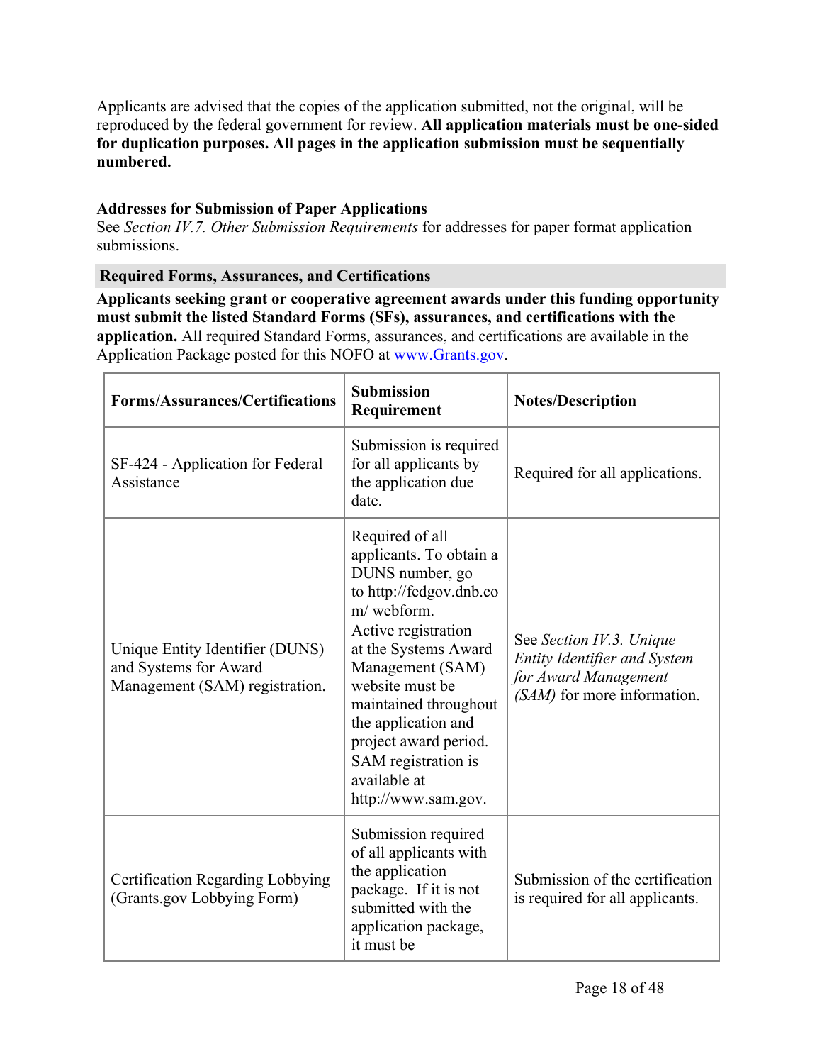Applicants are advised that the copies of the application submitted, not the original, will be reproduced by the federal government for review. **All application materials must be one-sided for duplication purposes. All pages in the application submission must be sequentially numbered.**

**Addresses for Submission of Paper Applications**
See *Section IV.7. Other Submission Requirements* for addresses for paper format application submissions.

### Required Forms, Assurances, and Certifications

**Applicants seeking grant or cooperative agreement awards under this funding opportunity must submit the listed Standard Forms (SFs), assurances, and certifications with the application.** All required Standard Forms, assurances, and certifications are available in the Application Package posted for this NOFO at [www.Grants.gov](www.Grants.gov).

| Forms/Assurances/Certifications | Submission Requirement | Notes/Description |
|---|---|---|
| SF-424 - Application for Federal Assistance | Submission is required for all applicants by the application due date. | Required for all applications. |
| Unique Entity Identifier (DUNS) and Systems for Award Management (SAM) registration. | Required of all applicants. To obtain a DUNS number, go to http://fedgov.dnb.com/ webform. Active registration at the Systems Award Management (SAM) website must be maintained throughout the application and project award period. SAM registration is available at http://www.sam.gov. | See *Section IV.3. Unique Entity Identifier and System for Award Management (SAM)* for more information. |
| Certification Regarding Lobbying (Grants.gov Lobbying Form) | Submission required of all applicants with the application package. If it is not submitted with the application package, it must be | Submission of the certification is required for all applicants. |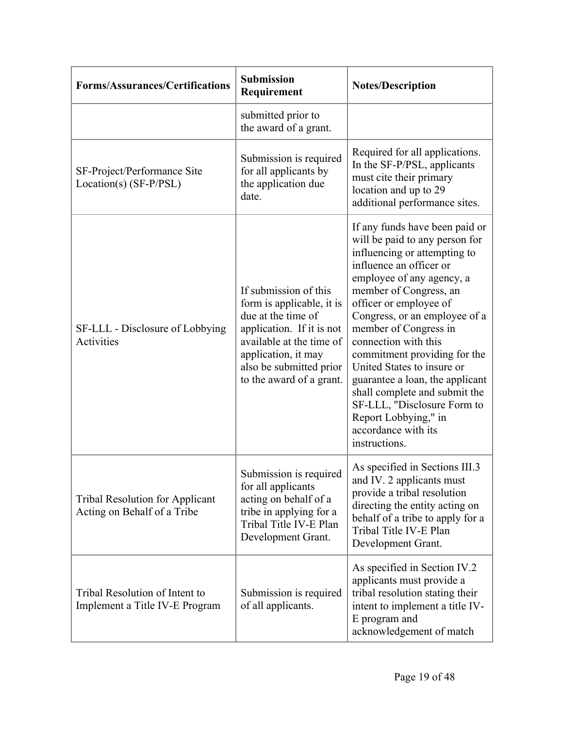| Forms/Assurances/Certifications | Submission Requirement | Notes/Description |
|---|---|---|
| | submitted prior to the award of a grant. | |
| SF-Project/Performance Site Location(s) (SF-P/PSL) | Submission is required for all applicants by the application due date. | Required for all applications. In the SF-P/PSL, applicants must cite their primary location and up to 29 additional performance sites. |
| SF-LLL - Disclosure of Lobbying Activities | If submission of this form is applicable, it is due at the time of application. If it is not available at the time of application, it may also be submitted prior to the award of a grant. | If any funds have been paid or will be paid to any person for influencing or attempting to influence an officer or employee of any agency, a member of Congress, an officer or employee of Congress, or an employee of a member of Congress in connection with this commitment providing for the United States to insure or guarantee a loan, the applicant shall complete and submit the SF-LLL, "Disclosure Form to Report Lobbying," in accordance with its instructions. |
| Tribal Resolution for Applicant Acting on Behalf of a Tribe | Submission is required for all applicants acting on behalf of a tribe in applying for a Tribal Title IV-E Plan Development Grant. | As specified in Sections III.3 and IV. 2 applicants must provide a tribal resolution directing the entity acting on behalf of a tribe to apply for a Tribal Title IV-E Plan Development Grant. |
| Tribal Resolution of Intent to Implement a Title IV-E Program | Submission is required of all applicants. | As specified in Section IV.2 applicants must provide a tribal resolution stating their intent to implement a title IV-E program and acknowledgement of match |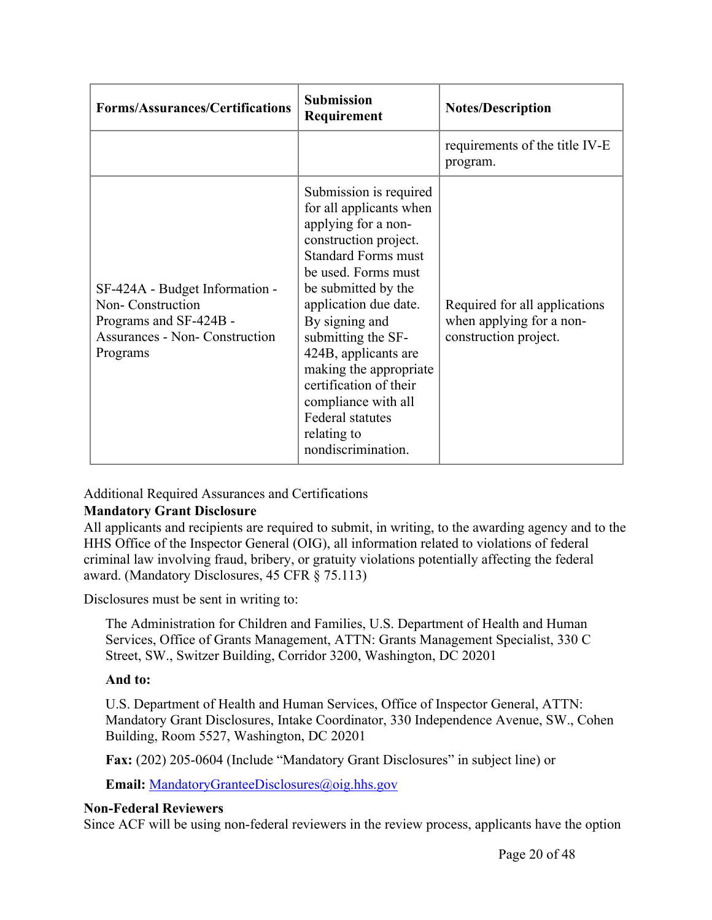| Forms/Assurances/Certifications | Submission Requirement | Notes/Description |
| --- | --- | --- |
| | | requirements of the title IV-E program. |
| SF-424A - Budget Information - Non- Construction Programs and SF-424B - Assurances - Non- Construction Programs | Submission is required for all applicants when applying for a non-construction project. Standard Forms must be used. Forms must be submitted by the application due date. By signing and submitting the SF-424B, applicants are making the appropriate certification of their compliance with all Federal statutes relating to nondiscrimination. | Required for all applications when applying for a non-construction project. |

Additional Required Assurances and Certifications

**Mandatory Grant Disclosure**

All applicants and recipients are required to submit, in writing, to the awarding agency and to the HHS Office of the Inspector General (OIG), all information related to violations of federal criminal law involving fraud, bribery, or gratuity violations potentially affecting the federal award. (Mandatory Disclosures, 45 CFR § 75.113)

Disclosures must be sent in writing to:

> The Administration for Children and Families, U.S. Department of Health and Human Services, Office of Grants Management, ATTN: Grants Management Specialist, 330 C Street, SW., Switzer Building, Corridor 3200, Washington, DC 20201
>
> **And to:**
>
> U.S. Department of Health and Human Services, Office of Inspector General, ATTN: Mandatory Grant Disclosures, Intake Coordinator, 330 Independence Avenue, SW., Cohen Building, Room 5527, Washington, DC 20201
>
> **Fax:** (202) 205-0604 (Include "Mandatory Grant Disclosures" in subject line) or
>
> **Email:** MandatoryGranteeDisclosures@oig.hhs.gov

**Non-Federal Reviewers**

Since ACF will be using non-federal reviewers in the review process, applicants have the option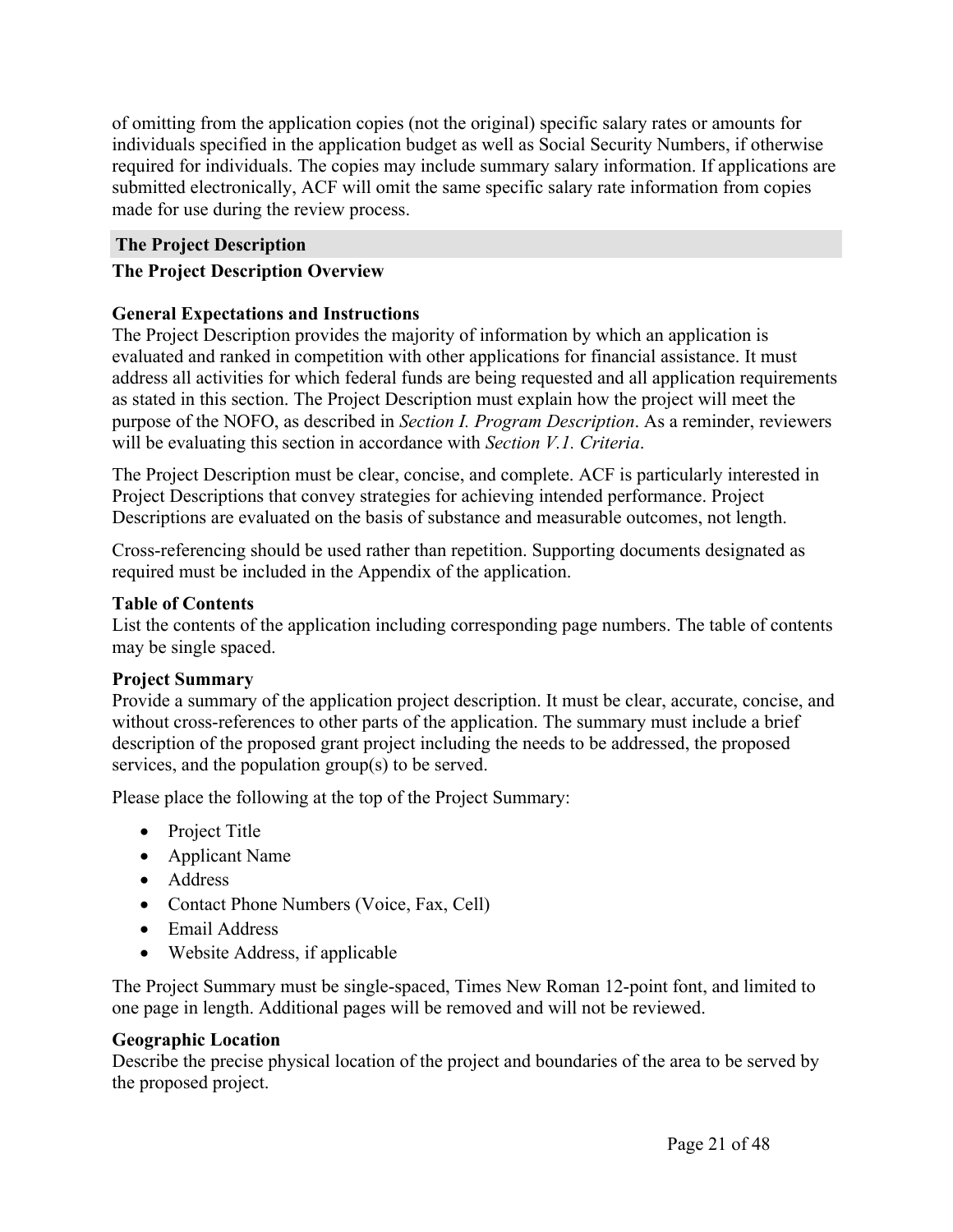of omitting from the application copies (not the original) specific salary rates or amounts for individuals specified in the application budget as well as Social Security Numbers, if otherwise required for individuals. The copies may include summary salary information. If applications are submitted electronically, ACF will omit the same specific salary rate information from copies made for use during the review process.

## The Project Description

### The Project Description Overview

#### General Expectations and Instructions

The Project Description provides the majority of information by which an application is evaluated and ranked in competition with other applications for financial assistance. It must address all activities for which federal funds are being requested and all application requirements as stated in this section. The Project Description must explain how the project will meet the purpose of the NOFO, as described in *Section I. Program Description*. As a reminder, reviewers will be evaluating this section in accordance with *Section V.1. Criteria*.

The Project Description must be clear, concise, and complete. ACF is particularly interested in Project Descriptions that convey strategies for achieving intended performance. Project Descriptions are evaluated on the basis of substance and measurable outcomes, not length.

Cross-referencing should be used rather than repetition. Supporting documents designated as required must be included in the Appendix of the application.

#### Table of Contents

List the contents of the application including corresponding page numbers. The table of contents may be single spaced.

#### Project Summary

Provide a summary of the application project description. It must be clear, accurate, concise, and without cross-references to other parts of the application. The summary must include a brief description of the proposed grant project including the needs to be addressed, the proposed services, and the population group(s) to be served.

Please place the following at the top of the Project Summary:

- Project Title
- Applicant Name
- Address
- Contact Phone Numbers (Voice, Fax, Cell)
- Email Address
- Website Address, if applicable

The Project Summary must be single-spaced, Times New Roman 12-point font, and limited to one page in length. Additional pages will be removed and will not be reviewed.

#### Geographic Location

Describe the precise physical location of the project and boundaries of the area to be served by the proposed project.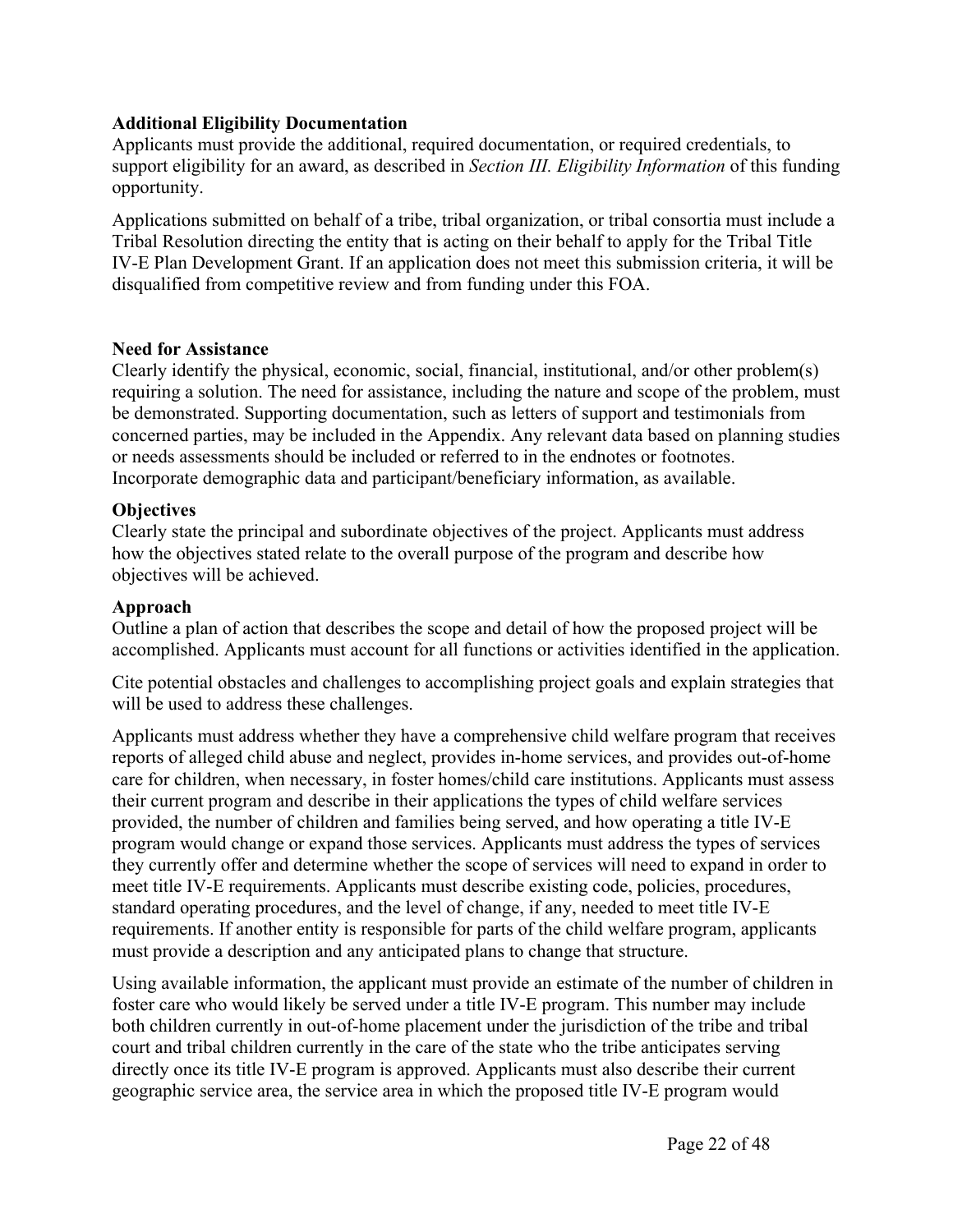**Additional Eligibility Documentation**

Applicants must provide the additional, required documentation, or required credentials, to support eligibility for an award, as described in *Section III. Eligibility Information* of this funding opportunity.

Applications submitted on behalf of a tribe, tribal organization, or tribal consortia must include a Tribal Resolution directing the entity that is acting on their behalf to apply for the Tribal Title IV-E Plan Development Grant. If an application does not meet this submission criteria, it will be disqualified from competitive review and from funding under this FOA.

**Need for Assistance**

Clearly identify the physical, economic, social, financial, institutional, and/or other problem(s) requiring a solution. The need for assistance, including the nature and scope of the problem, must be demonstrated. Supporting documentation, such as letters of support and testimonials from concerned parties, may be included in the Appendix. Any relevant data based on planning studies or needs assessments should be included or referred to in the endnotes or footnotes. Incorporate demographic data and participant/beneficiary information, as available.

**Objectives**

Clearly state the principal and subordinate objectives of the project. Applicants must address how the objectives stated relate to the overall purpose of the program and describe how objectives will be achieved.

**Approach**

Outline a plan of action that describes the scope and detail of how the proposed project will be accomplished. Applicants must account for all functions or activities identified in the application.

Cite potential obstacles and challenges to accomplishing project goals and explain strategies that will be used to address these challenges.

Applicants must address whether they have a comprehensive child welfare program that receives reports of alleged child abuse and neglect, provides in-home services, and provides out-of-home care for children, when necessary, in foster homes/child care institutions. Applicants must assess their current program and describe in their applications the types of child welfare services provided, the number of children and families being served, and how operating a title IV-E program would change or expand those services. Applicants must address the types of services they currently offer and determine whether the scope of services will need to expand in order to meet title IV-E requirements. Applicants must describe existing code, policies, procedures, standard operating procedures, and the level of change, if any, needed to meet title IV-E requirements. If another entity is responsible for parts of the child welfare program, applicants must provide a description and any anticipated plans to change that structure.

Using available information, the applicant must provide an estimate of the number of children in foster care who would likely be served under a title IV-E program. This number may include both children currently in out-of-home placement under the jurisdiction of the tribe and tribal court and tribal children currently in the care of the state who the tribe anticipates serving directly once its title IV-E program is approved. Applicants must also describe their current geographic service area, the service area in which the proposed title IV-E program would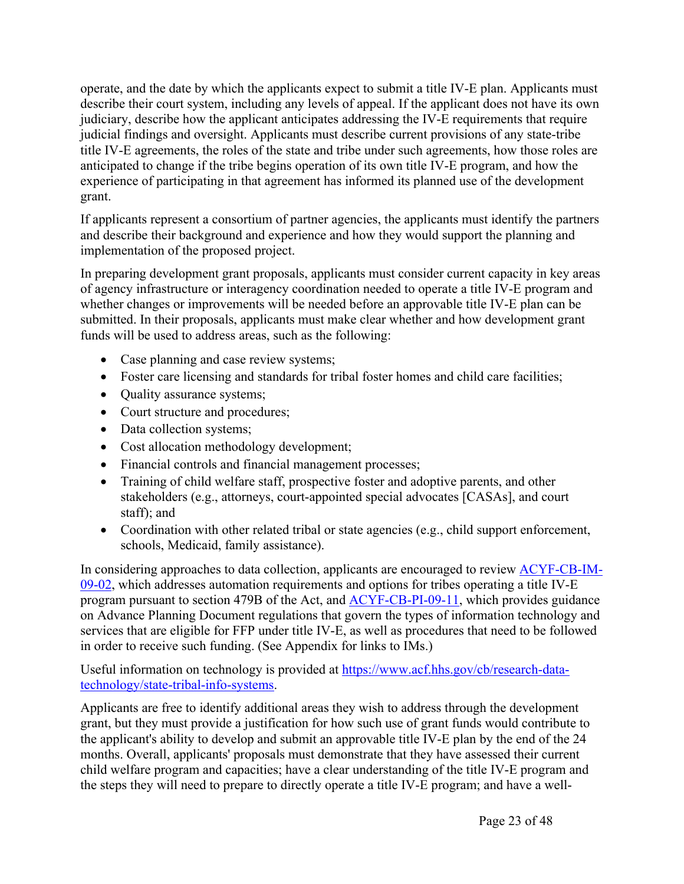operate, and the date by which the applicants expect to submit a title IV-E plan. Applicants must describe their court system, including any levels of appeal. If the applicant does not have its own judiciary, describe how the applicant anticipates addressing the IV-E requirements that require judicial findings and oversight. Applicants must describe current provisions of any state-tribe title IV-E agreements, the roles of the state and tribe under such agreements, how those roles are anticipated to change if the tribe begins operation of its own title IV-E program, and how the experience of participating in that agreement has informed its planned use of the development grant.

If applicants represent a consortium of partner agencies, the applicants must identify the partners and describe their background and experience and how they would support the planning and implementation of the proposed project.

In preparing development grant proposals, applicants must consider current capacity in key areas of agency infrastructure or interagency coordination needed to operate a title IV-E program and whether changes or improvements will be needed before an approvable title IV-E plan can be submitted. In their proposals, applicants must make clear whether and how development grant funds will be used to address areas, such as the following:

- Case planning and case review systems;
- Foster care licensing and standards for tribal foster homes and child care facilities;
- Quality assurance systems;
- Court structure and procedures;
- Data collection systems;
- Cost allocation methodology development;
- Financial controls and financial management processes;
- Training of child welfare staff, prospective foster and adoptive parents, and other stakeholders (e.g., attorneys, court-appointed special advocates [CASAs], and court staff); and
- Coordination with other related tribal or state agencies (e.g., child support enforcement, schools, Medicaid, family assistance).

In considering approaches to data collection, applicants are encouraged to review [ACYF-CB-IM-09-02](), which addresses automation requirements and options for tribes operating a title IV-E program pursuant to section 479B of the Act, and [ACYF-CB-PI-09-11](), which provides guidance on Advance Planning Document regulations that govern the types of information technology and services that are eligible for FFP under title IV-E, as well as procedures that need to be followed in order to receive such funding. (See Appendix for links to IMs.)

Useful information on technology is provided at [https://www.acf.hhs.gov/cb/research-data-technology/state-tribal-info-systems](https://www.acf.hhs.gov/cb/research-data-technology/state-tribal-info-systems).

Applicants are free to identify additional areas they wish to address through the development grant, but they must provide a justification for how such use of grant funds would contribute to the applicant's ability to develop and submit an approvable title IV-E plan by the end of the 24 months. Overall, applicants' proposals must demonstrate that they have assessed their current child welfare program and capacities; have a clear understanding of the title IV-E program and the steps they will need to prepare to directly operate a title IV-E program; and have a well-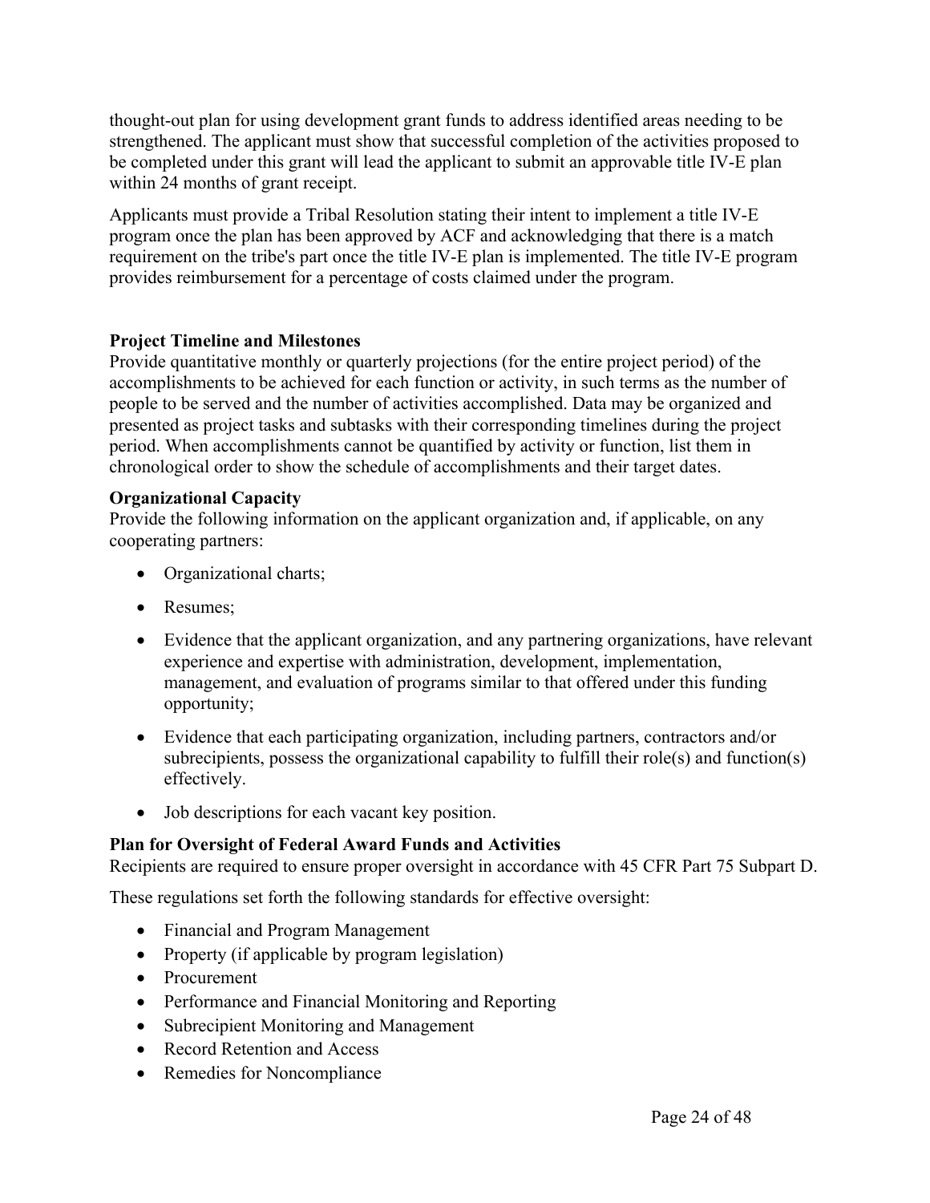thought-out plan for using development grant funds to address identified areas needing to be strengthened. The applicant must show that successful completion of the activities proposed to be completed under this grant will lead the applicant to submit an approvable title IV-E plan within 24 months of grant receipt.

Applicants must provide a Tribal Resolution stating their intent to implement a title IV-E program once the plan has been approved by ACF and acknowledging that there is a match requirement on the tribe's part once the title IV-E plan is implemented. The title IV-E program provides reimbursement for a percentage of costs claimed under the program.

**Project Timeline and Milestones**

Provide quantitative monthly or quarterly projections (for the entire project period) of the accomplishments to be achieved for each function or activity, in such terms as the number of people to be served and the number of activities accomplished. Data may be organized and presented as project tasks and subtasks with their corresponding timelines during the project period. When accomplishments cannot be quantified by activity or function, list them in chronological order to show the schedule of accomplishments and their target dates.

**Organizational Capacity**

Provide the following information on the applicant organization and, if applicable, on any cooperating partners:

- Organizational charts;
- Resumes;
- Evidence that the applicant organization, and any partnering organizations, have relevant experience and expertise with administration, development, implementation, management, and evaluation of programs similar to that offered under this funding opportunity;
- Evidence that each participating organization, including partners, contractors and/or subrecipients, possess the organizational capability to fulfill their role(s) and function(s) effectively.
- Job descriptions for each vacant key position.

**Plan for Oversight of Federal Award Funds and Activities**

Recipients are required to ensure proper oversight in accordance with 45 CFR Part 75 Subpart D.

These regulations set forth the following standards for effective oversight:

- Financial and Program Management
- Property (if applicable by program legislation)
- Procurement
- Performance and Financial Monitoring and Reporting
- Subrecipient Monitoring and Management
- Record Retention and Access
- Remedies for Noncompliance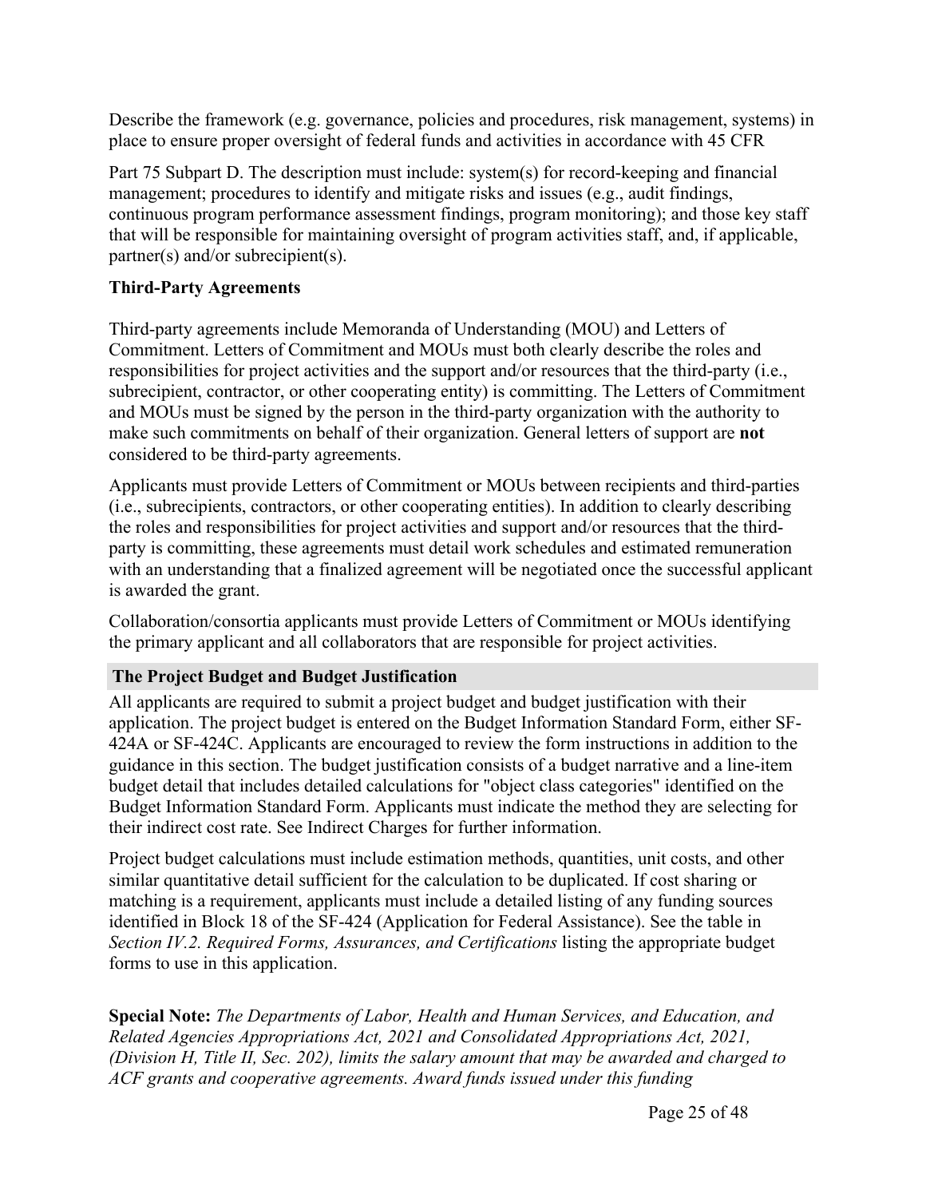Describe the framework (e.g. governance, policies and procedures, risk management, systems) in place to ensure proper oversight of federal funds and activities in accordance with 45 CFR

Part 75 Subpart D. The description must include: system(s) for record-keeping and financial management; procedures to identify and mitigate risks and issues (e.g., audit findings, continuous program performance assessment findings, program monitoring); and those key staff that will be responsible for maintaining oversight of program activities staff, and, if applicable, partner(s) and/or subrecipient(s).

**Third-Party Agreements**

Third-party agreements include Memoranda of Understanding (MOU) and Letters of Commitment. Letters of Commitment and MOUs must both clearly describe the roles and responsibilities for project activities and the support and/or resources that the third-party (i.e., subrecipient, contractor, or other cooperating entity) is committing. The Letters of Commitment and MOUs must be signed by the person in the third-party organization with the authority to make such commitments on behalf of their organization. General letters of support are **not** considered to be third-party agreements.

Applicants must provide Letters of Commitment or MOUs between recipients and third-parties (i.e., subrecipients, contractors, or other cooperating entities). In addition to clearly describing the roles and responsibilities for project activities and support and/or resources that the third-party is committing, these agreements must detail work schedules and estimated remuneration with an understanding that a finalized agreement will be negotiated once the successful applicant is awarded the grant.

Collaboration/consortia applicants must provide Letters of Commitment or MOUs identifying the primary applicant and all collaborators that are responsible for project activities.

### The Project Budget and Budget Justification

All applicants are required to submit a project budget and budget justification with their application. The project budget is entered on the Budget Information Standard Form, either SF-424A or SF-424C. Applicants are encouraged to review the form instructions in addition to the guidance in this section. The budget justification consists of a budget narrative and a line-item budget detail that includes detailed calculations for "object class categories" identified on the Budget Information Standard Form. Applicants must indicate the method they are selecting for their indirect cost rate. See Indirect Charges for further information.

Project budget calculations must include estimation methods, quantities, unit costs, and other similar quantitative detail sufficient for the calculation to be duplicated. If cost sharing or matching is a requirement, applicants must include a detailed listing of any funding sources identified in Block 18 of the SF-424 (Application for Federal Assistance). See the table in *Section IV.2. Required Forms, Assurances, and Certifications* listing the appropriate budget forms to use in this application.

**Special Note:** *The Departments of Labor, Health and Human Services, and Education, and Related Agencies Appropriations Act, 2021 and Consolidated Appropriations Act, 2021, (Division H, Title II, Sec. 202), limits the salary amount that may be awarded and charged to ACF grants and cooperative agreements. Award funds issued under this funding*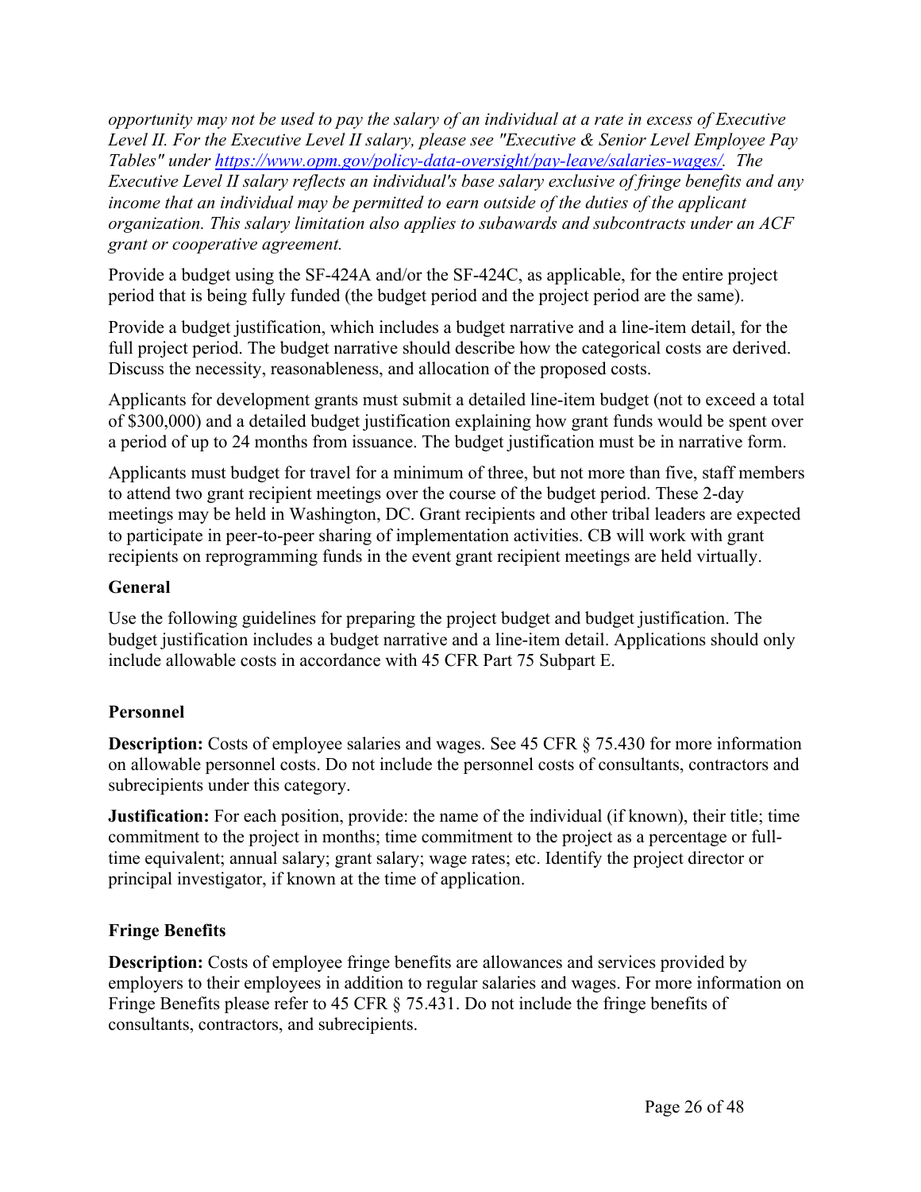*opportunity may not be used to pay the salary of an individual at a rate in excess of Executive Level II. For the Executive Level II salary, please see "Executive & Senior Level Employee Pay Tables" under [https://www.opm.gov/policy-data-oversight/pay-leave/salaries-wages/](https://www.opm.gov/policy-data-oversight/pay-leave/salaries-wages/). The Executive Level II salary reflects an individual's base salary exclusive of fringe benefits and any income that an individual may be permitted to earn outside of the duties of the applicant organization. This salary limitation also applies to subawards and subcontracts under an ACF grant or cooperative agreement.*

Provide a budget using the SF-424A and/or the SF-424C, as applicable, for the entire project period that is being fully funded (the budget period and the project period are the same).

Provide a budget justification, which includes a budget narrative and a line-item detail, for the full project period. The budget narrative should describe how the categorical costs are derived. Discuss the necessity, reasonableness, and allocation of the proposed costs.

Applicants for development grants must submit a detailed line-item budget (not to exceed a total of $300,000) and a detailed budget justification explaining how grant funds would be spent over a period of up to 24 months from issuance. The budget justification must be in narrative form.

Applicants must budget for travel for a minimum of three, but not more than five, staff members to attend two grant recipient meetings over the course of the budget period. These 2-day meetings may be held in Washington, DC. Grant recipients and other tribal leaders are expected to participate in peer-to-peer sharing of implementation activities. CB will work with grant recipients on reprogramming funds in the event grant recipient meetings are held virtually.

### General

Use the following guidelines for preparing the project budget and budget justification. The budget justification includes a budget narrative and a line-item detail. Applications should only include allowable costs in accordance with 45 CFR Part 75 Subpart E.

### Personnel

**Description:** Costs of employee salaries and wages. See 45 CFR § 75.430 for more information on allowable personnel costs. Do not include the personnel costs of consultants, contractors and subrecipients under this category.

**Justification:** For each position, provide: the name of the individual (if known), their title; time commitment to the project in months; time commitment to the project as a percentage or full-time equivalent; annual salary; grant salary; wage rates; etc. Identify the project director or principal investigator, if known at the time of application.

### Fringe Benefits

**Description:** Costs of employee fringe benefits are allowances and services provided by employers to their employees in addition to regular salaries and wages. For more information on Fringe Benefits please refer to 45 CFR § 75.431. Do not include the fringe benefits of consultants, contractors, and subrecipients.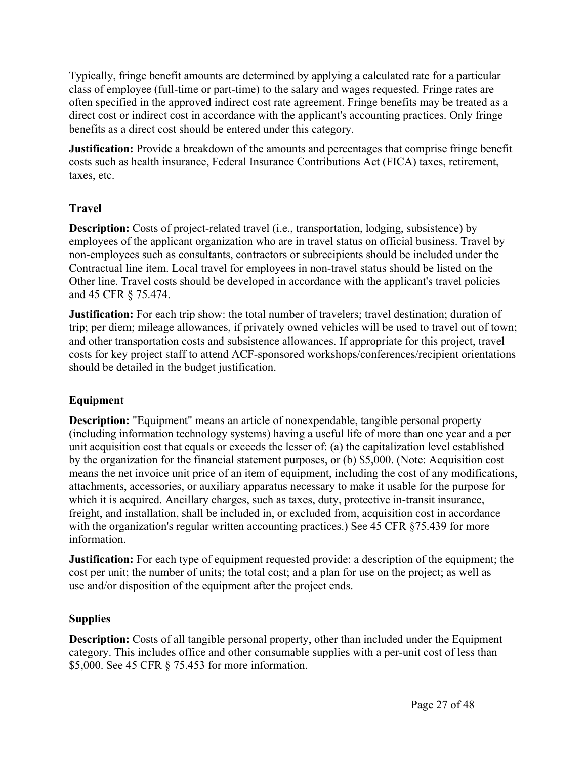Typically, fringe benefit amounts are determined by applying a calculated rate for a particular class of employee (full-time or part-time) to the salary and wages requested. Fringe rates are often specified in the approved indirect cost rate agreement. Fringe benefits may be treated as a direct cost or indirect cost in accordance with the applicant's accounting practices. Only fringe benefits as a direct cost should be entered under this category.

**Justification:** Provide a breakdown of the amounts and percentages that comprise fringe benefit costs such as health insurance, Federal Insurance Contributions Act (FICA) taxes, retirement, taxes, etc.

### Travel

**Description:** Costs of project-related travel (i.e., transportation, lodging, subsistence) by employees of the applicant organization who are in travel status on official business. Travel by non-employees such as consultants, contractors or subrecipients should be included under the Contractual line item. Local travel for employees in non-travel status should be listed on the Other line. Travel costs should be developed in accordance with the applicant's travel policies and 45 CFR § 75.474.

**Justification:** For each trip show: the total number of travelers; travel destination; duration of trip; per diem; mileage allowances, if privately owned vehicles will be used to travel out of town; and other transportation costs and subsistence allowances. If appropriate for this project, travel costs for key project staff to attend ACF-sponsored workshops/conferences/recipient orientations should be detailed in the budget justification.

### Equipment

**Description:** "Equipment" means an article of nonexpendable, tangible personal property (including information technology systems) having a useful life of more than one year and a per unit acquisition cost that equals or exceeds the lesser of: (a) the capitalization level established by the organization for the financial statement purposes, or (b) $5,000. (Note: Acquisition cost means the net invoice unit price of an item of equipment, including the cost of any modifications, attachments, accessories, or auxiliary apparatus necessary to make it usable for the purpose for which it is acquired. Ancillary charges, such as taxes, duty, protective in-transit insurance, freight, and installation, shall be included in, or excluded from, acquisition cost in accordance with the organization's regular written accounting practices.) See 45 CFR §75.439 for more information.

**Justification:** For each type of equipment requested provide: a description of the equipment; the cost per unit; the number of units; the total cost; and a plan for use on the project; as well as use and/or disposition of the equipment after the project ends.

### Supplies

**Description:** Costs of all tangible personal property, other than included under the Equipment category. This includes office and other consumable supplies with a per-unit cost of less than $5,000. See 45 CFR § 75.453 for more information.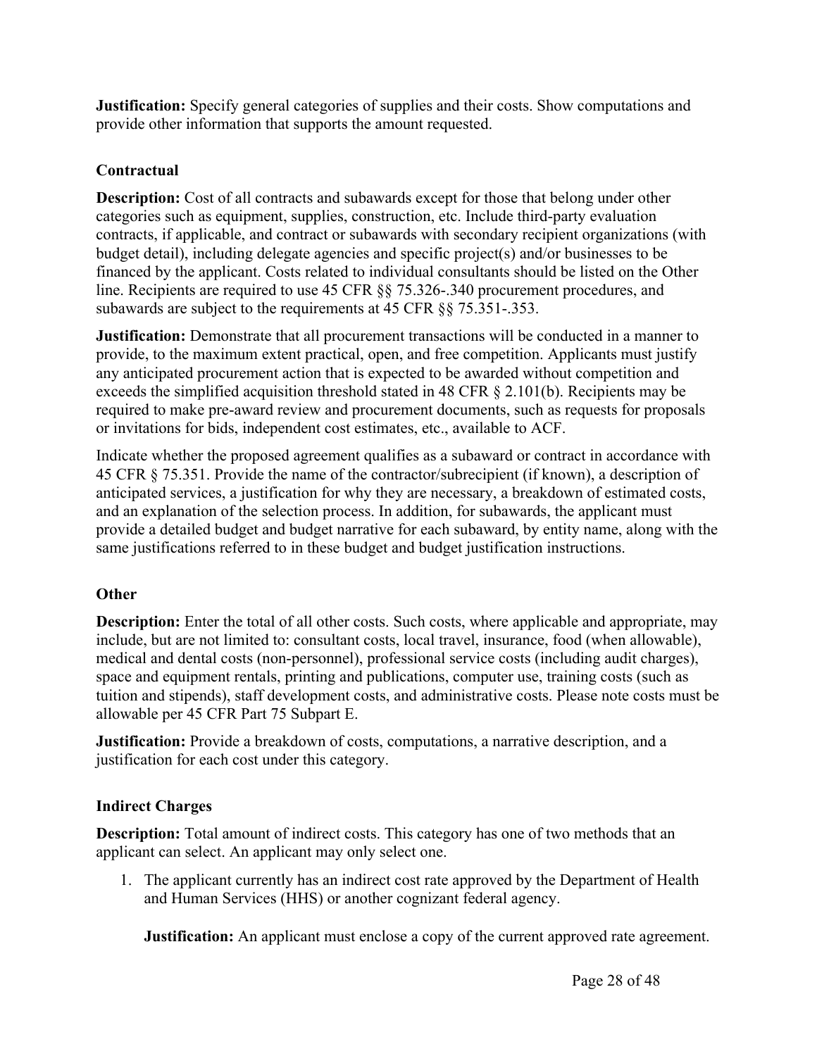**Justification:** Specify general categories of supplies and their costs. Show computations and provide other information that supports the amount requested.

### Contractual

**Description:** Cost of all contracts and subawards except for those that belong under other categories such as equipment, supplies, construction, etc. Include third-party evaluation contracts, if applicable, and contract or subawards with secondary recipient organizations (with budget detail), including delegate agencies and specific project(s) and/or businesses to be financed by the applicant. Costs related to individual consultants should be listed on the Other line. Recipients are required to use 45 CFR §§ 75.326-.340 procurement procedures, and subawards are subject to the requirements at 45 CFR §§ 75.351-.353.

**Justification:** Demonstrate that all procurement transactions will be conducted in a manner to provide, to the maximum extent practical, open, and free competition. Applicants must justify any anticipated procurement action that is expected to be awarded without competition and exceeds the simplified acquisition threshold stated in 48 CFR § 2.101(b). Recipients may be required to make pre-award review and procurement documents, such as requests for proposals or invitations for bids, independent cost estimates, etc., available to ACF.

Indicate whether the proposed agreement qualifies as a subaward or contract in accordance with 45 CFR § 75.351. Provide the name of the contractor/subrecipient (if known), a description of anticipated services, a justification for why they are necessary, a breakdown of estimated costs, and an explanation of the selection process. In addition, for subawards, the applicant must provide a detailed budget and budget narrative for each subaward, by entity name, along with the same justifications referred to in these budget and budget justification instructions.

### Other

**Description:** Enter the total of all other costs. Such costs, where applicable and appropriate, may include, but are not limited to: consultant costs, local travel, insurance, food (when allowable), medical and dental costs (non-personnel), professional service costs (including audit charges), space and equipment rentals, printing and publications, computer use, training costs (such as tuition and stipends), staff development costs, and administrative costs. Please note costs must be allowable per 45 CFR Part 75 Subpart E.

**Justification:** Provide a breakdown of costs, computations, a narrative description, and a justification for each cost under this category.

### Indirect Charges

**Description:** Total amount of indirect costs. This category has one of two methods that an applicant can select. An applicant may only select one.

1. The applicant currently has an indirect cost rate approved by the Department of Health and Human Services (HHS) or another cognizant federal agency.

   **Justification:** An applicant must enclose a copy of the current approved rate agreement.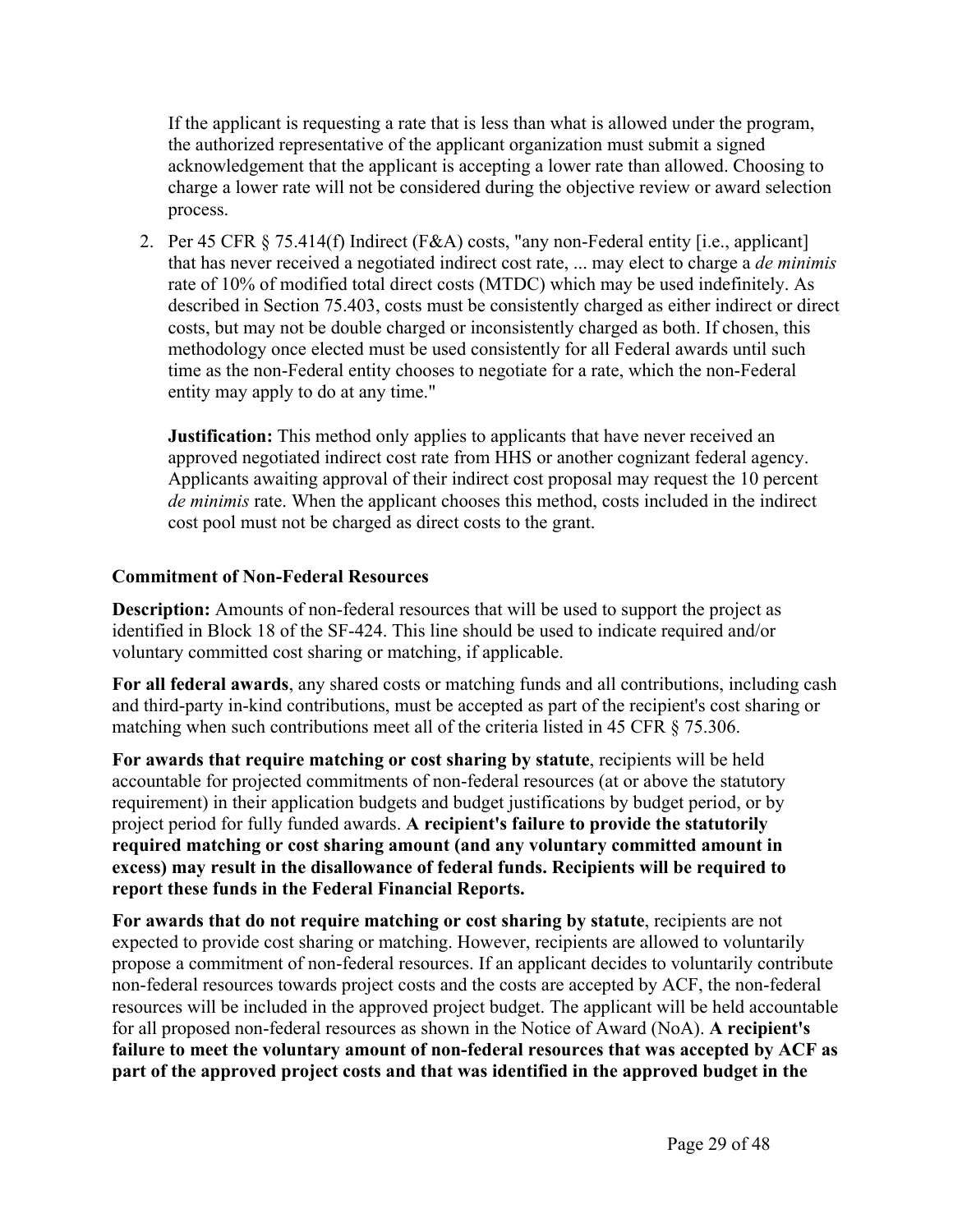If the applicant is requesting a rate that is less than what is allowed under the program, the authorized representative of the applicant organization must submit a signed acknowledgement that the applicant is accepting a lower rate than allowed. Choosing to charge a lower rate will not be considered during the objective review or award selection process.

2. Per 45 CFR § 75.414(f) Indirect (F&A) costs, "any non-Federal entity [i.e., applicant] that has never received a negotiated indirect cost rate, ... may elect to charge a *de minimis* rate of 10% of modified total direct costs (MTDC) which may be used indefinitely. As described in Section 75.403, costs must be consistently charged as either indirect or direct costs, but may not be double charged or inconsistently charged as both. If chosen, this methodology once elected must be used consistently for all Federal awards until such time as the non-Federal entity chooses to negotiate for a rate, which the non-Federal entity may apply to do at any time."

   **Justification:** This method only applies to applicants that have never received an approved negotiated indirect cost rate from HHS or another cognizant federal agency. Applicants awaiting approval of their indirect cost proposal may request the 10 percent *de minimis* rate. When the applicant chooses this method, costs included in the indirect cost pool must not be charged as direct costs to the grant.

**Commitment of Non-Federal Resources**

**Description:** Amounts of non-federal resources that will be used to support the project as identified in Block 18 of the SF-424. This line should be used to indicate required and/or voluntary committed cost sharing or matching, if applicable.

**For all federal awards**, any shared costs or matching funds and all contributions, including cash and third-party in-kind contributions, must be accepted as part of the recipient's cost sharing or matching when such contributions meet all of the criteria listed in 45 CFR § 75.306.

**For awards that require matching or cost sharing by statute**, recipients will be held accountable for projected commitments of non-federal resources (at or above the statutory requirement) in their application budgets and budget justifications by budget period, or by project period for fully funded awards. **A recipient's failure to provide the statutorily required matching or cost sharing amount (and any voluntary committed amount in excess) may result in the disallowance of federal funds. Recipients will be required to report these funds in the Federal Financial Reports.**

**For awards that do not require matching or cost sharing by statute**, recipients are not expected to provide cost sharing or matching. However, recipients are allowed to voluntarily propose a commitment of non-federal resources. If an applicant decides to voluntarily contribute non-federal resources towards project costs and the costs are accepted by ACF, the non-federal resources will be included in the approved project budget. The applicant will be held accountable for all proposed non-federal resources as shown in the Notice of Award (NoA). **A recipient's failure to meet the voluntary amount of non-federal resources that was accepted by ACF as part of the approved project costs and that was identified in the approved budget in the**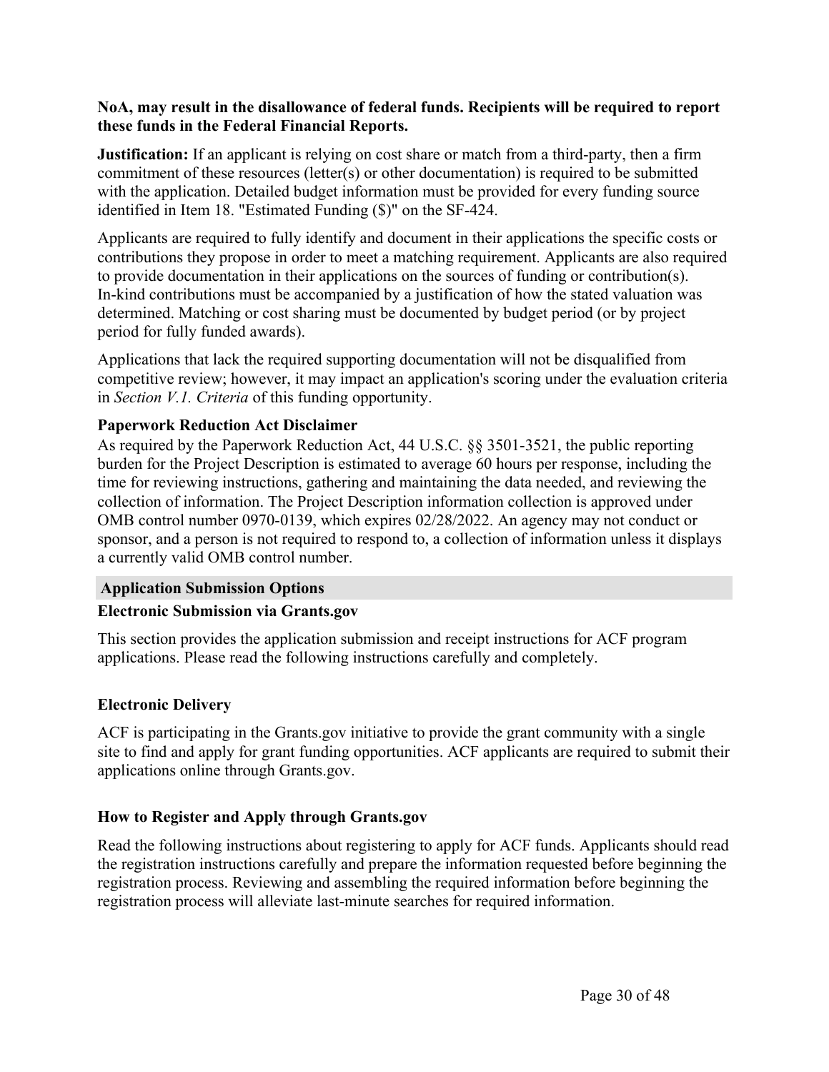**NoA, may result in the disallowance of federal funds. Recipients will be required to report these funds in the Federal Financial Reports.**

**Justification:** If an applicant is relying on cost share or match from a third-party, then a firm commitment of these resources (letter(s) or other documentation) is required to be submitted with the application. Detailed budget information must be provided for every funding source identified in Item 18. "Estimated Funding ($)" on the SF-424.

Applicants are required to fully identify and document in their applications the specific costs or contributions they propose in order to meet a matching requirement. Applicants are also required to provide documentation in their applications on the sources of funding or contribution(s). In-kind contributions must be accompanied by a justification of how the stated valuation was determined. Matching or cost sharing must be documented by budget period (or by project period for fully funded awards).

Applications that lack the required supporting documentation will not be disqualified from competitive review; however, it may impact an application's scoring under the evaluation criteria in *Section V.1. Criteria* of this funding opportunity.

**Paperwork Reduction Act Disclaimer**

As required by the Paperwork Reduction Act, 44 U.S.C. §§ 3501-3521, the public reporting burden for the Project Description is estimated to average 60 hours per response, including the time for reviewing instructions, gathering and maintaining the data needed, and reviewing the collection of information. The Project Description information collection is approved under OMB control number 0970-0139, which expires 02/28/2022. An agency may not conduct or sponsor, and a person is not required to respond to, a collection of information unless it displays a currently valid OMB control number.

## Application Submission Options

### Electronic Submission via Grants.gov

This section provides the application submission and receipt instructions for ACF program applications. Please read the following instructions carefully and completely.

### Electronic Delivery

ACF is participating in the Grants.gov initiative to provide the grant community with a single site to find and apply for grant funding opportunities. ACF applicants are required to submit their applications online through Grants.gov.

### How to Register and Apply through Grants.gov

Read the following instructions about registering to apply for ACF funds. Applicants should read the registration instructions carefully and prepare the information requested before beginning the registration process. Reviewing and assembling the required information before beginning the registration process will alleviate last-minute searches for required information.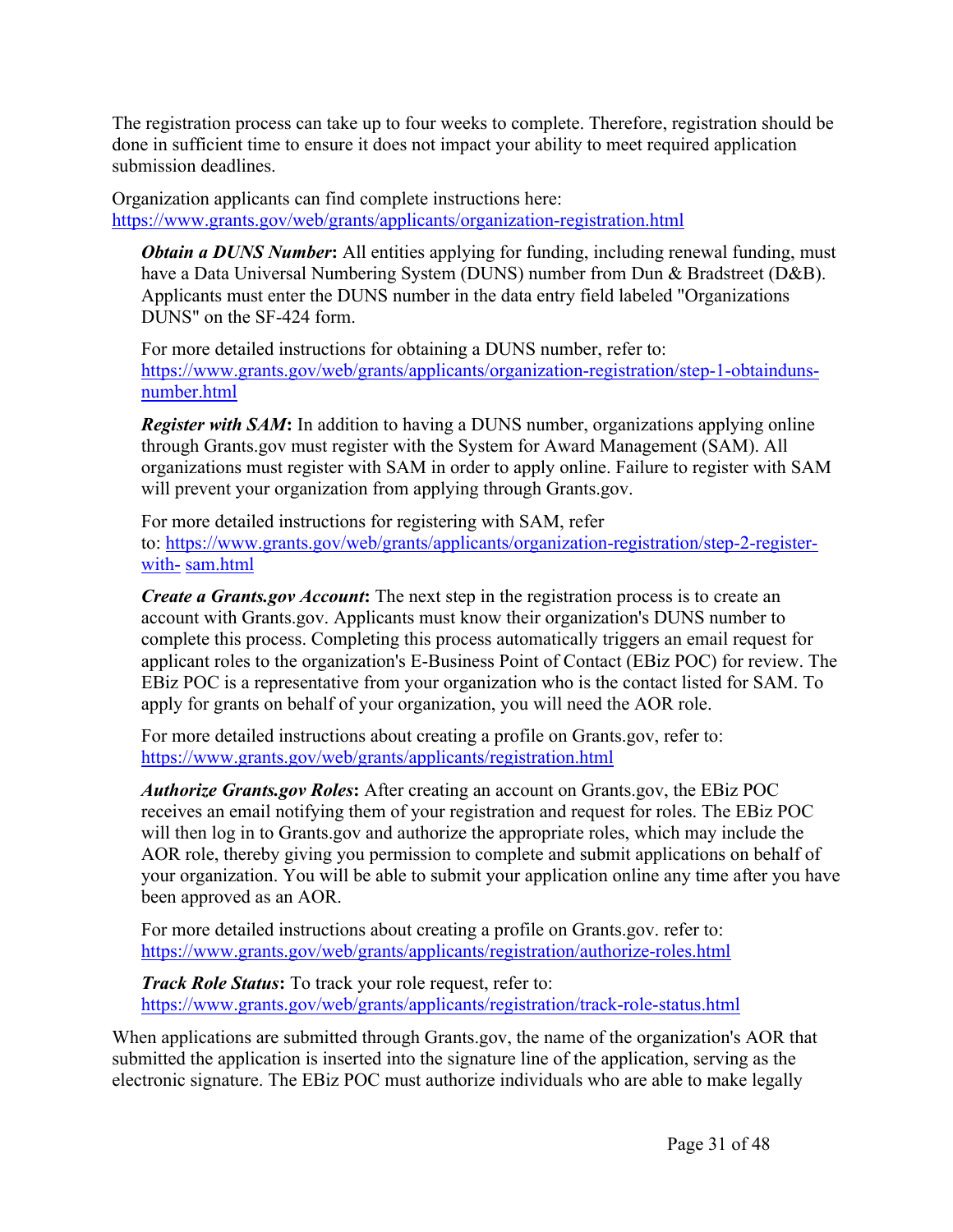The registration process can take up to four weeks to complete. Therefore, registration should be done in sufficient time to ensure it does not impact your ability to meet required application submission deadlines.

Organization applicants can find complete instructions here: [https://www.grants.gov/web/grants/applicants/organization-registration.html](https://www.grants.gov/web/grants/applicants/organization-registration.html)

> ***Obtain a DUNS Number*:** All entities applying for funding, including renewal funding, must have a Data Universal Numbering System (DUNS) number from Dun & Bradstreet (D&B). Applicants must enter the DUNS number in the data entry field labeled "Organizations DUNS" on the SF-424 form.
>
> For more detailed instructions for obtaining a DUNS number, refer to: [https://www.grants.gov/web/grants/applicants/organization-registration/step-1-obtainduns-number.html](https://www.grants.gov/web/grants/applicants/organization-registration/step-1-obtainduns-number.html)
>
> ***Register with SAM*:** In addition to having a DUNS number, organizations applying online through Grants.gov must register with the System for Award Management (SAM). All organizations must register with SAM in order to apply online. Failure to register with SAM will prevent your organization from applying through Grants.gov.
>
> For more detailed instructions for registering with SAM, refer to: [https://www.grants.gov/web/grants/applicants/organization-registration/step-2-register-with- sam.html](https://www.grants.gov/web/grants/applicants/organization-registration/step-2-register-with-sam.html)
>
> ***Create a Grants.gov Account*:** The next step in the registration process is to create an account with Grants.gov. Applicants must know their organization's DUNS number to complete this process. Completing this process automatically triggers an email request for applicant roles to the organization's E-Business Point of Contact (EBiz POC) for review. The EBiz POC is a representative from your organization who is the contact listed for SAM. To apply for grants on behalf of your organization, you will need the AOR role.
>
> For more detailed instructions about creating a profile on Grants.gov, refer to: [https://www.grants.gov/web/grants/applicants/registration.html](https://www.grants.gov/web/grants/applicants/registration.html)
>
> ***Authorize Grants.gov Roles*:** After creating an account on Grants.gov, the EBiz POC receives an email notifying them of your registration and request for roles. The EBiz POC will then log in to Grants.gov and authorize the appropriate roles, which may include the AOR role, thereby giving you permission to complete and submit applications on behalf of your organization. You will be able to submit your application online any time after you have been approved as an AOR.
>
> For more detailed instructions about creating a profile on Grants.gov. refer to: [https://www.grants.gov/web/grants/applicants/registration/authorize-roles.html](https://www.grants.gov/web/grants/applicants/registration/authorize-roles.html)
>
> ***Track Role Status*:** To track your role request, refer to: [https://www.grants.gov/web/grants/applicants/registration/track-role-status.html](https://www.grants.gov/web/grants/applicants/registration/track-role-status.html)

When applications are submitted through Grants.gov, the name of the organization's AOR that submitted the application is inserted into the signature line of the application, serving as the electronic signature. The EBiz POC must authorize individuals who are able to make legally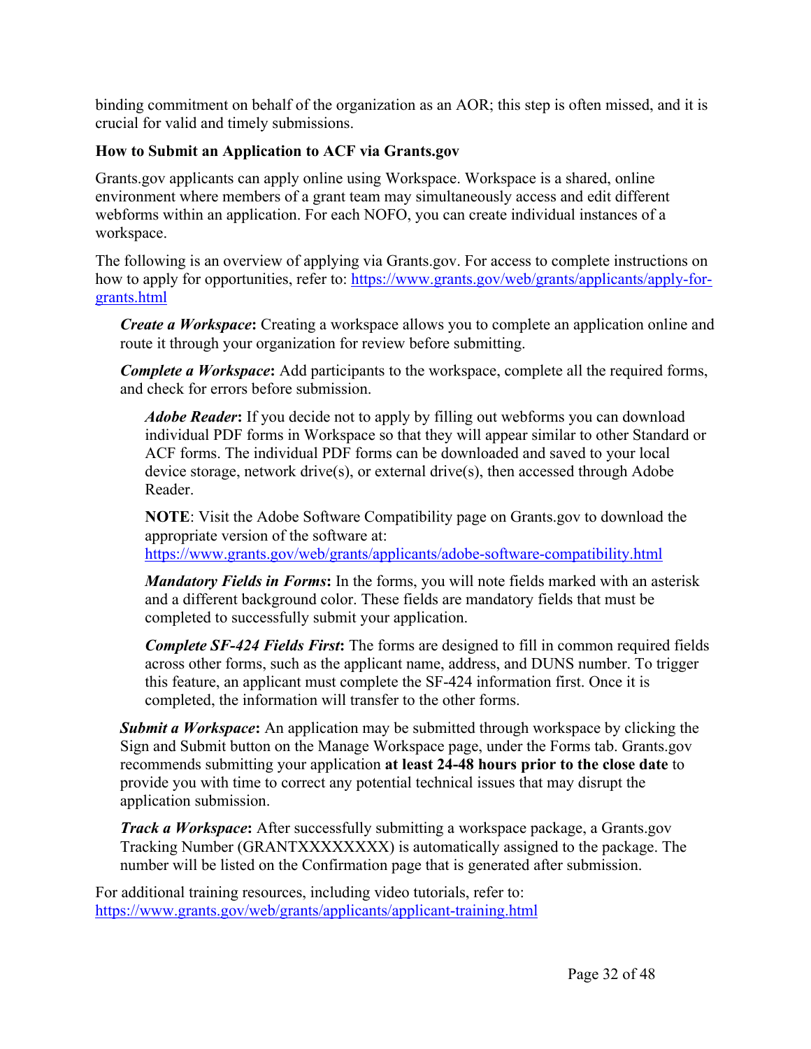binding commitment on behalf of the organization as an AOR; this step is often missed, and it is crucial for valid and timely submissions.

**How to Submit an Application to ACF via Grants.gov**

Grants.gov applicants can apply online using Workspace. Workspace is a shared, online environment where members of a grant team may simultaneously access and edit different webforms within an application. For each NOFO, you can create individual instances of a workspace.

The following is an overview of applying via Grants.gov. For access to complete instructions on how to apply for opportunities, refer to: https://www.grants.gov/web/grants/applicants/apply-for-grants.html

***Create a Workspace*:** Creating a workspace allows you to complete an application online and route it through your organization for review before submitting.

***Complete a Workspace*:** Add participants to the workspace, complete all the required forms, and check for errors before submission.

***Adobe Reader*:** If you decide not to apply by filling out webforms you can download individual PDF forms in Workspace so that they will appear similar to other Standard or ACF forms. The individual PDF forms can be downloaded and saved to your local device storage, network drive(s), or external drive(s), then accessed through Adobe Reader.

**NOTE**: Visit the Adobe Software Compatibility page on Grants.gov to download the appropriate version of the software at: https://www.grants.gov/web/grants/applicants/adobe-software-compatibility.html

***Mandatory Fields in Forms*:** In the forms, you will note fields marked with an asterisk and a different background color. These fields are mandatory fields that must be completed to successfully submit your application.

***Complete SF-424 Fields First*:** The forms are designed to fill in common required fields across other forms, such as the applicant name, address, and DUNS number. To trigger this feature, an applicant must complete the SF-424 information first. Once it is completed, the information will transfer to the other forms.

***Submit a Workspace*:** An application may be submitted through workspace by clicking the Sign and Submit button on the Manage Workspace page, under the Forms tab. Grants.gov recommends submitting your application **at least 24-48 hours prior to the close date** to provide you with time to correct any potential technical issues that may disrupt the application submission.

***Track a Workspace*:** After successfully submitting a workspace package, a Grants.gov Tracking Number (GRANTXXXXXXXX) is automatically assigned to the package. The number will be listed on the Confirmation page that is generated after submission.

For additional training resources, including video tutorials, refer to: https://www.grants.gov/web/grants/applicants/applicant-training.html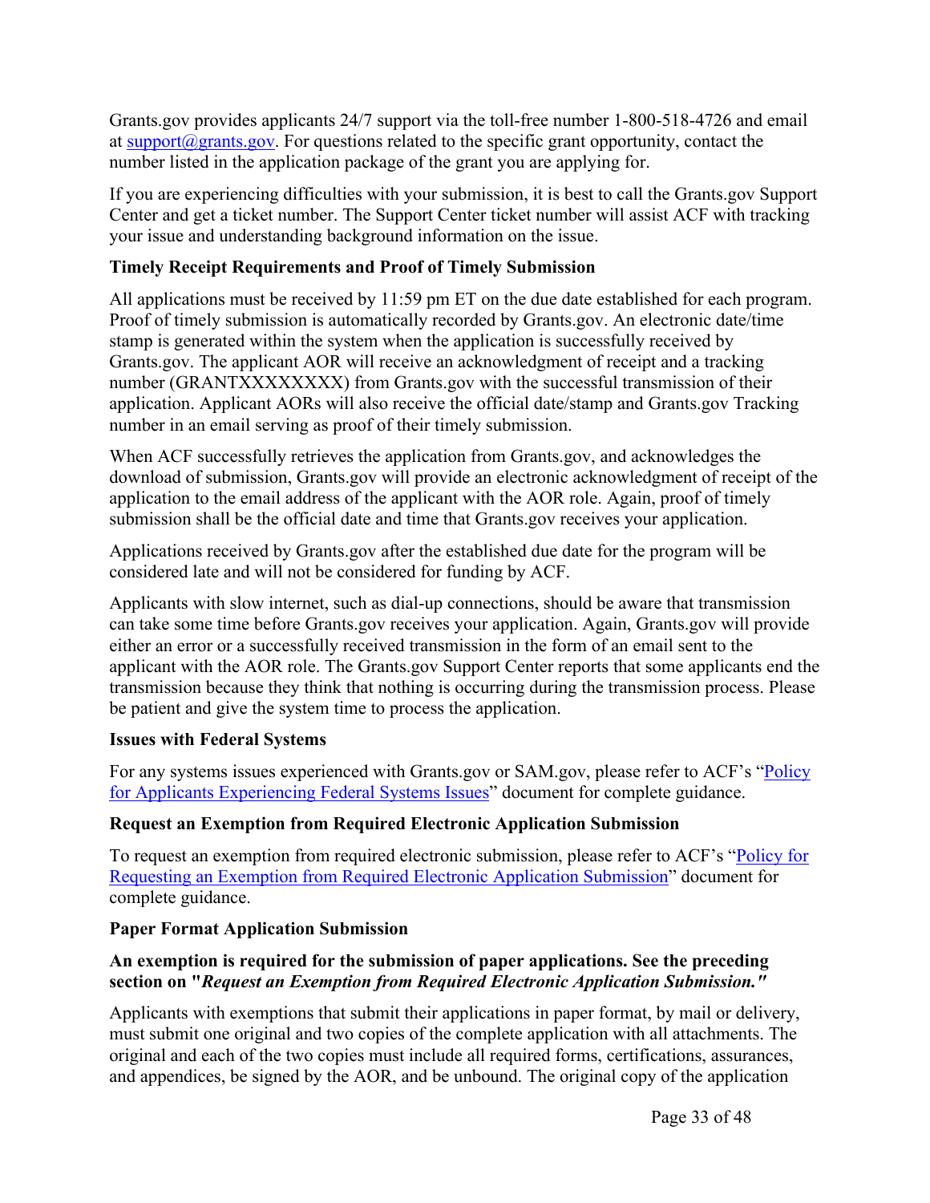Grants.gov provides applicants 24/7 support via the toll-free number 1-800-518-4726 and email at [support@grants.gov](mailto:support@grants.gov). For questions related to the specific grant opportunity, contact the number listed in the application package of the grant you are applying for.

If you are experiencing difficulties with your submission, it is best to call the Grants.gov Support Center and get a ticket number. The Support Center ticket number will assist ACF with tracking your issue and understanding background information on the issue.

**Timely Receipt Requirements and Proof of Timely Submission**

All applications must be received by 11:59 pm ET on the due date established for each program. Proof of timely submission is automatically recorded by Grants.gov. An electronic date/time stamp is generated within the system when the application is successfully received by Grants.gov. The applicant AOR will receive an acknowledgment of receipt and a tracking number (GRANTXXXXXXXX) from Grants.gov with the successful transmission of their application. Applicant AORs will also receive the official date/stamp and Grants.gov Tracking number in an email serving as proof of their timely submission.

When ACF successfully retrieves the application from Grants.gov, and acknowledges the download of submission, Grants.gov will provide an electronic acknowledgment of receipt of the application to the email address of the applicant with the AOR role. Again, proof of timely submission shall be the official date and time that Grants.gov receives your application.

Applications received by Grants.gov after the established due date for the program will be considered late and will not be considered for funding by ACF.

Applicants with slow internet, such as dial-up connections, should be aware that transmission can take some time before Grants.gov receives your application. Again, Grants.gov will provide either an error or a successfully received transmission in the form of an email sent to the applicant with the AOR role. The Grants.gov Support Center reports that some applicants end the transmission because they think that nothing is occurring during the transmission process. Please be patient and give the system time to process the application.

**Issues with Federal Systems**

For any systems issues experienced with Grants.gov or SAM.gov, please refer to ACF's "Policy for Applicants Experiencing Federal Systems Issues" document for complete guidance.

**Request an Exemption from Required Electronic Application Submission**

To request an exemption from required electronic submission, please refer to ACF's "Policy for Requesting an Exemption from Required Electronic Application Submission" document for complete guidance.

**Paper Format Application Submission**

**An exemption is required for the submission of paper applications. See the preceding section on "*Request an Exemption from Required Electronic Application Submission."***

Applicants with exemptions that submit their applications in paper format, by mail or delivery, must submit one original and two copies of the complete application with all attachments. The original and each of the two copies must include all required forms, certifications, assurances, and appendices, be signed by the AOR, and be unbound. The original copy of the application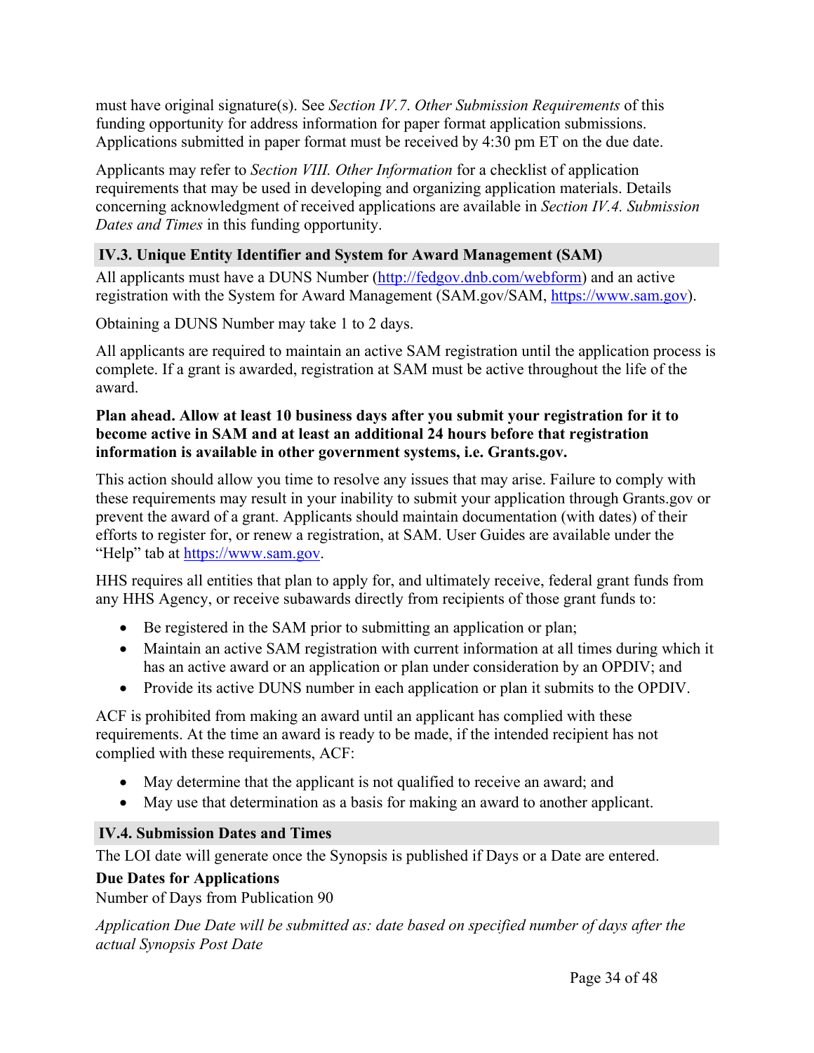must have original signature(s). See *Section IV.7. Other Submission Requirements* of this funding opportunity for address information for paper format application submissions. Applications submitted in paper format must be received by 4:30 pm ET on the due date.

Applicants may refer to *Section VIII. Other Information* for a checklist of application requirements that may be used in developing and organizing application materials. Details concerning acknowledgment of received applications are available in *Section IV.4. Submission Dates and Times* in this funding opportunity.

### IV.3. Unique Entity Identifier and System for Award Management (SAM)

All applicants must have a DUNS Number (http://fedgov.dnb.com/webform) and an active registration with the System for Award Management (SAM.gov/SAM, https://www.sam.gov).

Obtaining a DUNS Number may take 1 to 2 days.

All applicants are required to maintain an active SAM registration until the application process is complete. If a grant is awarded, registration at SAM must be active throughout the life of the award.

**Plan ahead. Allow at least 10 business days after you submit your registration for it to become active in SAM and at least an additional 24 hours before that registration information is available in other government systems, i.e. Grants.gov.**

This action should allow you time to resolve any issues that may arise. Failure to comply with these requirements may result in your inability to submit your application through Grants.gov or prevent the award of a grant. Applicants should maintain documentation (with dates) of their efforts to register for, or renew a registration, at SAM. User Guides are available under the "Help" tab at https://www.sam.gov.

HHS requires all entities that plan to apply for, and ultimately receive, federal grant funds from any HHS Agency, or receive subawards directly from recipients of those grant funds to:

- Be registered in the SAM prior to submitting an application or plan;
- Maintain an active SAM registration with current information at all times during which it has an active award or an application or plan under consideration by an OPDIV; and
- Provide its active DUNS number in each application or plan it submits to the OPDIV.

ACF is prohibited from making an award until an applicant has complied with these requirements. At the time an award is ready to be made, if the intended recipient has not complied with these requirements, ACF:

- May determine that the applicant is not qualified to receive an award; and
- May use that determination as a basis for making an award to another applicant.

### IV.4. Submission Dates and Times

The LOI date will generate once the Synopsis is published if Days or a Date are entered.

**Due Dates for Applications**
Number of Days from Publication 90

*Application Due Date will be submitted as: date based on specified number of days after the actual Synopsis Post Date*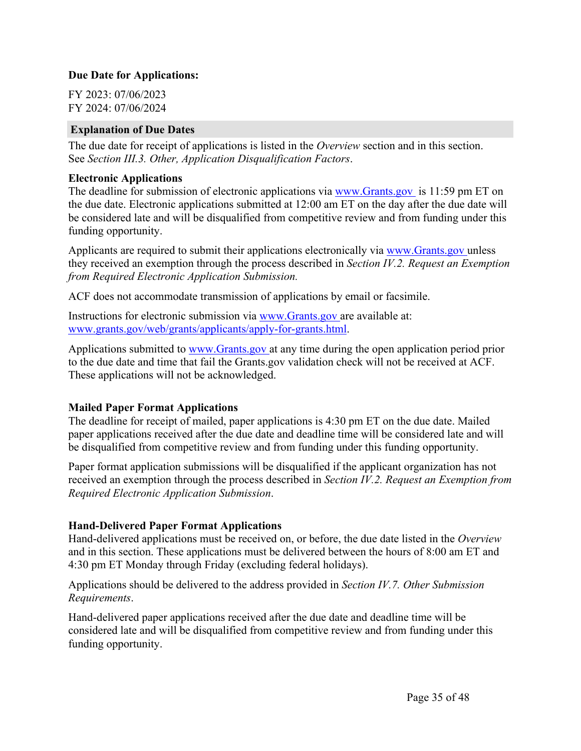**Due Date for Applications:**

FY 2023: 07/06/2023
FY 2024: 07/06/2024

### Explanation of Due Dates

The due date for receipt of applications is listed in the *Overview* section and in this section. See *Section III.3. Other, Application Disqualification Factors*.

**Electronic Applications**
The deadline for submission of electronic applications via [www.Grants.gov](http://www.Grants.gov) is 11:59 pm ET on the due date. Electronic applications submitted at 12:00 am ET on the day after the due date will be considered late and will be disqualified from competitive review and from funding under this funding opportunity.

Applicants are required to submit their applications electronically via [www.Grants.gov](http://www.Grants.gov) unless they received an exemption through the process described in *Section IV.2. Request an Exemption from Required Electronic Application Submission.*

ACF does not accommodate transmission of applications by email or facsimile.

Instructions for electronic submission via [www.Grants.gov](http://www.Grants.gov) are available at: [www.grants.gov/web/grants/applicants/apply-for-grants.html](http://www.grants.gov/web/grants/applicants/apply-for-grants.html).

Applications submitted to [www.Grants.gov](http://www.Grants.gov) at any time during the open application period prior to the due date and time that fail the Grants.gov validation check will not be received at ACF. These applications will not be acknowledged.

**Mailed Paper Format Applications**
The deadline for receipt of mailed, paper applications is 4:30 pm ET on the due date. Mailed paper applications received after the due date and deadline time will be considered late and will be disqualified from competitive review and from funding under this funding opportunity.

Paper format application submissions will be disqualified if the applicant organization has not received an exemption through the process described in *Section IV.2. Request an Exemption from Required Electronic Application Submission*.

**Hand-Delivered Paper Format Applications**
Hand-delivered applications must be received on, or before, the due date listed in the *Overview* and in this section. These applications must be delivered between the hours of 8:00 am ET and 4:30 pm ET Monday through Friday (excluding federal holidays).

Applications should be delivered to the address provided in *Section IV.7. Other Submission Requirements*.

Hand-delivered paper applications received after the due date and deadline time will be considered late and will be disqualified from competitive review and from funding under this funding opportunity.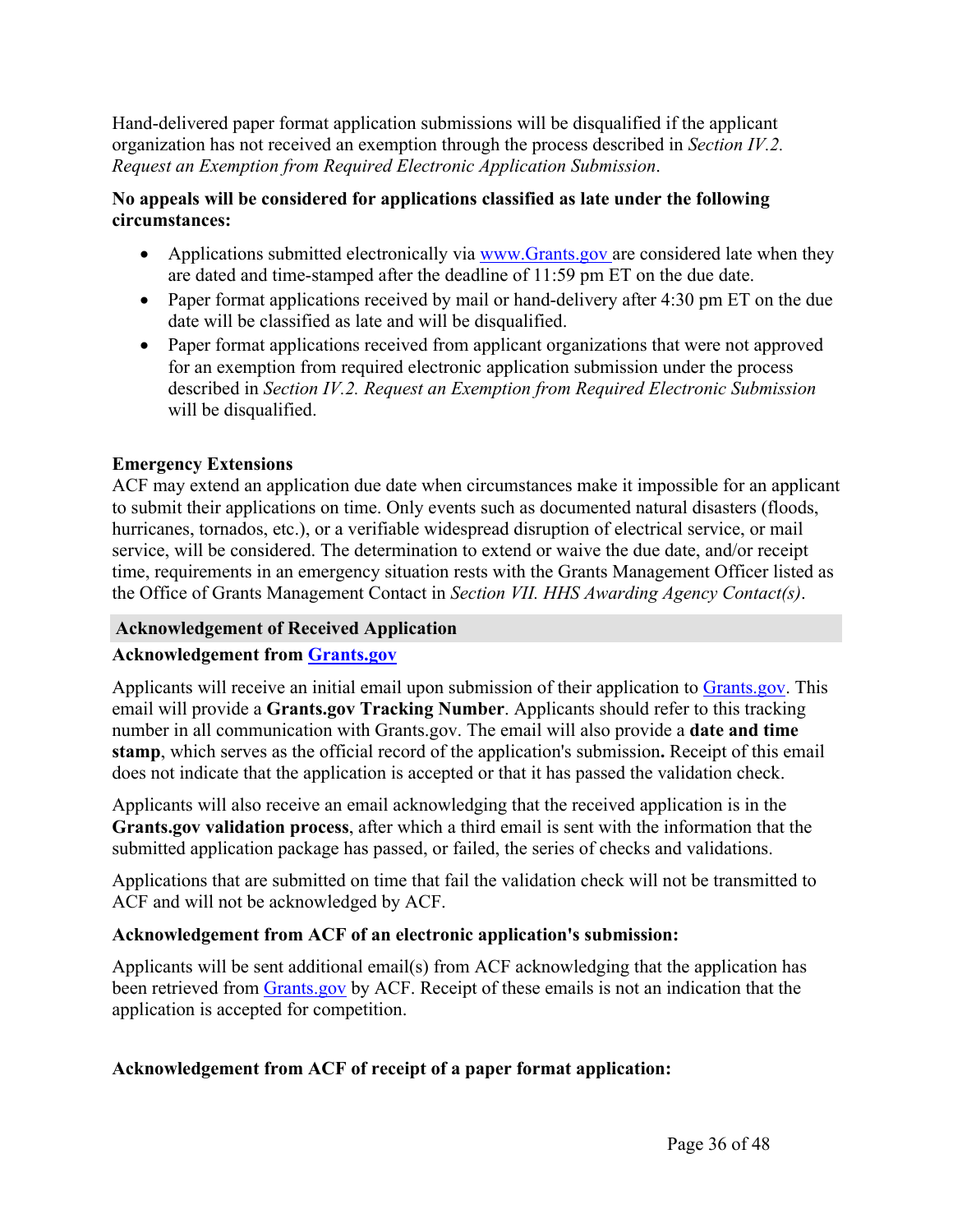Hand-delivered paper format application submissions will be disqualified if the applicant organization has not received an exemption through the process described in *Section IV.2. Request an Exemption from Required Electronic Application Submission*.

**No appeals will be considered for applications classified as late under the following circumstances:**

- Applications submitted electronically via [www.Grants.gov](www.Grants.gov) are considered late when they are dated and time-stamped after the deadline of 11:59 pm ET on the due date.
- Paper format applications received by mail or hand-delivery after 4:30 pm ET on the due date will be classified as late and will be disqualified.
- Paper format applications received from applicant organizations that were not approved for an exemption from required electronic application submission under the process described in *Section IV.2. Request an Exemption from Required Electronic Submission* will be disqualified.

**Emergency Extensions**

ACF may extend an application due date when circumstances make it impossible for an applicant to submit their applications on time. Only events such as documented natural disasters (floods, hurricanes, tornados, etc.), or a verifiable widespread disruption of electrical service, or mail service, will be considered. The determination to extend or waive the due date, and/or receipt time, requirements in an emergency situation rests with the Grants Management Officer listed as the Office of Grants Management Contact in *Section VII. HHS Awarding Agency Contact(s)*.

### Acknowledgement of Received Application

**Acknowledgement from [Grants.gov](Grants.gov)**

Applicants will receive an initial email upon submission of their application to [Grants.gov](Grants.gov). This email will provide a **Grants.gov Tracking Number**. Applicants should refer to this tracking number in all communication with Grants.gov. The email will also provide a **date and time stamp**, which serves as the official record of the application's submission**.** Receipt of this email does not indicate that the application is accepted or that it has passed the validation check.

Applicants will also receive an email acknowledging that the received application is in the **Grants.gov validation process**, after which a third email is sent with the information that the submitted application package has passed, or failed, the series of checks and validations.

Applications that are submitted on time that fail the validation check will not be transmitted to ACF and will not be acknowledged by ACF.

**Acknowledgement from ACF of an electronic application's submission:**

Applicants will be sent additional email(s) from ACF acknowledging that the application has been retrieved from [Grants.gov](Grants.gov) by ACF. Receipt of these emails is not an indication that the application is accepted for competition.

**Acknowledgement from ACF of receipt of a paper format application:**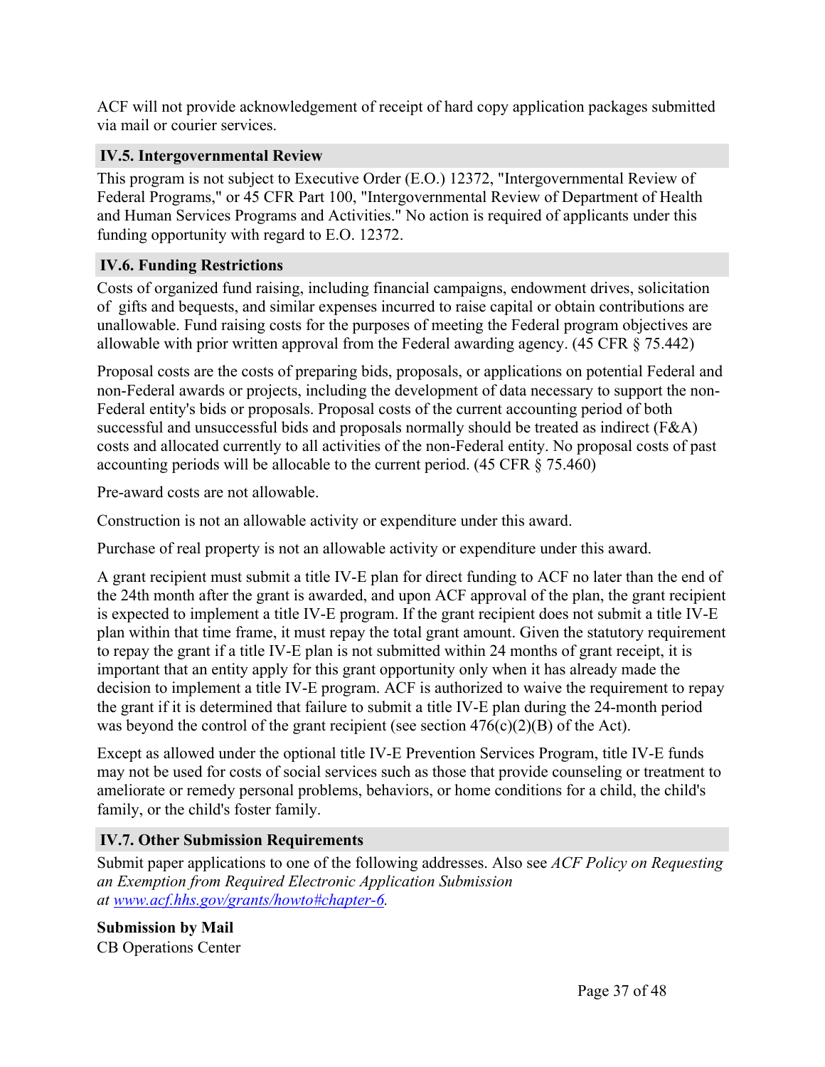ACF will not provide acknowledgement of receipt of hard copy application packages submitted via mail or courier services.

### IV.5. Intergovernmental Review

This program is not subject to Executive Order (E.O.) 12372, "Intergovernmental Review of Federal Programs," or 45 CFR Part 100, "Intergovernmental Review of Department of Health and Human Services Programs and Activities." No action is required of applicants under this funding opportunity with regard to E.O. 12372.

### IV.6. Funding Restrictions

Costs of organized fund raising, including financial campaigns, endowment drives, solicitation of gifts and bequests, and similar expenses incurred to raise capital or obtain contributions are unallowable. Fund raising costs for the purposes of meeting the Federal program objectives are allowable with prior written approval from the Federal awarding agency. (45 CFR § 75.442)

Proposal costs are the costs of preparing bids, proposals, or applications on potential Federal and non-Federal awards or projects, including the development of data necessary to support the non-Federal entity's bids or proposals. Proposal costs of the current accounting period of both successful and unsuccessful bids and proposals normally should be treated as indirect (F&A) costs and allocated currently to all activities of the non-Federal entity. No proposal costs of past accounting periods will be allocable to the current period. (45 CFR § 75.460)

Pre-award costs are not allowable.

Construction is not an allowable activity or expenditure under this award.

Purchase of real property is not an allowable activity or expenditure under this award.

A grant recipient must submit a title IV-E plan for direct funding to ACF no later than the end of the 24th month after the grant is awarded, and upon ACF approval of the plan, the grant recipient is expected to implement a title IV-E program. If the grant recipient does not submit a title IV-E plan within that time frame, it must repay the total grant amount. Given the statutory requirement to repay the grant if a title IV-E plan is not submitted within 24 months of grant receipt, it is important that an entity apply for this grant opportunity only when it has already made the decision to implement a title IV-E program. ACF is authorized to waive the requirement to repay the grant if it is determined that failure to submit a title IV-E plan during the 24-month period was beyond the control of the grant recipient (see section 476(c)(2)(B) of the Act).

Except as allowed under the optional title IV-E Prevention Services Program, title IV-E funds may not be used for costs of social services such as those that provide counseling or treatment to ameliorate or remedy personal problems, behaviors, or home conditions for a child, the child's family, or the child's foster family.

### IV.7. Other Submission Requirements

Submit paper applications to one of the following addresses. Also see *ACF Policy on Requesting an Exemption from Required Electronic Application Submission at [www.acf.hhs.gov/grants/howto#chapter-6](www.acf.hhs.gov/grants/howto#chapter-6).*

**Submission by Mail**
CB Operations Center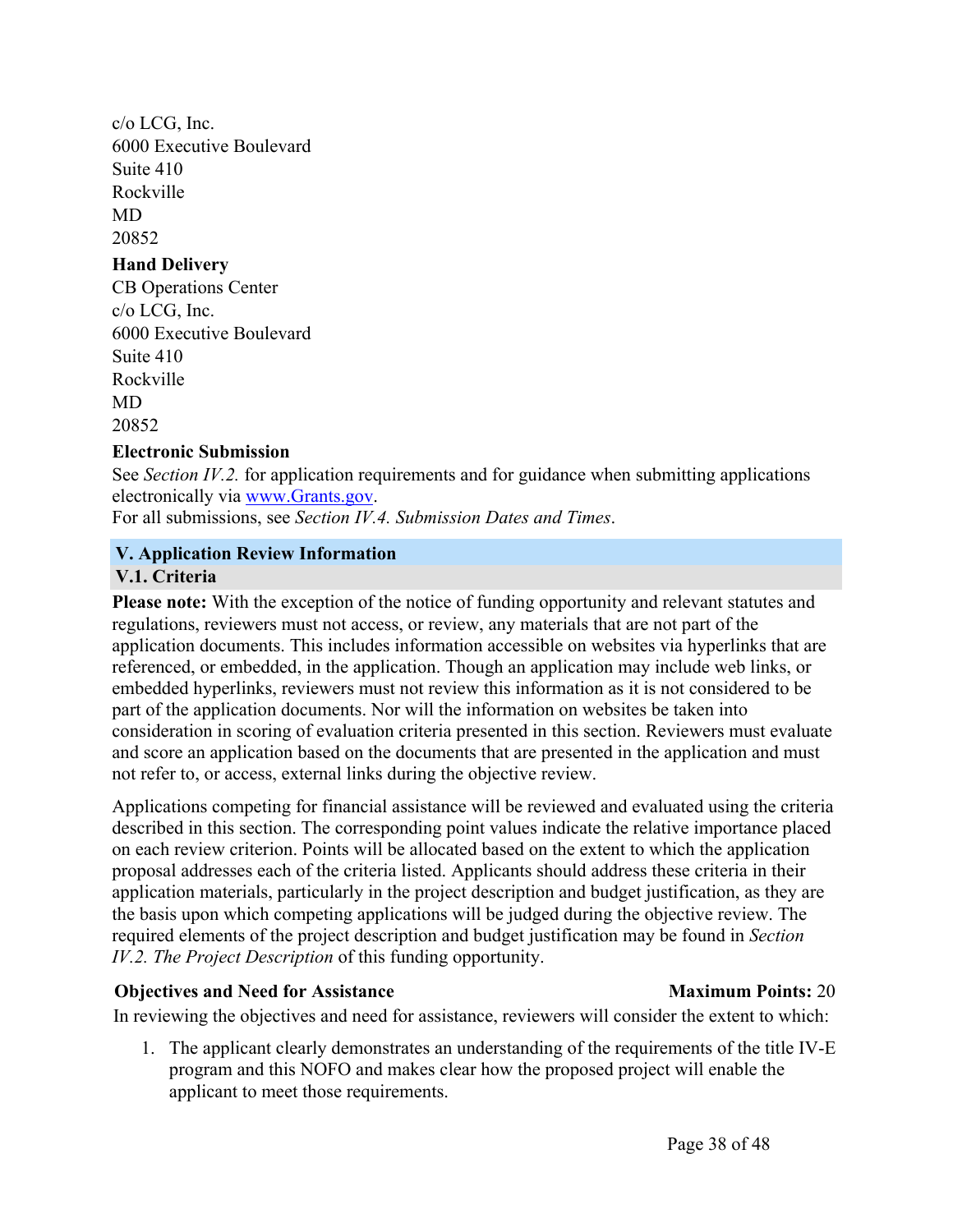c/o LCG, Inc.
6000 Executive Boulevard
Suite 410
Rockville
MD
20852

**Hand Delivery**

CB Operations Center
c/o LCG, Inc.
6000 Executive Boulevard
Suite 410
Rockville
MD
20852

**Electronic Submission**

See *Section IV.2.* for application requirements and for guidance when submitting applications electronically via www.Grants.gov.
For all submissions, see *Section IV.4. Submission Dates and Times*.

## V. Application Review Information

### V.1. Criteria

**Please note:** With the exception of the notice of funding opportunity and relevant statutes and regulations, reviewers must not access, or review, any materials that are not part of the application documents. This includes information accessible on websites via hyperlinks that are referenced, or embedded, in the application. Though an application may include web links, or embedded hyperlinks, reviewers must not review this information as it is not considered to be part of the application documents. Nor will the information on websites be taken into consideration in scoring of evaluation criteria presented in this section. Reviewers must evaluate and score an application based on the documents that are presented in the application and must not refer to, or access, external links during the objective review.

Applications competing for financial assistance will be reviewed and evaluated using the criteria described in this section. The corresponding point values indicate the relative importance placed on each review criterion. Points will be allocated based on the extent to which the application proposal addresses each of the criteria listed. Applicants should address these criteria in their application materials, particularly in the project description and budget justification, as they are the basis upon which competing applications will be judged during the objective review. The required elements of the project description and budget justification may be found in *Section IV.2. The Project Description* of this funding opportunity.

**Objectives and Need for Assistance** **Maximum Points:** 20

In reviewing the objectives and need for assistance, reviewers will consider the extent to which:

1. The applicant clearly demonstrates an understanding of the requirements of the title IV-E program and this NOFO and makes clear how the proposed project will enable the applicant to meet those requirements.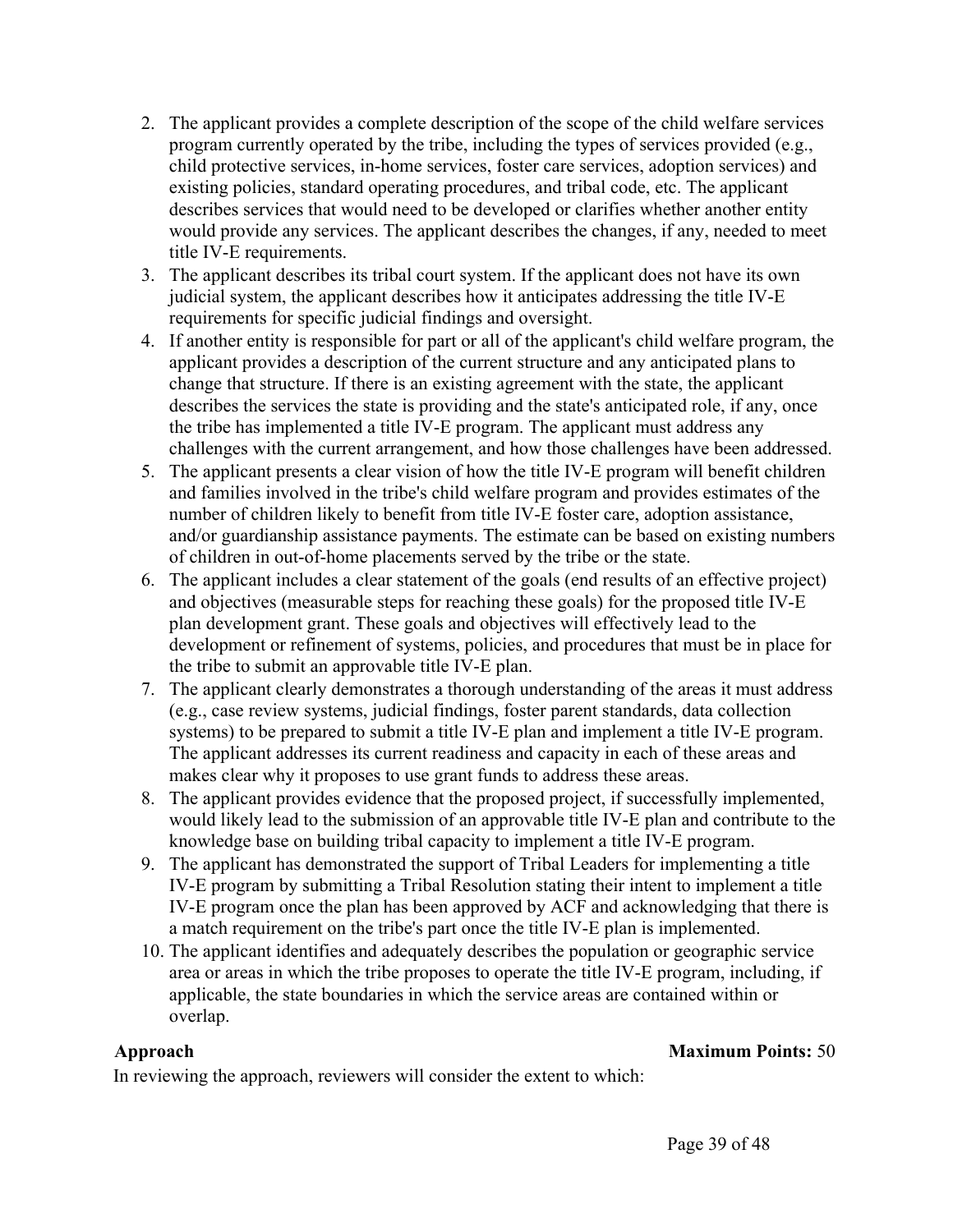2. The applicant provides a complete description of the scope of the child welfare services program currently operated by the tribe, including the types of services provided (e.g., child protective services, in-home services, foster care services, adoption services) and existing policies, standard operating procedures, and tribal code, etc. The applicant describes services that would need to be developed or clarifies whether another entity would provide any services. The applicant describes the changes, if any, needed to meet title IV-E requirements.
3. The applicant describes its tribal court system. If the applicant does not have its own judicial system, the applicant describes how it anticipates addressing the title IV-E requirements for specific judicial findings and oversight.
4. If another entity is responsible for part or all of the applicant's child welfare program, the applicant provides a description of the current structure and any anticipated plans to change that structure. If there is an existing agreement with the state, the applicant describes the services the state is providing and the state's anticipated role, if any, once the tribe has implemented a title IV-E program. The applicant must address any challenges with the current arrangement, and how those challenges have been addressed.
5. The applicant presents a clear vision of how the title IV-E program will benefit children and families involved in the tribe's child welfare program and provides estimates of the number of children likely to benefit from title IV-E foster care, adoption assistance, and/or guardianship assistance payments. The estimate can be based on existing numbers of children in out-of-home placements served by the tribe or the state.
6. The applicant includes a clear statement of the goals (end results of an effective project) and objectives (measurable steps for reaching these goals) for the proposed title IV-E plan development grant. These goals and objectives will effectively lead to the development or refinement of systems, policies, and procedures that must be in place for the tribe to submit an approvable title IV-E plan.
7. The applicant clearly demonstrates a thorough understanding of the areas it must address (e.g., case review systems, judicial findings, foster parent standards, data collection systems) to be prepared to submit a title IV-E plan and implement a title IV-E program. The applicant addresses its current readiness and capacity in each of these areas and makes clear why it proposes to use grant funds to address these areas.
8. The applicant provides evidence that the proposed project, if successfully implemented, would likely lead to the submission of an approvable title IV-E plan and contribute to the knowledge base on building tribal capacity to implement a title IV-E program.
9. The applicant has demonstrated the support of Tribal Leaders for implementing a title IV-E program by submitting a Tribal Resolution stating their intent to implement a title IV-E program once the plan has been approved by ACF and acknowledging that there is a match requirement on the tribe's part once the title IV-E plan is implemented.
10. The applicant identifies and adequately describes the population or geographic service area or areas in which the tribe proposes to operate the title IV-E program, including, if applicable, the state boundaries in which the service areas are contained within or overlap.

**Approach** **Maximum Points:** 50

In reviewing the approach, reviewers will consider the extent to which: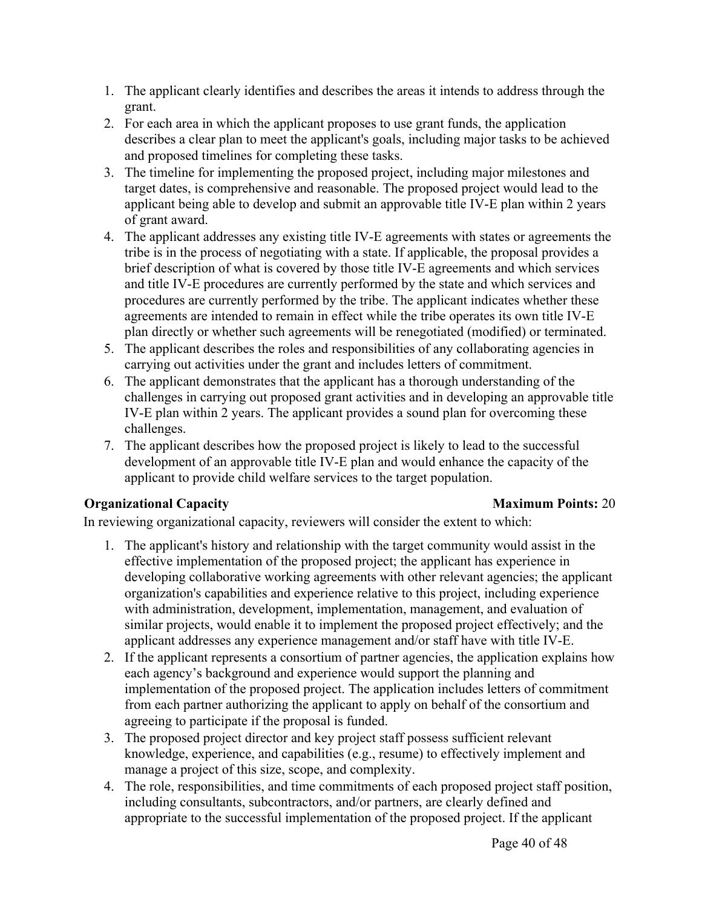1. The applicant clearly identifies and describes the areas it intends to address through the grant.
2. For each area in which the applicant proposes to use grant funds, the application describes a clear plan to meet the applicant's goals, including major tasks to be achieved and proposed timelines for completing these tasks.
3. The timeline for implementing the proposed project, including major milestones and target dates, is comprehensive and reasonable. The proposed project would lead to the applicant being able to develop and submit an approvable title IV-E plan within 2 years of grant award.
4. The applicant addresses any existing title IV-E agreements with states or agreements the tribe is in the process of negotiating with a state. If applicable, the proposal provides a brief description of what is covered by those title IV-E agreements and which services and title IV-E procedures are currently performed by the state and which services and procedures are currently performed by the tribe. The applicant indicates whether these agreements are intended to remain in effect while the tribe operates its own title IV-E plan directly or whether such agreements will be renegotiated (modified) or terminated.
5. The applicant describes the roles and responsibilities of any collaborating agencies in carrying out activities under the grant and includes letters of commitment.
6. The applicant demonstrates that the applicant has a thorough understanding of the challenges in carrying out proposed grant activities and in developing an approvable title IV-E plan within 2 years. The applicant provides a sound plan for overcoming these challenges.
7. The applicant describes how the proposed project is likely to lead to the successful development of an approvable title IV-E plan and would enhance the capacity of the applicant to provide child welfare services to the target population.

**Organizational Capacity** **Maximum Points:** 20

In reviewing organizational capacity, reviewers will consider the extent to which:

1. The applicant's history and relationship with the target community would assist in the effective implementation of the proposed project; the applicant has experience in developing collaborative working agreements with other relevant agencies; the applicant organization's capabilities and experience relative to this project, including experience with administration, development, implementation, management, and evaluation of similar projects, would enable it to implement the proposed project effectively; and the applicant addresses any experience management and/or staff have with title IV-E.
2. If the applicant represents a consortium of partner agencies, the application explains how each agency's background and experience would support the planning and implementation of the proposed project. The application includes letters of commitment from each partner authorizing the applicant to apply on behalf of the consortium and agreeing to participate if the proposal is funded.
3. The proposed project director and key project staff possess sufficient relevant knowledge, experience, and capabilities (e.g., resume) to effectively implement and manage a project of this size, scope, and complexity.
4. The role, responsibilities, and time commitments of each proposed project staff position, including consultants, subcontractors, and/or partners, are clearly defined and appropriate to the successful implementation of the proposed project. If the applicant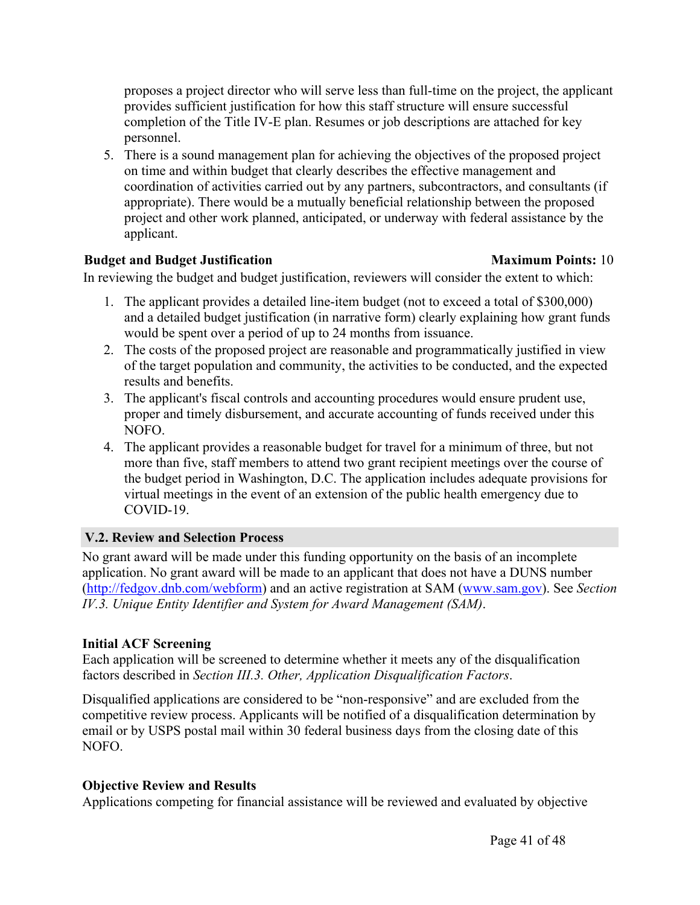proposes a project director who will serve less than full-time on the project, the applicant provides sufficient justification for how this staff structure will ensure successful completion of the Title IV-E plan. Resumes or job descriptions are attached for key personnel.

5. There is a sound management plan for achieving the objectives of the proposed project on time and within budget that clearly describes the effective management and coordination of activities carried out by any partners, subcontractors, and consultants (if appropriate). There would be a mutually beneficial relationship between the proposed project and other work planned, anticipated, or underway with federal assistance by the applicant.

**Budget and Budget Justification** **Maximum Points:** 10

In reviewing the budget and budget justification, reviewers will consider the extent to which:

1. The applicant provides a detailed line-item budget (not to exceed a total of $300,000) and a detailed budget justification (in narrative form) clearly explaining how grant funds would be spent over a period of up to 24 months from issuance.
2. The costs of the proposed project are reasonable and programmatically justified in view of the target population and community, the activities to be conducted, and the expected results and benefits.
3. The applicant's fiscal controls and accounting procedures would ensure prudent use, proper and timely disbursement, and accurate accounting of funds received under this NOFO.
4. The applicant provides a reasonable budget for travel for a minimum of three, but not more than five, staff members to attend two grant recipient meetings over the course of the budget period in Washington, D.C. The application includes adequate provisions for virtual meetings in the event of an extension of the public health emergency due to COVID-19.

## V.2. Review and Selection Process

No grant award will be made under this funding opportunity on the basis of an incomplete application. No grant award will be made to an applicant that does not have a DUNS number (http://fedgov.dnb.com/webform) and an active registration at SAM (www.sam.gov). See *Section IV.3. Unique Entity Identifier and System for Award Management (SAM)*.

**Initial ACF Screening**

Each application will be screened to determine whether it meets any of the disqualification factors described in *Section III.3. Other, Application Disqualification Factors*.

Disqualified applications are considered to be "non-responsive" and are excluded from the competitive review process. Applicants will be notified of a disqualification determination by email or by USPS postal mail within 30 federal business days from the closing date of this NOFO.

**Objective Review and Results**

Applications competing for financial assistance will be reviewed and evaluated by objective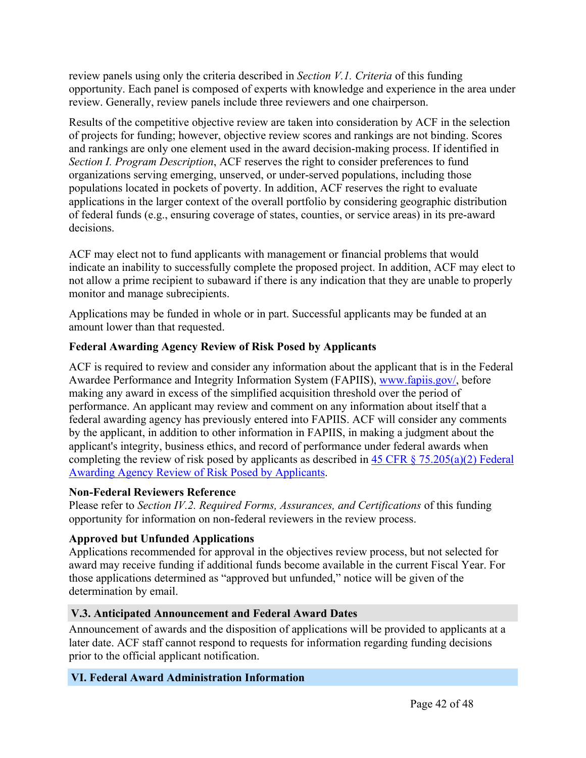review panels using only the criteria described in *Section V.1. Criteria* of this funding opportunity. Each panel is composed of experts with knowledge and experience in the area under review. Generally, review panels include three reviewers and one chairperson.

Results of the competitive objective review are taken into consideration by ACF in the selection of projects for funding; however, objective review scores and rankings are not binding. Scores and rankings are only one element used in the award decision-making process. If identified in *Section I. Program Description*, ACF reserves the right to consider preferences to fund organizations serving emerging, unserved, or under-served populations, including those populations located in pockets of poverty. In addition, ACF reserves the right to evaluate applications in the larger context of the overall portfolio by considering geographic distribution of federal funds (e.g., ensuring coverage of states, counties, or service areas) in its pre-award decisions.

ACF may elect not to fund applicants with management or financial problems that would indicate an inability to successfully complete the proposed project. In addition, ACF may elect to not allow a prime recipient to subaward if there is any indication that they are unable to properly monitor and manage subrecipients.

Applications may be funded in whole or in part. Successful applicants may be funded at an amount lower than that requested.

**Federal Awarding Agency Review of Risk Posed by Applicants**

ACF is required to review and consider any information about the applicant that is in the Federal Awardee Performance and Integrity Information System (FAPIIS), [www.fapiis.gov/](www.fapiis.gov/), before making any award in excess of the simplified acquisition threshold over the period of performance. An applicant may review and comment on any information about itself that a federal awarding agency has previously entered into FAPIIS. ACF will consider any comments by the applicant, in addition to other information in FAPIIS, in making a judgment about the applicant's integrity, business ethics, and record of performance under federal awards when completing the review of risk posed by applicants as described in 45 CFR § 75.205(a)(2) Federal Awarding Agency Review of Risk Posed by Applicants.

**Non-Federal Reviewers Reference**

Please refer to *Section IV.2. Required Forms, Assurances, and Certifications* of this funding opportunity for information on non-federal reviewers in the review process.

**Approved but Unfunded Applications**

Applications recommended for approval in the objectives review process, but not selected for award may receive funding if additional funds become available in the current Fiscal Year. For those applications determined as "approved but unfunded," notice will be given of the determination by email.

### V.3. Anticipated Announcement and Federal Award Dates

Announcement of awards and the disposition of applications will be provided to applicants at a later date. ACF staff cannot respond to requests for information regarding funding decisions prior to the official applicant notification.

## VI. Federal Award Administration Information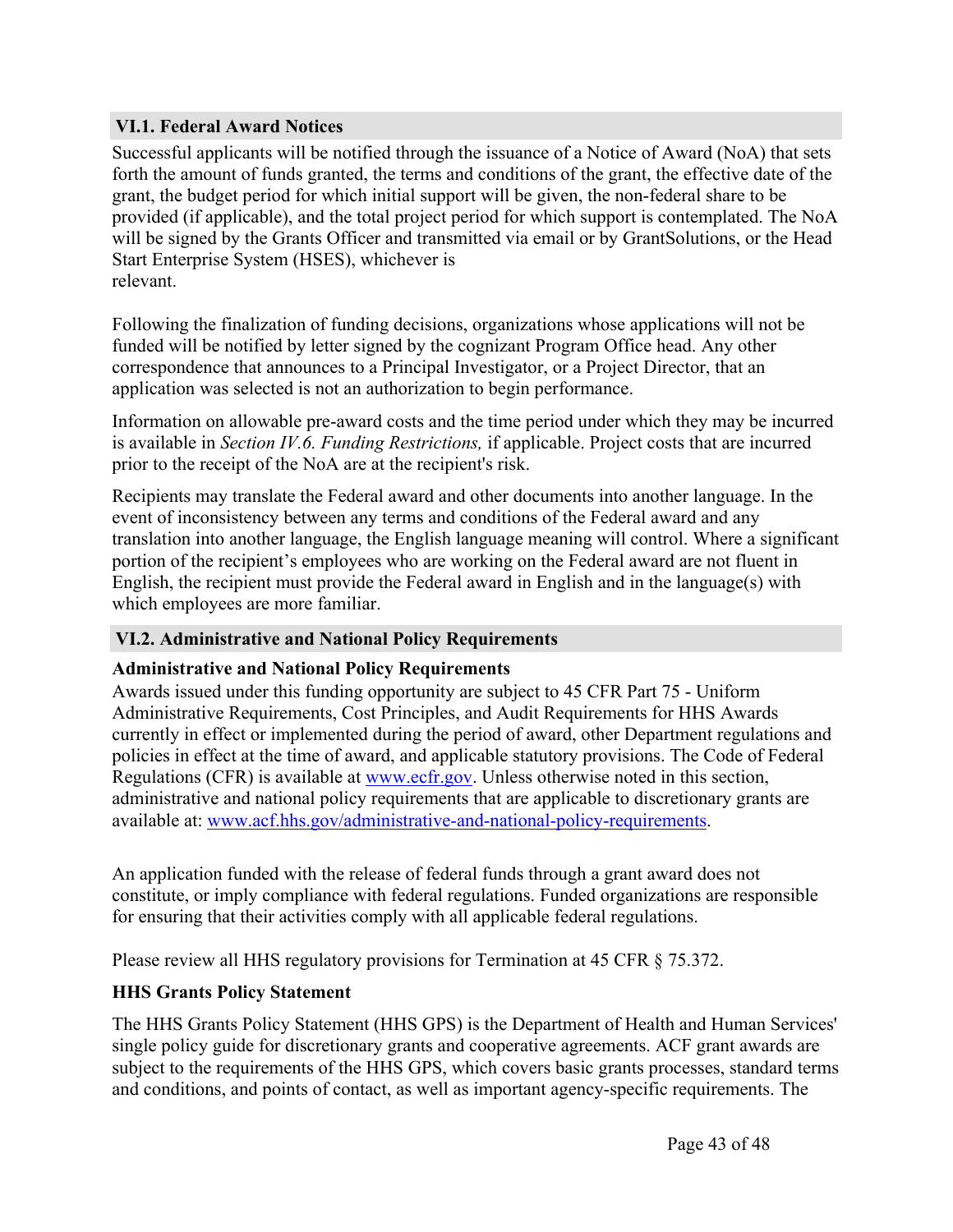### VI.1. Federal Award Notices

Successful applicants will be notified through the issuance of a Notice of Award (NoA) that sets forth the amount of funds granted, the terms and conditions of the grant, the effective date of the grant, the budget period for which initial support will be given, the non-federal share to be provided (if applicable), and the total project period for which support is contemplated. The NoA will be signed by the Grants Officer and transmitted via email or by GrantSolutions, or the Head Start Enterprise System (HSES), whichever is relevant.

Following the finalization of funding decisions, organizations whose applications will not be funded will be notified by letter signed by the cognizant Program Office head. Any other correspondence that announces to a Principal Investigator, or a Project Director, that an application was selected is not an authorization to begin performance.

Information on allowable pre-award costs and the time period under which they may be incurred is available in *Section IV.6. Funding Restrictions,* if applicable. Project costs that are incurred prior to the receipt of the NoA are at the recipient's risk.

Recipients may translate the Federal award and other documents into another language. In the event of inconsistency between any terms and conditions of the Federal award and any translation into another language, the English language meaning will control. Where a significant portion of the recipient's employees who are working on the Federal award are not fluent in English, the recipient must provide the Federal award in English and in the language(s) with which employees are more familiar.

### VI.2. Administrative and National Policy Requirements

**Administrative and National Policy Requirements**

Awards issued under this funding opportunity are subject to 45 CFR Part 75 - Uniform Administrative Requirements, Cost Principles, and Audit Requirements for HHS Awards currently in effect or implemented during the period of award, other Department regulations and policies in effect at the time of award, and applicable statutory provisions. The Code of Federal Regulations (CFR) is available at [www.ecfr.gov](http://www.ecfr.gov). Unless otherwise noted in this section, administrative and national policy requirements that are applicable to discretionary grants are available at: [www.acf.hhs.gov/administrative-and-national-policy-requirements](http://www.acf.hhs.gov/administrative-and-national-policy-requirements).

An application funded with the release of federal funds through a grant award does not constitute, or imply compliance with federal regulations. Funded organizations are responsible for ensuring that their activities comply with all applicable federal regulations.

Please review all HHS regulatory provisions for Termination at 45 CFR § 75.372.

**HHS Grants Policy Statement**

The HHS Grants Policy Statement (HHS GPS) is the Department of Health and Human Services' single policy guide for discretionary grants and cooperative agreements. ACF grant awards are subject to the requirements of the HHS GPS, which covers basic grants processes, standard terms and conditions, and points of contact, as well as important agency-specific requirements. The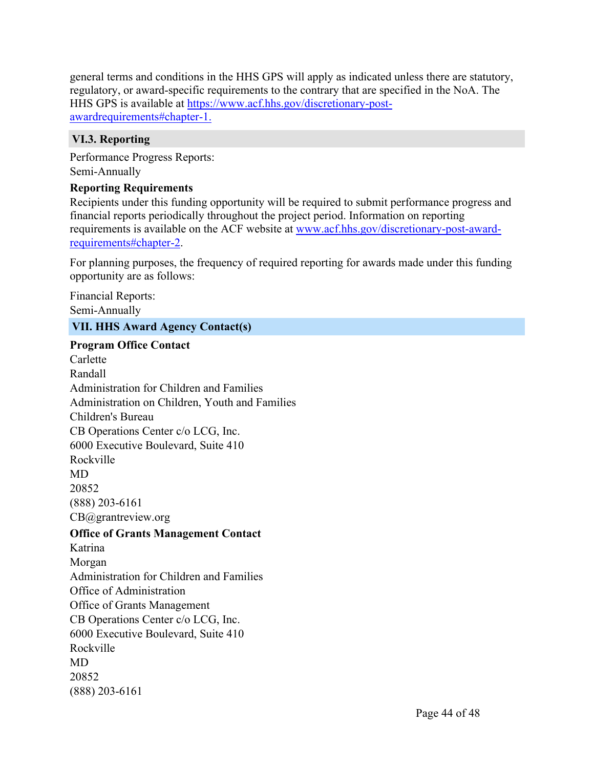general terms and conditions in the HHS GPS will apply as indicated unless there are statutory, regulatory, or award-specific requirements to the contrary that are specified in the NoA. The HHS GPS is available at [https://www.acf.hhs.gov/discretionary-post-awardrequirements#chapter-1.](https://www.acf.hhs.gov/discretionary-post-awardrequirements#chapter-1)

## VI.3. Reporting

Performance Progress Reports:
Semi-Annually

**Reporting Requirements**
Recipients under this funding opportunity will be required to submit performance progress and financial reports periodically throughout the project period. Information on reporting requirements is available on the ACF website at [www.acf.hhs.gov/discretionary-post-award-requirements#chapter-2](www.acf.hhs.gov/discretionary-post-award-requirements#chapter-2).

For planning purposes, the frequency of required reporting for awards made under this funding opportunity are as follows:

Financial Reports:
Semi-Annually

# VII. HHS Award Agency Contact(s)

**Program Office Contact**
Carlette
Randall
Administration for Children and Families
Administration on Children, Youth and Families
Children's Bureau
CB Operations Center c/o LCG, Inc.
6000 Executive Boulevard, Suite 410
Rockville
MD
20852
(888) 203-6161
CB@grantreview.org

**Office of Grants Management Contact**
Katrina
Morgan
Administration for Children and Families
Office of Administration
Office of Grants Management
CB Operations Center c/o LCG, Inc.
6000 Executive Boulevard, Suite 410
Rockville
MD
20852
(888) 203-6161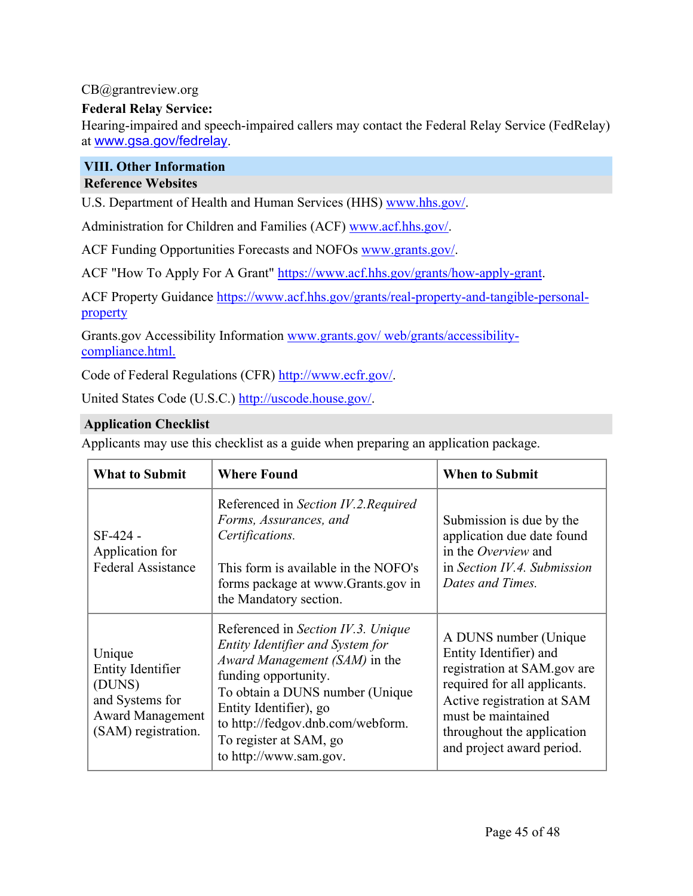CB@grantreview.org

**Federal Relay Service:**
Hearing-impaired and speech-impaired callers may contact the Federal Relay Service (FedRelay) at www.gsa.gov/fedrelay.

## VIII. Other Information

### Reference Websites

U.S. Department of Health and Human Services (HHS) www.hhs.gov/.

Administration for Children and Families (ACF) www.acf.hhs.gov/.

ACF Funding Opportunities Forecasts and NOFOs www.grants.gov/.

ACF "How To Apply For A Grant" https://www.acf.hhs.gov/grants/how-apply-grant.

ACF Property Guidance https://www.acf.hhs.gov/grants/real-property-and-tangible-personal-property

Grants.gov Accessibility Information www.grants.gov/ web/grants/accessibility-compliance.html.

Code of Federal Regulations (CFR) http://www.ecfr.gov/.

United States Code (U.S.C.) http://uscode.house.gov/.

### Application Checklist

Applicants may use this checklist as a guide when preparing an application package.

| What to Submit | Where Found | When to Submit |
| --- | --- | --- |
| SF-424 - Application for Federal Assistance | Referenced in *Section IV.2.Required Forms, Assurances, and Certifications.* This form is available in the NOFO's forms package at www.Grants.gov in the Mandatory section. | Submission is due by the application due date found in the *Overview* and in *Section IV.4. Submission Dates and Times.* |
| Unique Entity Identifier (DUNS) and Systems for Award Management (SAM) registration. | Referenced in *Section IV.3. Unique Entity Identifier and System for Award Management (SAM)* in the funding opportunity. To obtain a DUNS number (Unique Entity Identifier), go to http://fedgov.dnb.com/webform. To register at SAM, go to http://www.sam.gov. | A DUNS number (Unique Entity Identifier) and registration at SAM.gov are required for all applicants. Active registration at SAM must be maintained throughout the application and project award period. |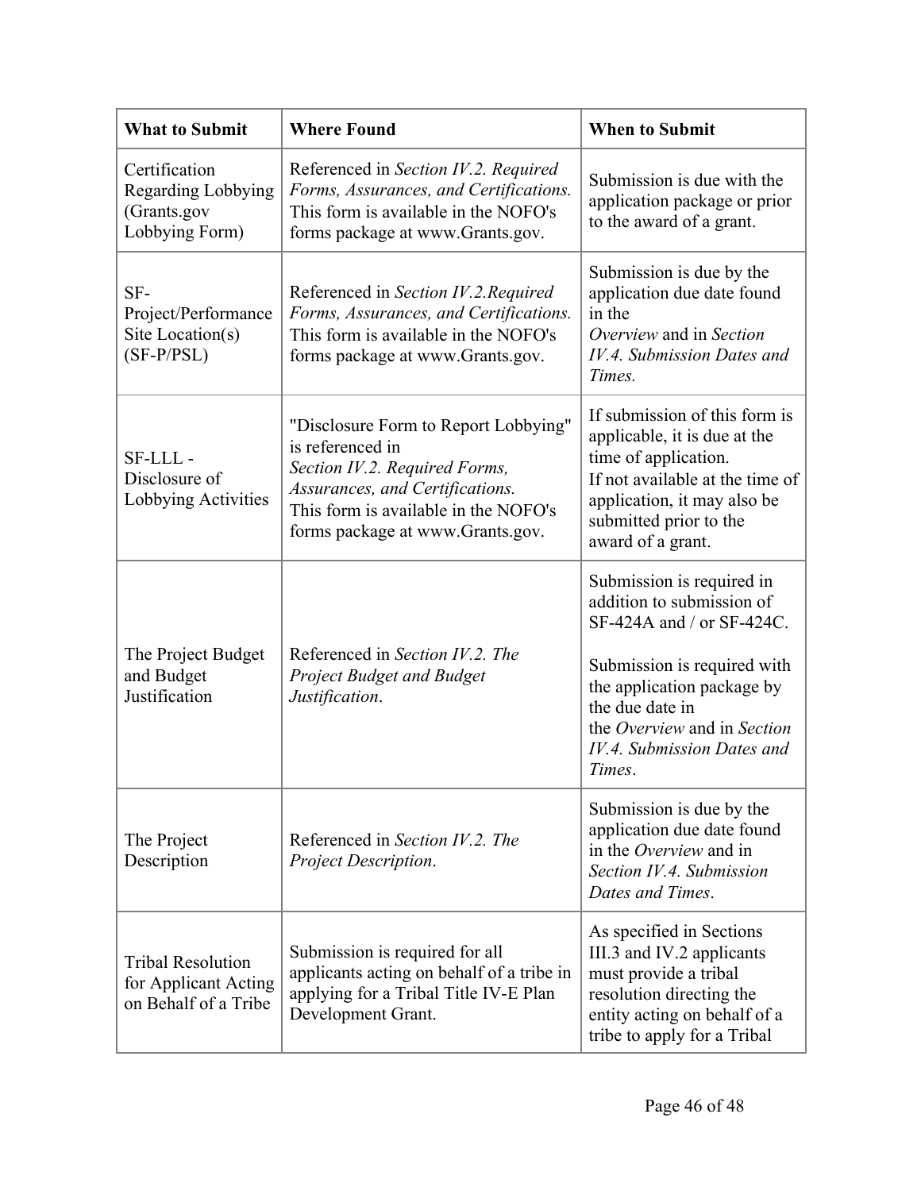| What to Submit | Where Found | When to Submit |
|---|---|---|
| Certification Regarding Lobbying (Grants.gov Lobbying Form) | Referenced in *Section IV.2. Required Forms, Assurances, and Certifications.* This form is available in the NOFO's forms package at www.Grants.gov. | Submission is due with the application package or prior to the award of a grant. |
| SF-Project/Performance Site Location(s) (SF-P/PSL) | Referenced in *Section IV.2.Required Forms, Assurances, and Certifications.* This form is available in the NOFO's forms package at www.Grants.gov. | Submission is due by the application due date found in the *Overview* and in *Section IV.4. Submission Dates and Times.* |
| SF-LLL - Disclosure of Lobbying Activities | "Disclosure Form to Report Lobbying" is referenced in *Section IV.2. Required Forms, Assurances, and Certifications.* This form is available in the NOFO's forms package at www.Grants.gov. | If submission of this form is applicable, it is due at the time of application. If not available at the time of application, it may also be submitted prior to the award of a grant. |
| The Project Budget and Budget Justification | Referenced in *Section IV.2. The Project Budget and Budget Justification*. | Submission is required in addition to submission of SF-424A and / or SF-424C. Submission is required with the application package by the due date in the *Overview* and in *Section IV.4. Submission Dates and Times*. |
| The Project Description | Referenced in *Section IV.2. The Project Description*. | Submission is due by the application due date found in the *Overview* and in *Section IV.4. Submission Dates and Times*. |
| Tribal Resolution for Applicant Acting on Behalf of a Tribe | Submission is required for all applicants acting on behalf of a tribe in applying for a Tribal Title IV-E Plan Development Grant. | As specified in Sections III.3 and IV.2 applicants must provide a tribal resolution directing the entity acting on behalf of a tribe to apply for a Tribal |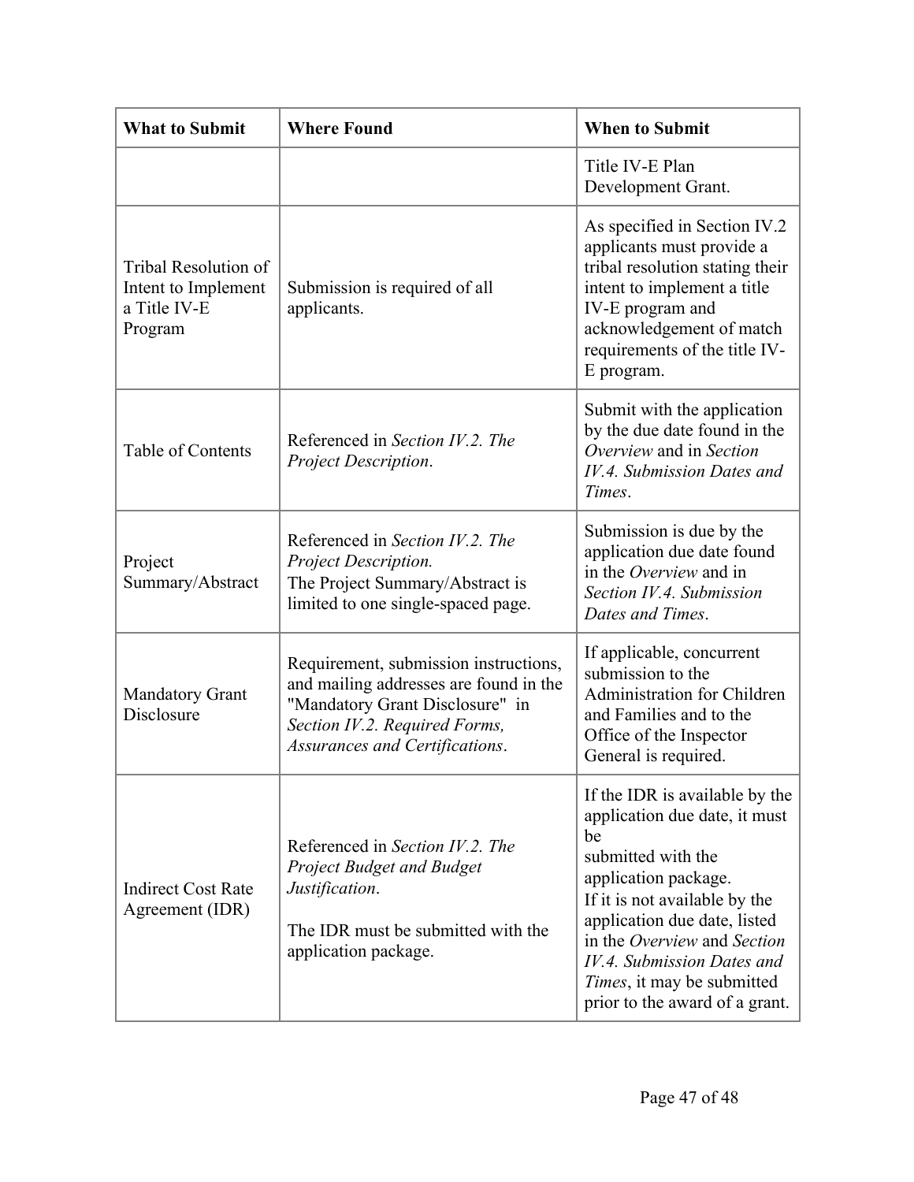| What to Submit | Where Found | When to Submit |
|---|---|---|
| | | Title IV-E Plan Development Grant. |
| Tribal Resolution of Intent to Implement a Title IV-E Program | Submission is required of all applicants. | As specified in Section IV.2 applicants must provide a tribal resolution stating their intent to implement a title IV-E program and acknowledgement of match requirements of the title IV-E program. |
| Table of Contents | Referenced in *Section IV.2. The Project Description*. | Submit with the application by the due date found in the *Overview* and in *Section IV.4. Submission Dates and Times*. |
| Project Summary/Abstract | Referenced in *Section IV.2. The Project Description.* The Project Summary/Abstract is limited to one single-spaced page. | Submission is due by the application due date found in the *Overview* and in *Section IV.4. Submission Dates and Times*. |
| Mandatory Grant Disclosure | Requirement, submission instructions, and mailing addresses are found in the "Mandatory Grant Disclosure" in *Section IV.2. Required Forms, Assurances and Certifications*. | If applicable, concurrent submission to the Administration for Children and Families and to the Office of the Inspector General is required. |
| Indirect Cost Rate Agreement (IDR) | Referenced in *Section IV.2. The Project Budget and Budget Justification*.<br><br>The IDR must be submitted with the application package. | If the IDR is available by the application due date, it must be submitted with the application package. If it is not available by the application due date, listed in the *Overview* and *Section IV.4. Submission Dates and Times*, it may be submitted prior to the award of a grant. |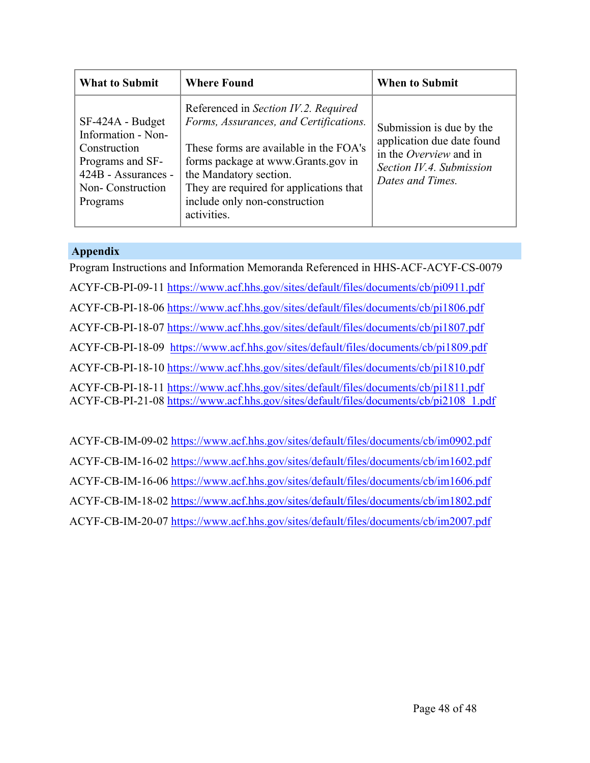| What to Submit | Where Found | When to Submit |
|---|---|---|
| SF-424A - Budget Information - Non-Construction Programs and SF-424B - Assurances - Non- Construction Programs | Referenced in *Section IV.2. Required Forms, Assurances, and Certifications.*<br><br>These forms are available in the FOA's forms package at www.Grants.gov in the Mandatory section.<br>They are required for applications that include only non-construction activities. | Submission is due by the application due date found in the *Overview* and in *Section IV.4. Submission Dates and Times.* |

## Appendix

Program Instructions and Information Memoranda Referenced in HHS-ACF-ACYF-CS-0079

ACYF-CB-PI-09-11 https://www.acf.hhs.gov/sites/default/files/documents/cb/pi0911.pdf

ACYF-CB-PI-18-06 https://www.acf.hhs.gov/sites/default/files/documents/cb/pi1806.pdf

ACYF-CB-PI-18-07 https://www.acf.hhs.gov/sites/default/files/documents/cb/pi1807.pdf

ACYF-CB-PI-18-09 https://www.acf.hhs.gov/sites/default/files/documents/cb/pi1809.pdf

ACYF-CB-PI-18-10 https://www.acf.hhs.gov/sites/default/files/documents/cb/pi1810.pdf

ACYF-CB-PI-18-11 https://www.acf.hhs.gov/sites/default/files/documents/cb/pi1811.pdf
ACYF-CB-PI-21-08 https://www.acf.hhs.gov/sites/default/files/documents/cb/pi2108_1.pdf

ACYF-CB-IM-09-02 https://www.acf.hhs.gov/sites/default/files/documents/cb/im0902.pdf

ACYF-CB-IM-16-02 https://www.acf.hhs.gov/sites/default/files/documents/cb/im1602.pdf

ACYF-CB-IM-16-06 https://www.acf.hhs.gov/sites/default/files/documents/cb/im1606.pdf

ACYF-CB-IM-18-02 https://www.acf.hhs.gov/sites/default/files/documents/cb/im1802.pdf

ACYF-CB-IM-20-07 https://www.acf.hhs.gov/sites/default/files/documents/cb/im2007.pdf